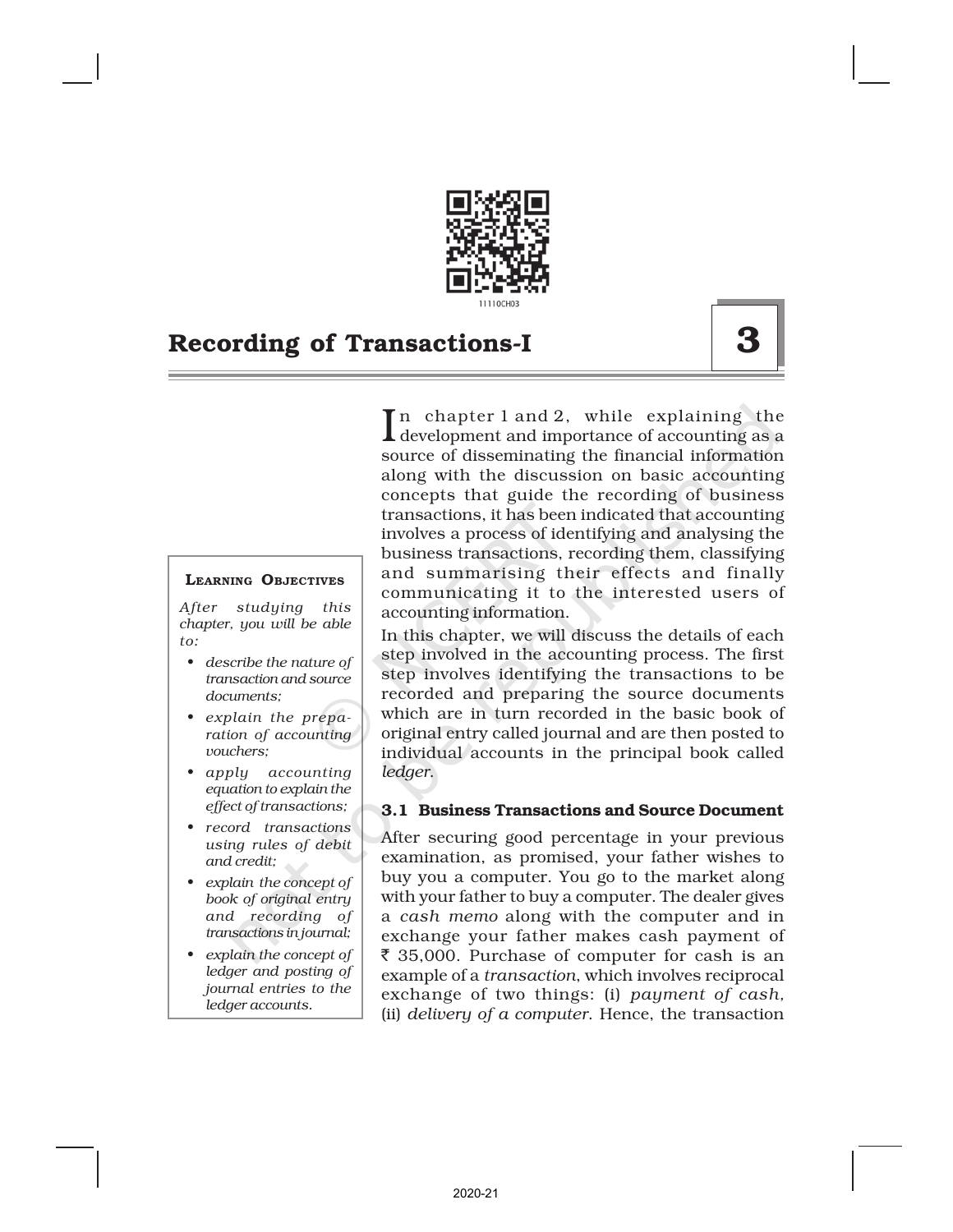# Recording of Transactions-I

## 3

**Learning Objectives**

*After studying this chapter, you will be able to:*

- *describe the nature of transaction and source documents;*
- *explain the preparation of accounting vouchers;*
- *apply accounting equation to explain the effect of transactions;*
- *record transactions using rules of debit and credit;*
- *explain the concept of book of original entry and recording of transactions in journal;*
- *explain the concept of ledger and posting of journal entries to the ledger accounts.*

In chapter 1 and 2, while explaining the development and importance of accounting as a source of disseminating the financial information along with the discussion on basic accounting concepts that guide the recording of business transactions, it has been indicated that accounting involves a process of identifying and analysing the business transactions, recording them, classifying and summarising their effects and finally communicating it to the interested users of accounting information.

In this chapter, we will discuss the details of each step involved in the accounting process. The first step involves identifying the transactions to be recorded and preparing the source documents which are in turn recorded in the basic book of original entry called journal and are then posted to individual accounts in the principal book called *ledger*.

### 3.1 Business Transactions and Source Document

After securing good percentage in your previous examination, as promised, your father wishes to buy you a computer. You go to the market along with your father to buy a computer. The dealer gives a *cash memo* along with the computer and in exchange your father makes cash payment of ₹ 35,000. Purchase of computer for cash is an example of a *transaction*, which involves reciprocal exchange of two things: (i) *payment of cash*, (ii) *delivery of a computer*. Hence, the transaction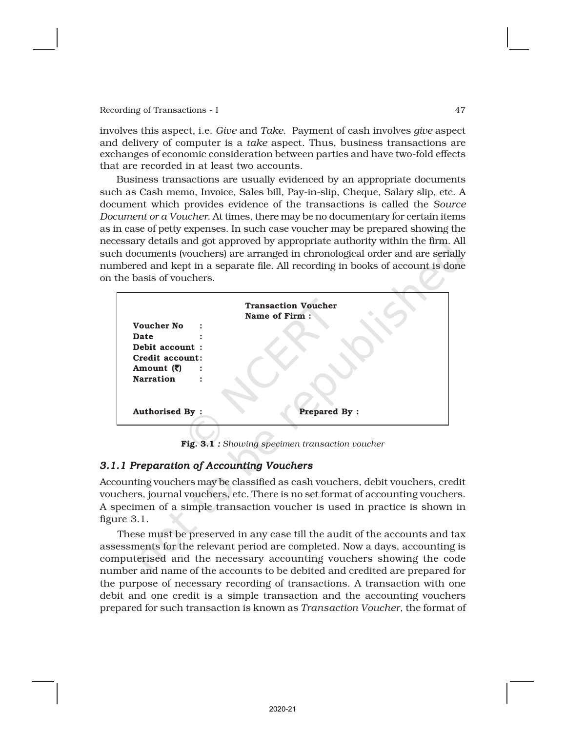involves this aspect, i.e. *Give* and *Take*. Payment of cash involves *give* aspect and delivery of computer is a *take* aspect. Thus, business transactions are exchanges of economic consideration between parties and have two-fold effects that are recorded in at least two accounts.

Business transactions are usually evidenced by an appropriate documents such as Cash memo, Invoice, Sales bill, Pay-in-slip, Cheque, Salary slip, etc. A document which provides evidence of the transactions is called the *Source Document or a Voucher*. At times, there may be no documentary for certain items as in case of petty expenses. In such case voucher may be prepared showing the necessary details and got approved by appropriate authority within the firm. All such documents (vouchers) are arranged in chronological order and are serially numbered and kept in a separate file. All recording in books of account is done on the basis of vouchers.

**Transaction Voucher**
**Name of Firm :**

**Voucher No :**
**Date :**
**Debit account :**
**Credit account:**
**Amount (₹) :**
**Narration :**

**Authorised By :** **Prepared By :**

**Fig. 3.1** *: Showing specimen transaction voucher*

### *3.1.1 Preparation of Accounting Vouchers*

Accounting vouchers may be classified as cash vouchers, debit vouchers, credit vouchers, journal vouchers, etc. There is no set format of accounting vouchers. A specimen of a simple transaction voucher is used in practice is shown in figure 3.1.

These must be preserved in any case till the audit of the accounts and tax assessments for the relevant period are completed. Now a days, accounting is computerised and the necessary accounting vouchers showing the code number and name of the accounts to be debited and credited are prepared for the purpose of necessary recording of transactions. A transaction with one debit and one credit is a simple transaction and the accounting vouchers prepared for such transaction is known as *Transaction Voucher*, the format of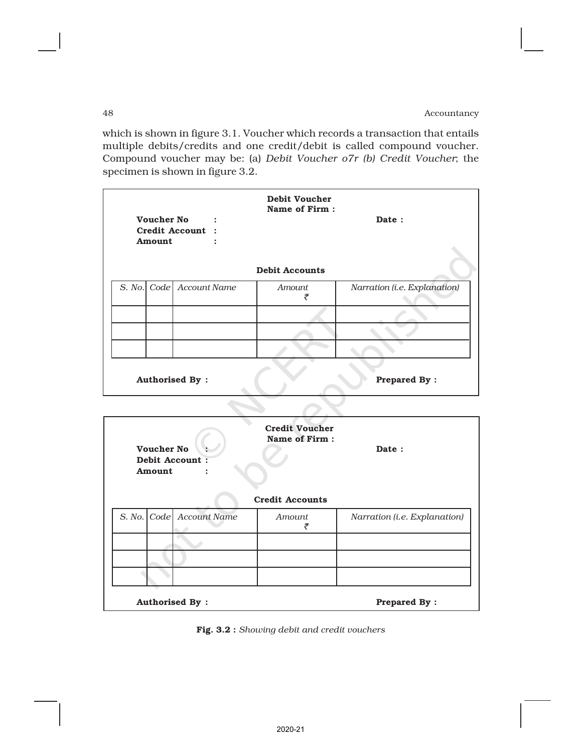which is shown in figure 3.1. Voucher which records a transaction that entails multiple debits/credits and one credit/debit is called compound voucher. Compound voucher may be: (a) *Debit Voucher o7r (b) Credit Voucher*; the specimen is shown in figure 3.2.

**Debit Voucher**
**Name of Firm :**

**Voucher No :** **Date :**
**Credit Account :**
**Amount :**

**Debit Accounts**

| *S. No.* | *Code* | *Account Name* | *Amount* ₹ | *Narration (i.e. Explanation)* |
|---|---|---|---|---|
| | | | | |
| | | | | |
| | | | | |

**Authorised By :** **Prepared By :**

**Credit Voucher**
**Name of Firm :**

**Voucher No :** **Date :**
**Debit Account :**
**Amount :**

**Credit Accounts**

| *S. No.* | *Code* | *Account Name* | *Amount* ₹ | *Narration (i.e. Explanation)* |
|---|---|---|---|---|
| | | | | |
| | | | | |
| | | | | |

**Authorised By :** **Prepared By :**

**Fig. 3.2 :** *Showing debit and credit vouchers*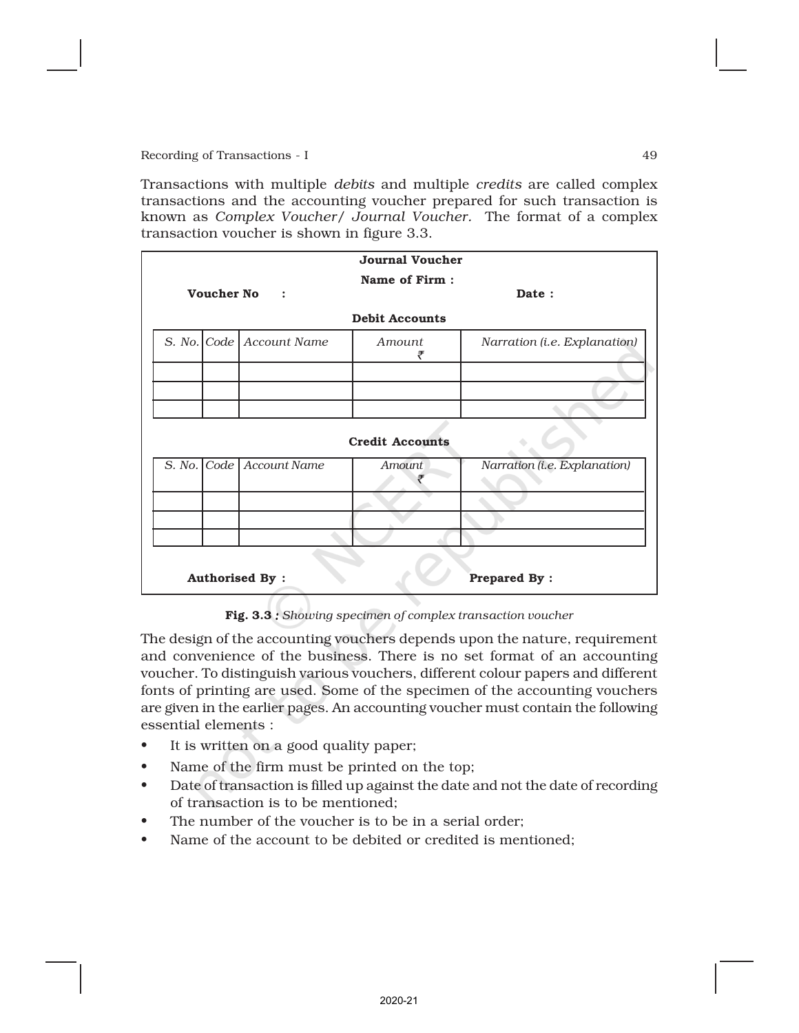Transactions with multiple *debits* and multiple *credits* are called complex transactions and the accounting voucher prepared for such transaction is known as *Complex Voucher/ Journal Voucher.* The format of a complex transaction voucher is shown in figure 3.3.

**Journal Voucher**

**Name of Firm :**

**Voucher No :** **Date :**

**Debit Accounts**

| *S. No.* | *Code* | *Account Name* | *Amount* ₹ | *Narration (i.e. Explanation)* |
|---|---|---|---|---|
| | | | | |
| | | | | |
| | | | | |

**Credit Accounts**

| *S. No.* | *Code* | *Account Name* | *Amount* ₹ | *Narration (i.e. Explanation)* |
|---|---|---|---|---|
| | | | | |
| | | | | |
| | | | | |

**Authorised By :** **Prepared By :**

**Fig. 3.3** *: Showing specimen of complex transaction voucher*

The design of the accounting vouchers depends upon the nature, requirement and convenience of the business. There is no set format of an accounting voucher. To distinguish various vouchers, different colour papers and different fonts of printing are used. Some of the specimen of the accounting vouchers are given in the earlier pages. An accounting voucher must contain the following essential elements :

- It is written on a good quality paper;
- Name of the firm must be printed on the top;
- Date of transaction is filled up against the date and not the date of recording of transaction is to be mentioned;
- The number of the voucher is to be in a serial order;
- Name of the account to be debited or credited is mentioned;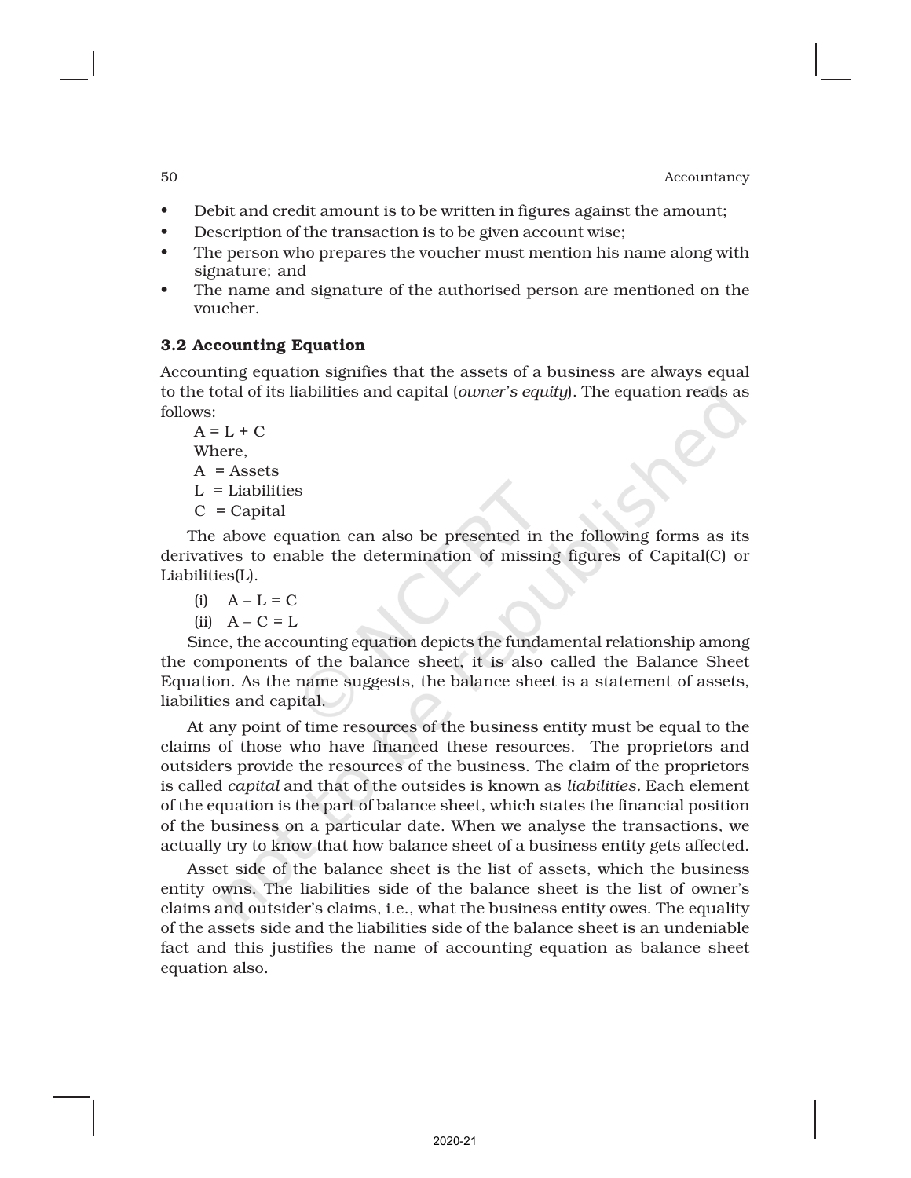- Debit and credit amount is to be written in figures against the amount;
- Description of the transaction is to be given account wise;
- The person who prepares the voucher must mention his name along with signature; and
- The name and signature of the authorised person are mentioned on the voucher.

### 3.2 Accounting Equation

Accounting equation signifies that the assets of a business are always equal to the total of its liabilities and capital (*owner's equity*). The equation reads as follows:

$A = L + C$

Where,

A = Assets

L = Liabilities

C = Capital

The above equation can also be presented in the following forms as its derivatives to enable the determination of missing figures of Capital(C) or Liabilities(L).

(i) $A - L = C$

(ii) $A - C = L$

Since, the accounting equation depicts the fundamental relationship among the components of the balance sheet, it is also called the Balance Sheet Equation. As the name suggests, the balance sheet is a statement of assets, liabilities and capital.

At any point of time resources of the business entity must be equal to the claims of those who have financed these resources. The proprietors and outsiders provide the resources of the business. The claim of the proprietors is called *capital* and that of the outsides is known as *liabilities.* Each element of the equation is the part of balance sheet, which states the financial position of the business on a particular date. When we analyse the transactions, we actually try to know that how balance sheet of a business entity gets affected.

Asset side of the balance sheet is the list of assets, which the business entity owns. The liabilities side of the balance sheet is the list of owner's claims and outsider's claims, i.e., what the business entity owes. The equality of the assets side and the liabilities side of the balance sheet is an undeniable fact and this justifies the name of accounting equation as balance sheet equation also.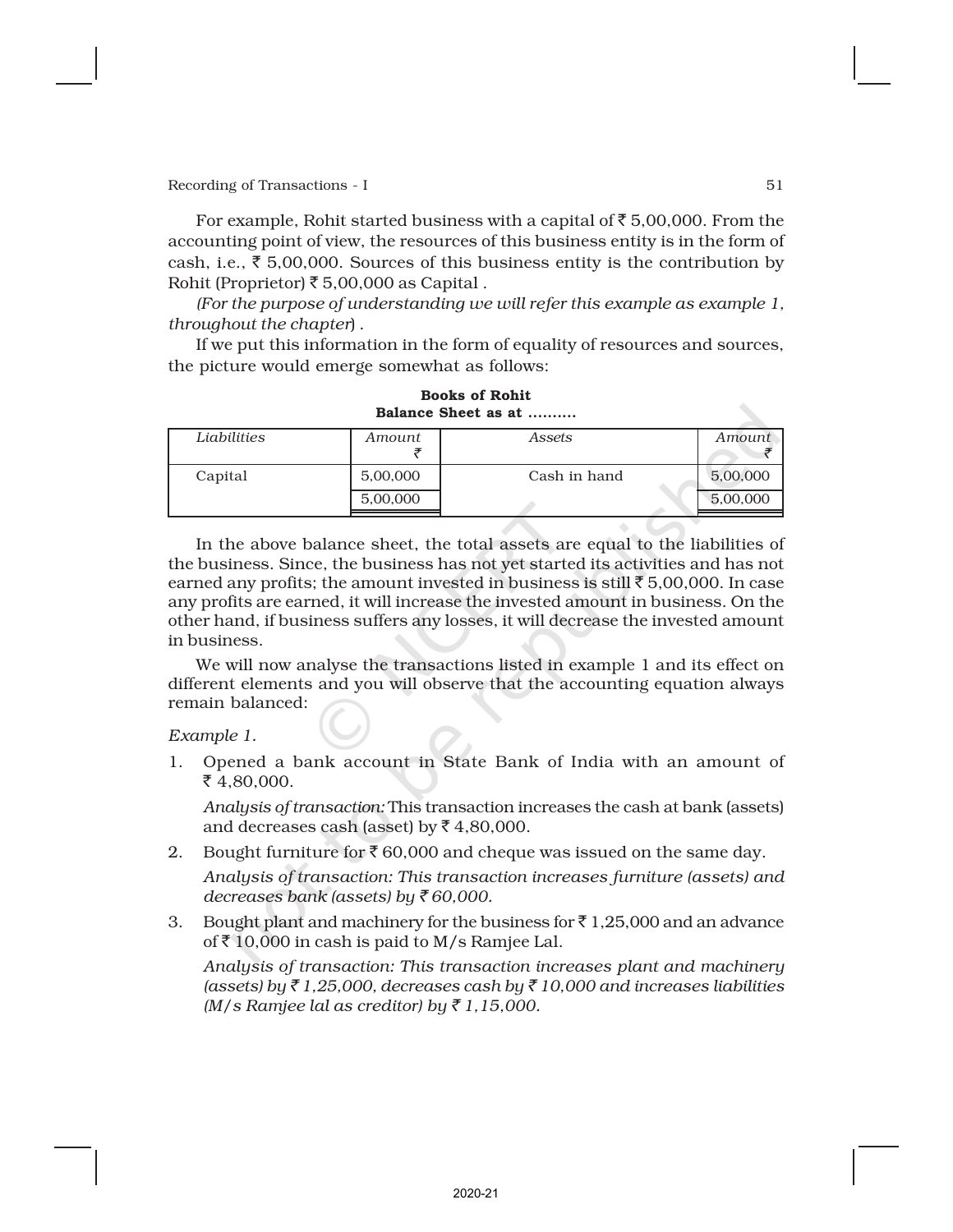For example, Rohit started business with a capital of ₹ 5,00,000. From the accounting point of view, the resources of this business entity is in the form of cash, i.e., ₹ 5,00,000. Sources of this business entity is the contribution by Rohit (Proprietor) ₹ 5,00,000 as Capital .

*(For the purpose of understanding we will refer this example as example 1, throughout the chapter)* .

If we put this information in the form of equality of resources and sources, the picture would emerge somewhat as follows:

**Books of Rohit**
**Balance Sheet as at ..........**

| *Liabilities* | *Amount* ₹ | *Assets* | *Amount* ₹ |
|---|---|---|---|
| Capital | 5,00,000 | Cash in hand | 5,00,000 |
| | 5,00,000 | | 5,00,000 |

In the above balance sheet, the total assets are equal to the liabilities of the business. Since, the business has not yet started its activities and has not earned any profits; the amount invested in business is still ₹ 5,00,000. In case any profits are earned, it will increase the invested amount in business. On the other hand, if business suffers any losses, it will decrease the invested amount in business.

We will now analyse the transactions listed in example 1 and its effect on different elements and you will observe that the accounting equation always remain balanced:

*Example 1.*

1. Opened a bank account in State Bank of India with an amount of ₹ 4,80,000.

   *Analysis of transaction:* This transaction increases the cash at bank (assets) and decreases cash (asset) by ₹ 4,80,000.

2. Bought furniture for ₹ 60,000 and cheque was issued on the same day.

   *Analysis of transaction: This transaction increases furniture (assets) and decreases bank (assets) by ₹ 60,000.*

3. Bought plant and machinery for the business for ₹ 1,25,000 and an advance of ₹ 10,000 in cash is paid to M/s Ramjee Lal.

   *Analysis of transaction: This transaction increases plant and machinery (assets) by ₹ 1,25,000, decreases cash by ₹ 10,000 and increases liabilities (M/s Ramjee lal as creditor) by ₹ 1,15,000.*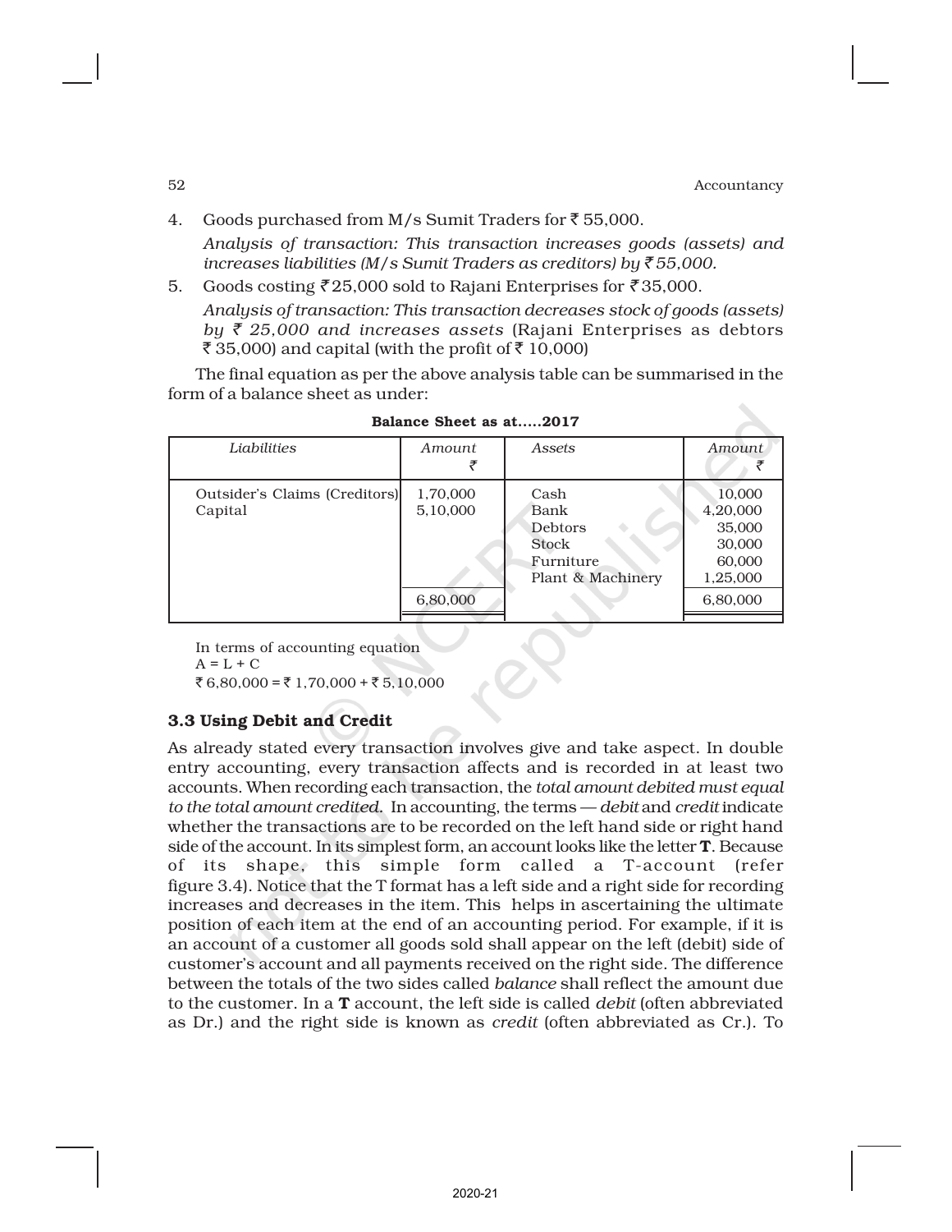4. Goods purchased from M/s Sumit Traders for ₹ 55,000.

   *Analysis of transaction: This transaction increases goods (assets) and increases liabilities (M/s Sumit Traders as creditors) by ₹ 55,000.*

5. Goods costing ₹ 25,000 sold to Rajani Enterprises for ₹ 35,000.

   *Analysis of transaction: This transaction decreases stock of goods (assets) by ₹ 25,000 and increases assets* (Rajani Enterprises as debtors ₹ 35,000) and capital (with the profit of ₹ 10,000)

The final equation as per the above analysis table can be summarised in the form of a balance sheet as under:

**Balance Sheet as at.....2017**

| *Liabilities* | *Amount* ₹ | *Assets* | *Amount* ₹ |
|---|---|---|---|
| Outsider's Claims (Creditors) | 1,70,000 | Cash | 10,000 |
| Capital | 5,10,000 | Bank | 4,20,000 |
| | | Debtors | 35,000 |
| | | Stock | 30,000 |
| | | Furniture | 60,000 |
| | | Plant & Machinery | 1,25,000 |
| | 6,80,000 | | 6,80,000 |

In terms of accounting equation

A = L + C

₹ 6,80,000 = ₹ 1,70,000 + ₹ 5,10,000

### 3.3 Using Debit and Credit

As already stated every transaction involves give and take aspect. In double entry accounting, every transaction affects and is recorded in at least two accounts. When recording each transaction, the *total amount debited must equal to the total amount credited.* In accounting, the terms — *debit* and *credit* indicate whether the transactions are to be recorded on the left hand side or right hand side of the account. In its simplest form, an account looks like the letter **T**. Because of its shape, this simple form called a T-account (refer figure 3.4). Notice that the T format has a left side and a right side for recording increases and decreases in the item. This helps in ascertaining the ultimate position of each item at the end of an accounting period. For example, if it is an account of a customer all goods sold shall appear on the left (debit) side of customer's account and all payments received on the right side. The difference between the totals of the two sides called *balance* shall reflect the amount due to the customer. In a **T** account, the left side is called *debit* (often abbreviated as Dr.) and the right side is known as *credit* (often abbreviated as Cr.). To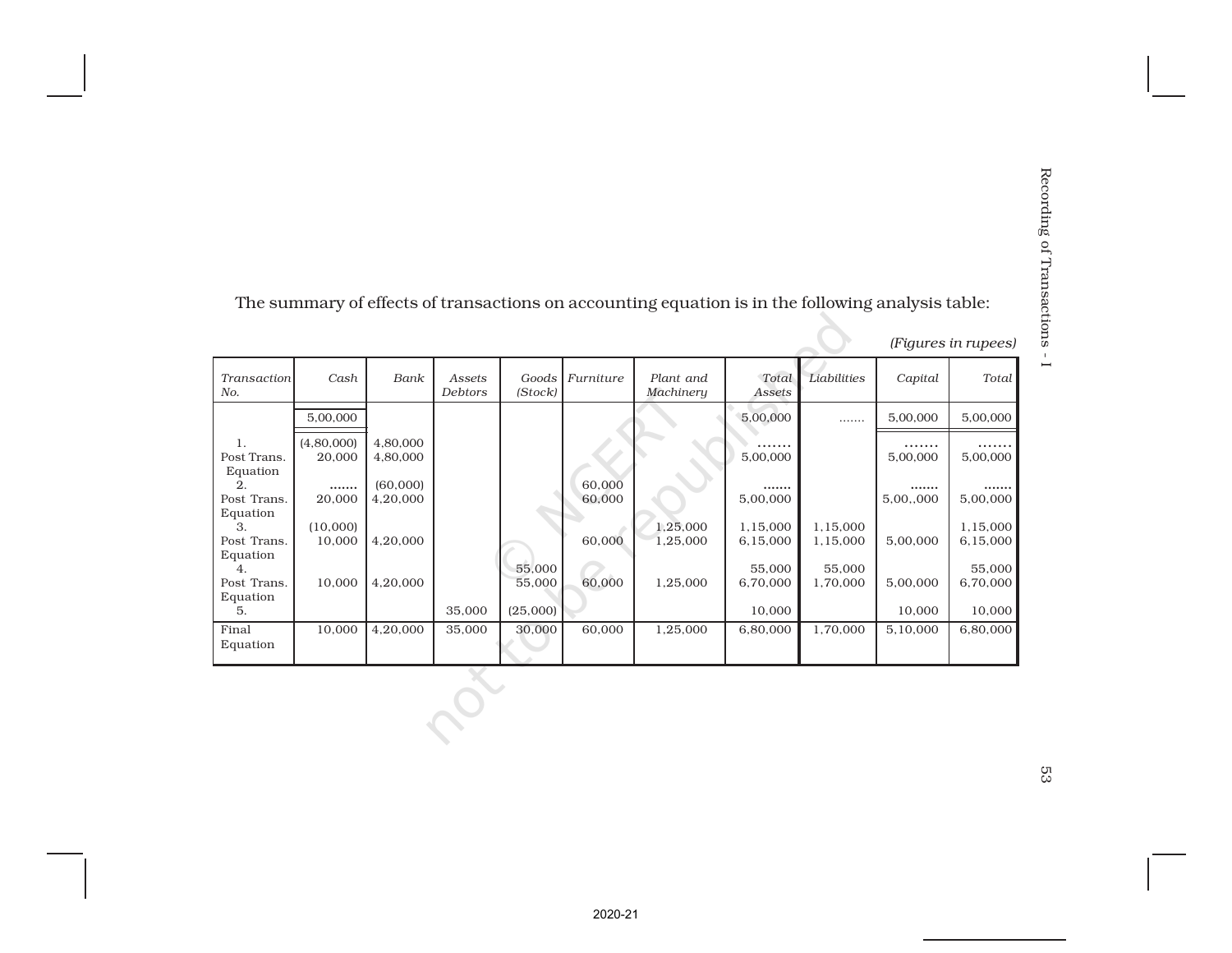The summary of effects of transactions on accounting equation is in the following analysis table:

*(Figures in rupees)*

| *Transaction No.* | *Cash* | *Bank* | *Assets Debtors* | *Goods (Stock)* | *Furniture* | *Plant and Machinery* | *Total Assets* | *Liabilities* | *Capital* | *Total* |
|---|---|---|---|---|---|---|---|---|---|---|
| | 5,00,000 | | | | | | 5,00,000 | ....... | 5,00,000 | 5,00,000 |
| 1. | (4,80,000) | 4,80,000 | | | | | ....... | | ....... | ....... |
| Post Trans. Equation | 20,000 | 4,80,000 | | | | | 5,00,000 | | 5,00,000 | 5,00,000 |
| 2. | ....... | (60,000) | | | 60,000 | | ....... | | ....... | ....... |
| Post Trans. Equation | 20,000 | 4,20,000 | | | 60,000 | | 5,00,000 | | 5,00,,000 | 5,00,000 |
| 3. | (10,000) | | | | | 1,25,000 | 1,15,000 | 1,15,000 | | 1,15,000 |
| Post Trans. Equation | 10,000 | 4,20,000 | | | 60,000 | 1,25,000 | 6,15,000 | 1,15,000 | 5,00,000 | 6,15,000 |
| 4. | | | | 55,000 | | | 55,000 | 55,000 | | 55,000 |
| Post Trans. Equation | 10,000 | 4,20,000 | | 55,000 | 60,000 | 1,25,000 | 6,70,000 | 1,70,000 | 5,00,000 | 6,70,000 |
| 5. | | | 35,000 | (25,000) | | | 10,000 | | 10,000 | 10,000 |
| Final Equation | 10,000 | 4,20,000 | 35,000 | 30,000 | 60,000 | 1,25,000 | 6,80,000 | 1,70,000 | 5,10,000 | 6,80,000 |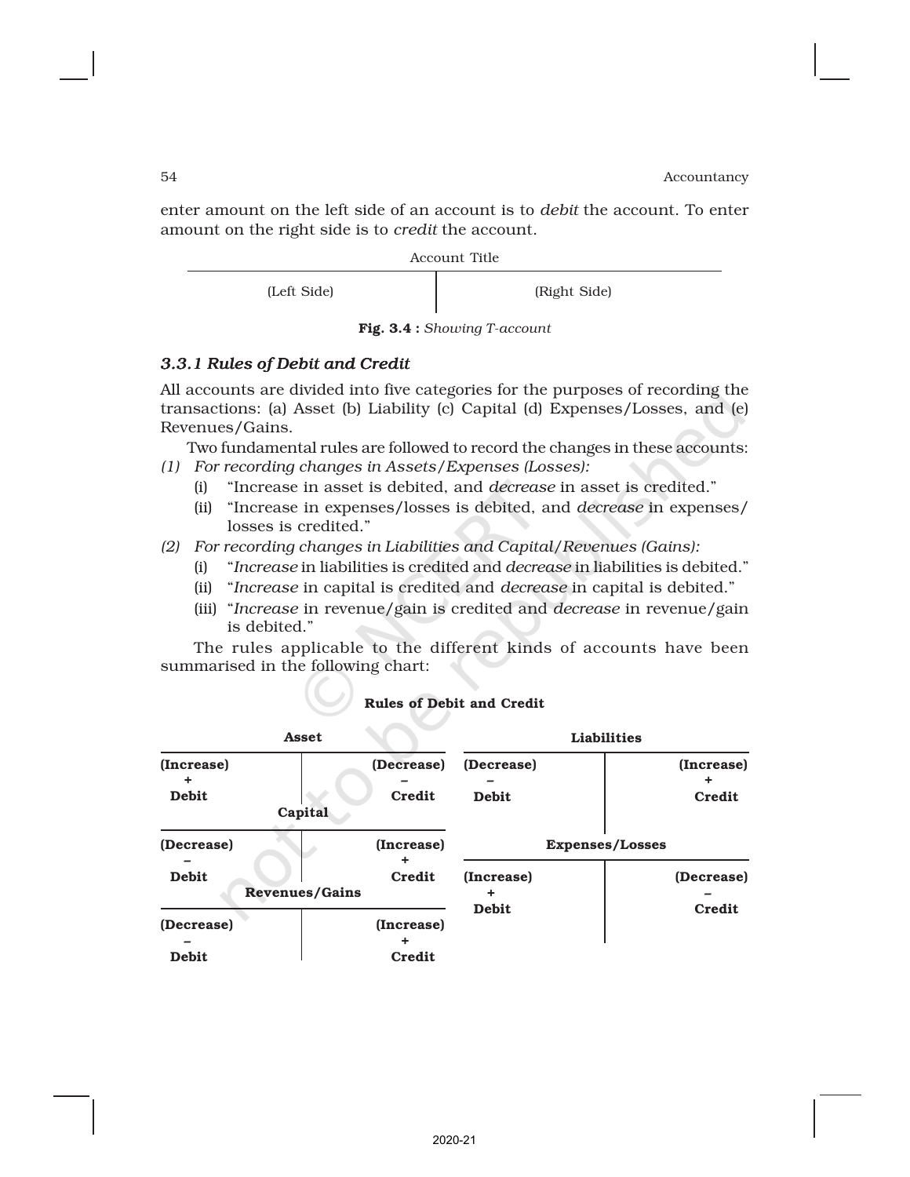enter amount on the left side of an account is to *debit* the account. To enter amount on the right side is to *credit* the account.

| Account Title | |
|---|---|
| (Left Side) | (Right Side) |

**Fig. 3.4 :** *Showing T-account*

### *3.3.1 Rules of Debit and Credit*

All accounts are divided into five categories for the purposes of recording the transactions: (a) Asset (b) Liability (c) Capital (d) Expenses/Losses, and (e) Revenues/Gains.

Two fundamental rules are followed to record the changes in these accounts:

*(1) For recording changes in Assets/Expenses (Losses):*
   - (i) "Increase in asset is debited, and *decrease* in asset is credited."
   - (ii) "Increase in expenses/losses is debited, and *decrease* in expenses/losses is credited."

*(2) For recording changes in Liabilities and Capital/Revenues (Gains):*
   - (i) "*Increase* in liabilities is credited and *decrease* in liabilities is debited."
   - (ii) "*Increase* in capital is credited and *decrease* in capital is debited."
   - (iii) "*Increase* in revenue/gain is credited and *decrease* in revenue/gain is debited."

The rules applicable to the different kinds of accounts have been summarised in the following chart:

**Rules of Debit and Credit**

**Asset**

| (Increase) + Debit | (Decrease) – Credit |
|---|---|

**Liabilities**

| (Decrease) – Debit | (Increase) + Credit |
|---|---|

**Capital**

| (Decrease) – Debit | (Increase) + Credit |
|---|---|

**Expenses/Losses**

| (Increase) + Debit | (Decrease) – Credit |
|---|---|

**Revenues/Gains**

| (Decrease) – Debit | (Increase) + Credit |
|---|---|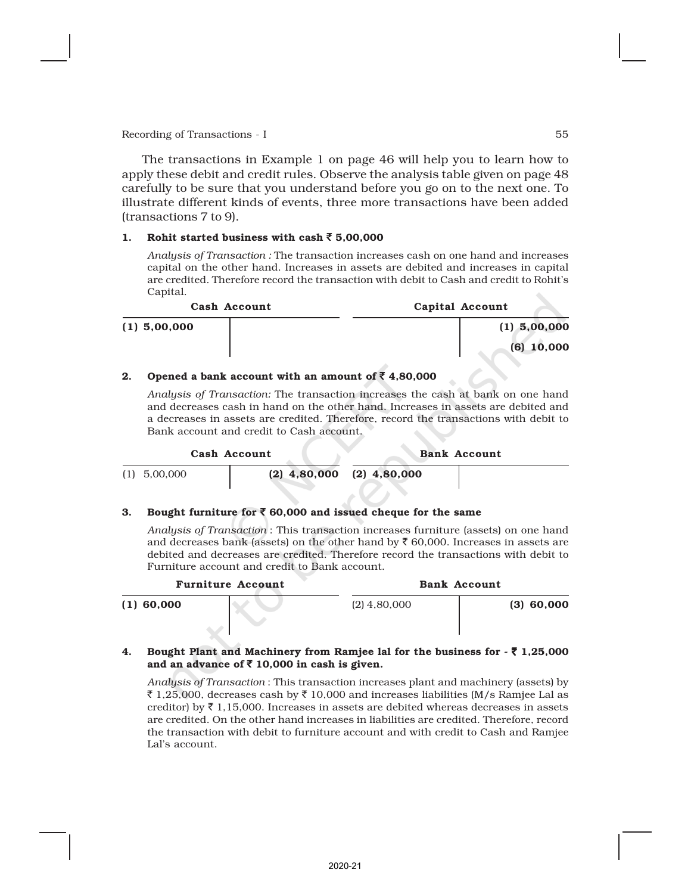The transactions in Example 1 on page 46 will help you to learn how to apply these debit and credit rules. Observe the analysis table given on page 48 carefully to be sure that you understand before you go on to the next one. To illustrate different kinds of events, three more transactions have been added (transactions 7 to 9).

**1. Rohit started business with cash ₹ 5,00,000**

*Analysis of Transaction :* The transaction increases cash on one hand and increases capital on the other hand. Increases in assets are debited and increases in capital are credited. Therefore record the transaction with debit to Cash and credit to Rohit's Capital.

| Cash Account | | | Capital Account | |
|---|---|---|---|---|
| **(1) 5,00,000** | | | | **(1) 5,00,000** |
| | | | | **(6) 10,000** |

**2. Opened a bank account with an amount of ₹ 4,80,000**

*Analysis of Transaction:* The transaction increases the cash at bank on one hand and decreases cash in hand on the other hand. Increases in assets are debited and a decreases in assets are credited. Therefore, record the transactions with debit to Bank account and credit to Cash account.

| Cash Account | | | Bank Account | |
|---|---|---|---|---|
| (1) 5,00,000 | **(2) 4,80,000** | | **(2) 4,80,000** | |

**3. Bought furniture for ₹ 60,000 and issued cheque for the same**

*Analysis of Transaction* : This transaction increases furniture (assets) on one hand and decreases bank (assets) on the other hand by ₹ 60,000. Increases in assets are debited and decreases are credited. Therefore record the transactions with debit to Furniture account and credit to Bank account.

| Furniture Account | | | Bank Account | |
|---|---|---|---|---|
| **(1) 60,000** | | | (2) 4,80,000 | **(3) 60,000** |

**4. Bought Plant and Machinery from Ramjee lal for the business for - ₹ 1,25,000 and an advance of ₹ 10,000 in cash is given.**

*Analysis of Transaction* : This transaction increases plant and machinery (assets) by ₹ 1,25,000, decreases cash by ₹ 10,000 and increases liabilities (M/s Ramjee Lal as creditor) by ₹ 1,15,000. Increases in assets are debited whereas decreases in assets are credited. On the other hand increases in liabilities are credited. Therefore, record the transaction with debit to furniture account and with credit to Cash and Ramjee Lal's account.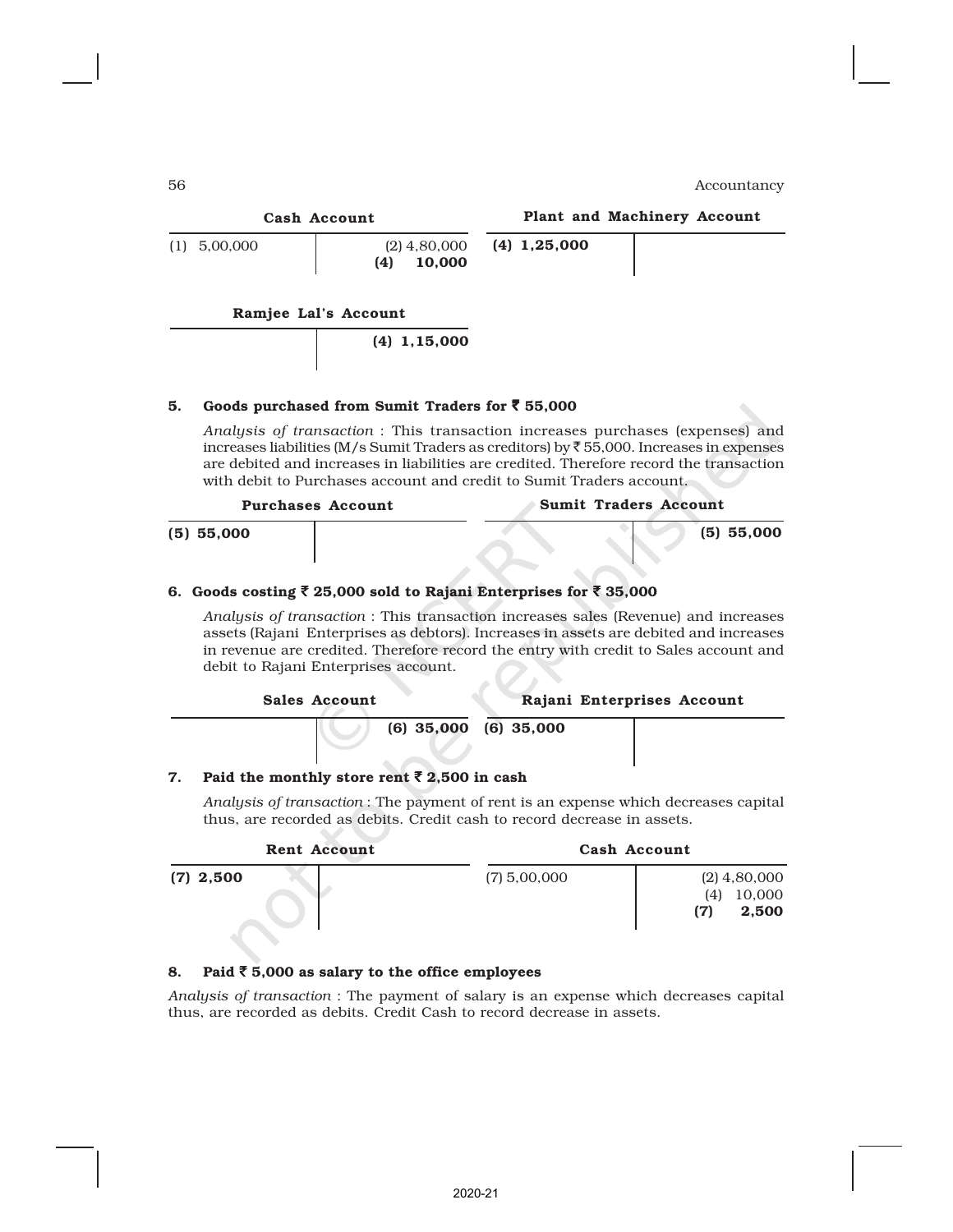**Cash Account**

| | |
|---|---|
| (1) 5,00,000 | (2) 4,80,000 |
| | **(4) 10,000** |

**Plant and Machinery Account**

| | |
|---|---|
| **(4) 1,25,000** | |

**Ramjee Lal's Account**

| | |
|---|---|
| | **(4) 1,15,000** |

**5. Goods purchased from Sumit Traders for ₹ 55,000**

*Analysis of transaction* : This transaction increases purchases (expenses) and increases liabilities (M/s Sumit Traders as creditors) by ₹ 55,000. Increases in expenses are debited and increases in liabilities are credited. Therefore record the transaction with debit to Purchases account and credit to Sumit Traders account.

**Purchases Account**

| | |
|---|---|
| **(5) 55,000** | |

**Sumit Traders Account**

| | |
|---|---|
| | **(5) 55,000** |

**6. Goods costing ₹ 25,000 sold to Rajani Enterprises for ₹ 35,000**

*Analysis of transaction* : This transaction increases sales (Revenue) and increases assets (Rajani Enterprises as debtors). Increases in assets are debited and increases in revenue are credited. Therefore record the entry with credit to Sales account and debit to Rajani Enterprises account.

**Sales Account**

| | |
|---|---|
| | **(6) 35,000** |

**Rajani Enterprises Account**

| | |
|---|---|
| **(6) 35,000** | |

**7. Paid the monthly store rent ₹ 2,500 in cash**

*Analysis of transaction* : The payment of rent is an expense which decreases capital thus, are recorded as debits. Credit cash to record decrease in assets.

**Rent Account**

| | |
|---|---|
| **(7) 2,500** | |

**Cash Account**

| | |
|---|---|
| (7) 5,00,000 | (2) 4,80,000 |
| | (4) 10,000 |
| | **(7) 2,500** |

**8. Paid ₹ 5,000 as salary to the office employees**

*Analysis of transaction* : The payment of salary is an expense which decreases capital thus, are recorded as debits. Credit Cash to record decrease in assets.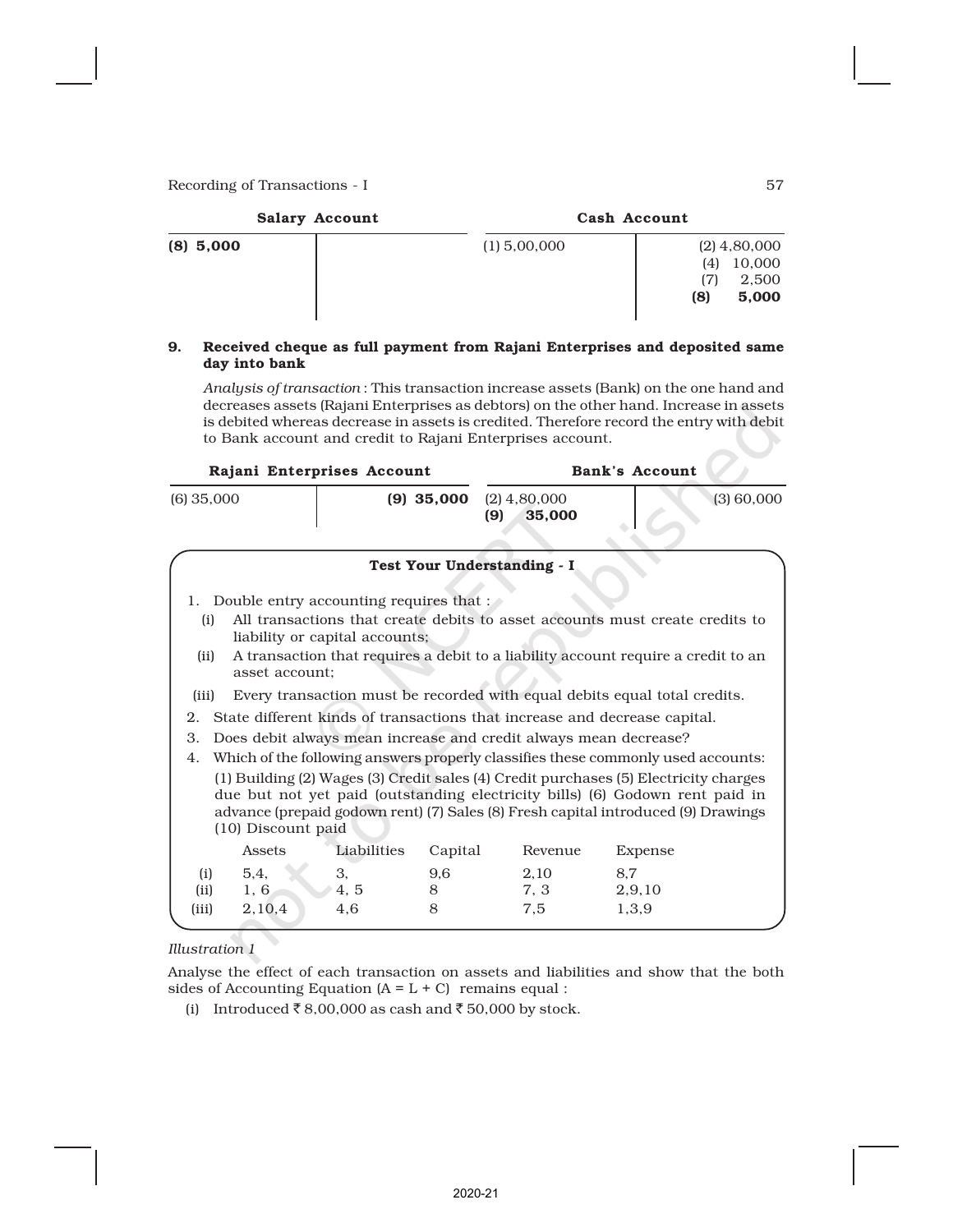**Salary Account**

| Dr. | Cr. |
|---|---|
| **(8) 5,000** | |

**Cash Account**

| Dr. | Cr. |
|---|---|
| (1) 5,00,000 | (2) 4,80,000 |
| | (4) 10,000 |
| | (7) 2,500 |
| | **(8) 5,000** |

**9. Received cheque as full payment from Rajani Enterprises and deposited same day into bank**

*Analysis of transaction* : This transaction increase assets (Bank) on the one hand and decreases assets (Rajani Enterprises as debtors) on the other hand. Increase in assets is debited whereas decrease in assets is credited. Therefore record the entry with debit to Bank account and credit to Rajani Enterprises account.

**Rajani Enterprises Account**

| Dr. | Cr. |
|---|---|
| (6) 35,000 | **(9) 35,000** |

**Bank's Account**

| Dr. | Cr. |
|---|---|
| (2) 4,80,000 | (3) 60,000 |
| **(9) 35,000** | |

**Test Your Understanding - I**

1. Double entry accounting requires that :
   (i) All transactions that create debits to asset accounts must create credits to liability or capital accounts;
   (ii) A transaction that requires a debit to a liability account require a credit to an asset account;
   (iii) Every transaction must be recorded with equal debits equal total credits.
2. State different kinds of transactions that increase and decrease capital.
3. Does debit always mean increase and credit always mean decrease?
4. Which of the following answers properly classifies these commonly used accounts: (1) Building (2) Wages (3) Credit sales (4) Credit purchases (5) Electricity charges due but not yet paid (outstanding electricity bills) (6) Godown rent paid in advance (prepaid godown rent) (7) Sales (8) Fresh capital introduced (9) Drawings (10) Discount paid

| | Assets | Liabilities | Capital | Revenue | Expense |
|---|---|---|---|---|---|
| (i) | 5,4, | 3, | 9,6 | 2,10 | 8,7 |
| (ii) | 1, 6 | 4, 5 | 8 | 7, 3 | 2,9,10 |
| (iii) | 2,10,4 | 4,6 | 8 | 7,5 | 1,3,9 |

*Illustration 1*

Analyse the effect of each transaction on assets and liabilities and show that the both sides of Accounting Equation (A = L + C) remains equal :

(i) Introduced ₹ 8,00,000 as cash and ₹ 50,000 by stock.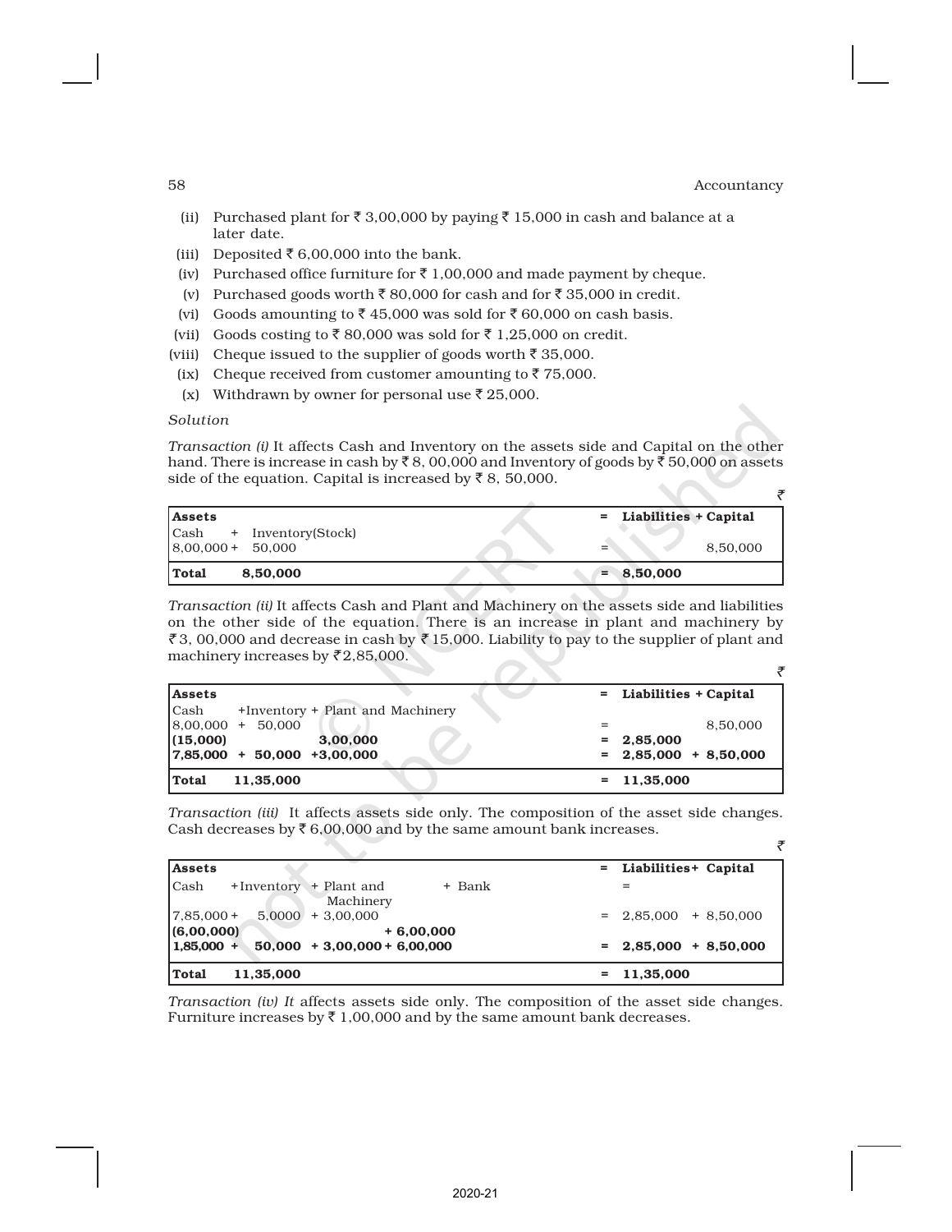(ii) Purchased plant for ₹ 3,00,000 by paying ₹ 15,000 in cash and balance at a later date.

(iii) Deposited ₹ 6,00,000 into the bank.

(iv) Purchased office furniture for ₹ 1,00,000 and made payment by cheque.

(v) Purchased goods worth ₹ 80,000 for cash and for ₹ 35,000 in credit.

(vi) Goods amounting to ₹ 45,000 was sold for ₹ 60,000 on cash basis.

(vii) Goods costing to ₹ 80,000 was sold for ₹ 1,25,000 on credit.

(viii) Cheque issued to the supplier of goods worth ₹ 35,000.

(ix) Cheque received from customer amounting to ₹ 75,000.

(x) Withdrawn by owner for personal use ₹ 25,000.

*Solution*

*Transaction (i)* It affects Cash and Inventory on the assets side and Capital on the other hand. There is increase in cash by ₹ 8, 00,000 and Inventory of goods by ₹ 50,000 on assets side of the equation. Capital is increased by ₹ 8, 50,000.

₹

| **Assets** | = | **Liabilities + Capital** |
|---|---|---|
| Cash + Inventory(Stock) | | |
| 8,00,000 + 50,000 | = | 8,50,000 |
| **Total 8,50,000** | = | **8,50,000** |

*Transaction (ii)* It affects Cash and Plant and Machinery on the assets side and liabilities on the other side of the equation. There is an increase in plant and machinery by ₹ 3, 00,000 and decrease in cash by ₹ 15,000. Liability to pay to the supplier of plant and machinery increases by ₹ 2,85,000.

₹

| **Assets** | = | **Liabilities + Capital** |
|---|---|---|
| Cash +Inventory + Plant and Machinery | | |
| 8,00,000 + 50,000 | = | 8,50,000 |
| **(15,000) 3,00,000** | = | **2,85,000** |
| **7,85,000 + 50,000 +3,00,000** | = | **2,85,000 + 8,50,000** |
| **Total 11,35,000** | = | **11,35,000** |

*Transaction (iii)* It affects assets side only. The composition of the asset side changes. Cash decreases by ₹ 6,00,000 and by the same amount bank increases.

₹

| **Assets** | = | **Liabilities+ Capital** |
|---|---|---|
| Cash +Inventory + Plant and Machinery + Bank | | = |
| 7,85,000 + 5,0000 + 3,00,000 | = | 2,85,000 + 8,50,000 |
| **(6,00,000) + 6,00,000** | | |
| **1,85,000 + 50,000 + 3,00,000 + 6,00,000** | = | **2,85,000 + 8,50,000** |
| **Total 11,35,000** | = | **11,35,000** |

*Transaction (iv) It* affects assets side only. The composition of the asset side changes. Furniture increases by ₹ 1,00,000 and by the same amount bank decreases.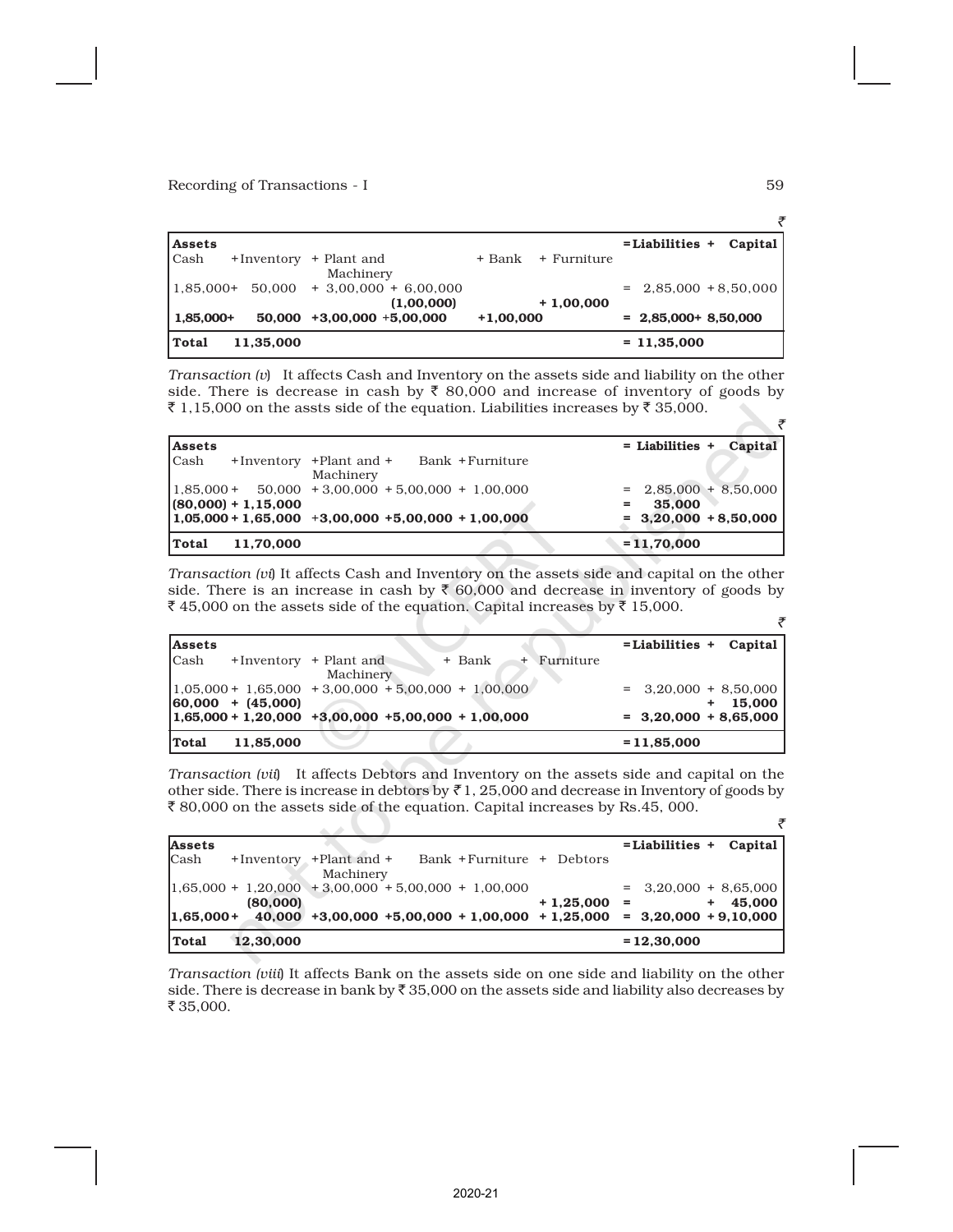₹

| Assets | | | | | | = Liabilities + | Capital |
|---|---|---|---|---|---|---|---|
| Cash | + Inventory | + Plant and Machinery | | + Bank | + Furniture | | |
| 1,85,000+ | 50,000 | + 3,00,000 | + 6,00,000 | | | = 2,85,000 | + 8,50,000 |
| | | | (1,00,000) | | + 1,00,000 | | |
| **1,85,000+** | **50,000** | **+3,00,000** | **+5,00,000** | | **+1,00,000** | **= 2,85,000+** | **8,50,000** |
| **Total** | **11,35,000** | | | | | **= 11,35,000** | |

*Transaction (v)* It affects Cash and Inventory on the assets side and liability on the other side. There is decrease in cash by ₹ 80,000 and increase of inventory of goods by ₹ 1,15,000 on the assts side of the equation. Liabilities increases by ₹ 35,000.

₹

| Assets | | | | | = Liabilities + | Capital |
|---|---|---|---|---|---|---|
| Cash | + Inventory | + Plant and + Machinery | Bank | + Furniture | | |
| 1,85,000 + | 50,000 | + 3,00,000 | + 5,00,000 | + 1,00,000 | = 2,85,000 | + 8,50,000 |
| **(80,000) +** | **1,15,000** | | | | **= 35,000** | |
| **1,05,000 +** | **1,65,000** | **+3,00,000** | **+5,00,000** | **+ 1,00,000** | **= 3,20,000** | **+ 8,50,000** |
| **Total** | **11,70,000** | | | | **= 11,70,000** | |

*Transaction (vi)* It affects Cash and Inventory on the assets side and capital on the other side. There is an increase in cash by ₹ 60,000 and decrease in inventory of goods by ₹ 45,000 on the assets side of the equation. Capital increases by ₹ 15,000.

₹

| Assets | | | | | = Liabilities + | Capital |
|---|---|---|---|---|---|---|
| Cash | + Inventory | + Plant and Machinery | + Bank | + Furniture | | |
| 1,05,000 + | 1,65,000 | + 3,00,000 | + 5,00,000 | + 1,00,000 | = 3,20,000 | + 8,50,000 |
| **60,000 +** | **(45,000)** | | | | | **+ 15,000** |
| **1,65,000 +** | **1,20,000** | **+3,00,000** | **+5,00,000** | **+ 1,00,000** | **= 3,20,000** | **+ 8,65,000** |
| **Total** | **11,85,000** | | | | **= 11,85,000** | |

*Transaction (vii)* It affects Debtors and Inventory on the assets side and capital on the other side. There is increase in debtors by ₹ 1, 25,000 and decrease in Inventory of goods by ₹ 80,000 on the assets side of the equation. Capital increases by Rs.45, 000.

₹

| Assets | | | | | | = Liabilities + | Capital |
|---|---|---|---|---|---|---|---|
| Cash | + Inventory | + Plant and + Machinery | Bank | + Furniture | + Debtors | | |
| 1,65,000 + | 1,20,000 | + 3,00,000 | + 5,00,000 | + 1,00,000 | | = 3,20,000 | + 8,65,000 |
| | **(80,000)** | | | | **+ 1,25,000** | = | **+ 45,000** |
| **1,65,000+** | **40,000** | **+3,00,000** | **+5,00,000** | **+ 1,00,000** | **+ 1,25,000** | **= 3,20,000** | **+ 9,10,000** |
| **Total** | **12,30,000** | | | | | **= 12,30,000** | |

*Transaction (viii)* It affects Bank on the assets side on one side and liability on the other side. There is decrease in bank by ₹ 35,000 on the assets side and liability also decreases by ₹ 35,000.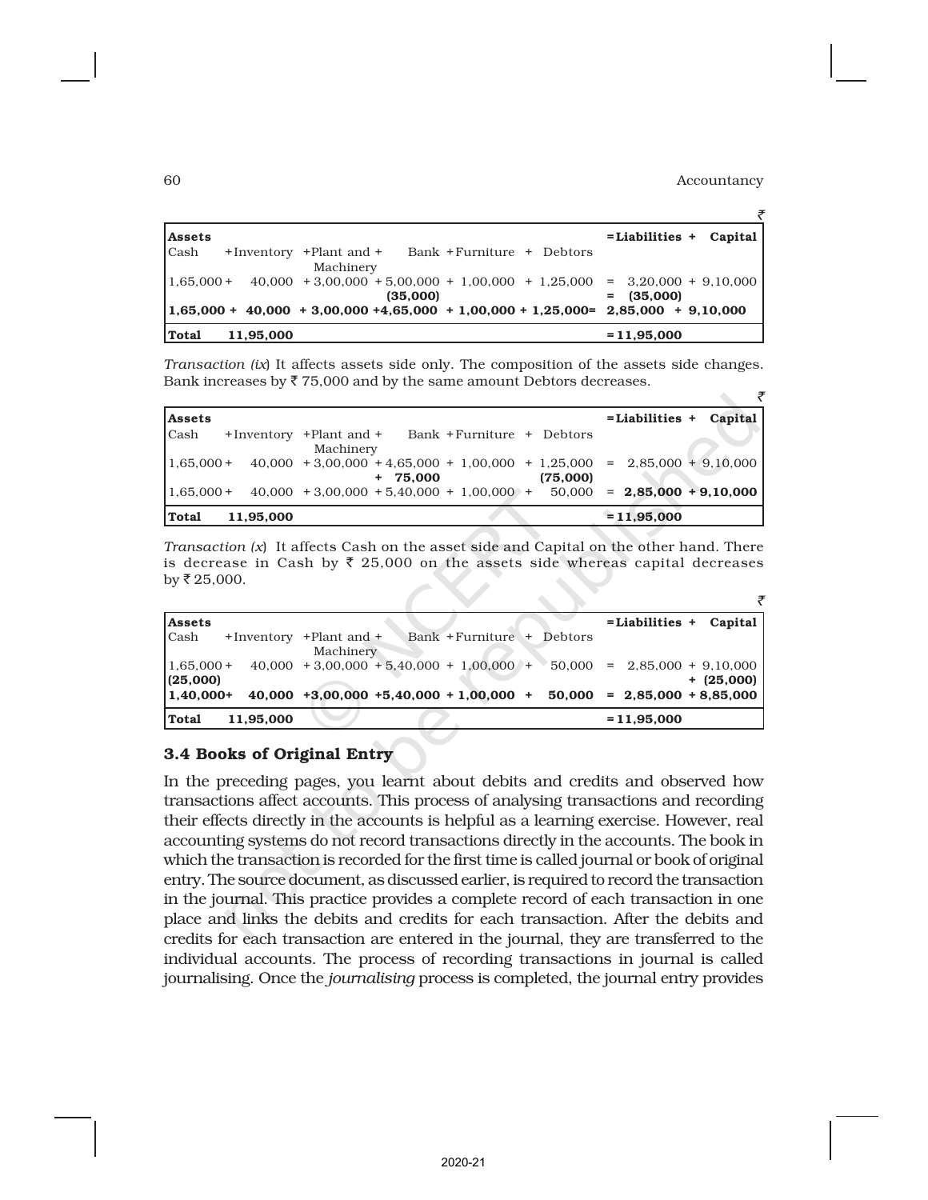₹

| Assets | | | | | | = Liabilities + | Capital |
|---|---|---|---|---|---|---|---|
| Cash | +Inventory | +Plant and + Machinery | Bank | +Furniture + | Debtors | | |
| 1,65,000 + | 40,000 | + 3,00,000 + | 5,00,000 + | 1,00,000 + | 1,25,000 | = 3,20,000 + | 9,10,000 |
| | | | (35,000) | | | = (35,000) | |
| **1,65,000 +** | **40,000** | **+ 3,00,000 +** | **4,65,000** | **+ 1,00,000 +** | **1,25,000=** | **2,85,000 +** | **9,10,000** |
| **Total** | **11,95,000** | | | | | **= 11,95,000** | |

*Transaction (ix)* It affects assets side only. The composition of the assets side changes. Bank increases by ₹ 75,000 and by the same amount Debtors decreases.

₹

| Assets | | | | | | = Liabilities + | Capital |
|---|---|---|---|---|---|---|---|
| Cash | +Inventory | +Plant and + Machinery | Bank | +Furniture + | Debtors | | |
| 1,65,000 + | 40,000 | + 3,00,000 + | 4,65,000 + | 1,00,000 + | 1,25,000 | = 2,85,000 + | 9,10,000 |
| | | | + 75,000 | | (75,000) | | |
| 1,65,000 + | 40,000 | + 3,00,000 + | 5,40,000 + | 1,00,000 + | 50,000 | = **2,85,000** | **+ 9,10,000** |
| **Total** | **11,95,000** | | | | | **= 11,95,000** | |

*Transaction (x)* It affects Cash on the asset side and Capital on the other hand. There is decrease in Cash by ₹ 25,000 on the assets side whereas capital decreases by ₹ 25,000.

₹

| Assets | | | | | | = Liabilities + | Capital |
|---|---|---|---|---|---|---|---|
| Cash | +Inventory | +Plant and + Machinery | Bank | +Furniture + | Debtors | | |
| 1,65,000 + | 40,000 | + 3,00,000 + | 5,40,000 + | 1,00,000 + | 50,000 | = 2,85,000 + | 9,10,000 |
| **(25,000)** | | | | | | | **+ (25,000)** |
| **1,40,000+** | **40,000** | **+3,00,000 +** | **5,40,000** | **+ 1,00,000 +** | **50,000** | **= 2,85,000** | **+ 8,85,000** |
| **Total** | **11,95,000** | | | | | **= 11,95,000** | |

### 3.4 Books of Original Entry

In the preceding pages, you learnt about debits and credits and observed how transactions affect accounts. This process of analysing transactions and recording their effects directly in the accounts is helpful as a learning exercise. However, real accounting systems do not record transactions directly in the accounts. The book in which the transaction is recorded for the first time is called journal or book of original entry. The source document, as discussed earlier, is required to record the transaction in the journal. This practice provides a complete record of each transaction in one place and links the debits and credits for each transaction. After the debits and credits for each transaction are entered in the journal, they are transferred to the individual accounts. The process of recording transactions in journal is called journalising. Once the *journalising* process is completed, the journal entry provides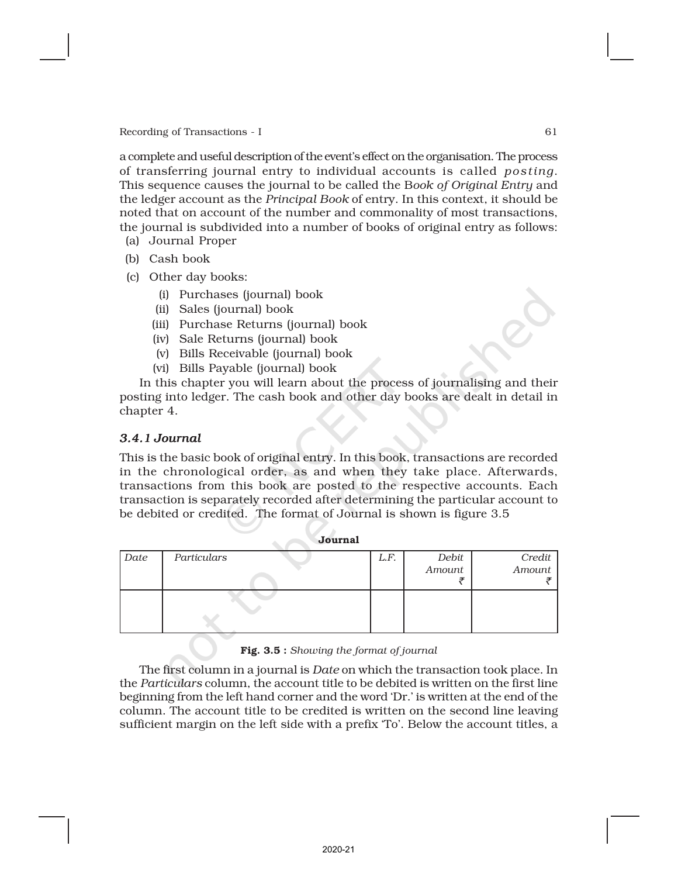a complete and useful description of the event's effect on the organisation. The process of transferring journal entry to individual accounts is called *posting*. This sequence causes the journal to be called the B*ook of Original Entry* and the ledger account as the *Principal Book* of entry. In this context, it should be noted that on account of the number and commonality of most transactions, the journal is subdivided into a number of books of original entry as follows:

(a) Journal Proper

(b) Cash book

(c) Other day books:

   (i) Purchases (journal) book

   (ii) Sales (journal) book

   (iii) Purchase Returns (journal) book

   (iv) Sale Returns (journal) book

   (v) Bills Receivable (journal) book

   (vi) Bills Payable (journal) book

In this chapter you will learn about the process of journalising and their posting into ledger. The cash book and other day books are dealt in detail in chapter 4.

### *3.4.1 Journal*

This is the basic book of original entry. In this book, transactions are recorded in the chronological order, as and when they take place. Afterwards, transactions from this book are posted to the respective accounts. Each transaction is separately recorded after determining the particular account to be debited or credited. The format of Journal is shown is figure 3.5

**Journal**

| *Date* | *Particulars* | *L.F.* | *Debit Amount* ₹ | *Credit Amount* ₹ |
|---|---|---|---|---|
| | | | | |

**Fig. 3.5 :** *Showing the format of journal*

The first column in a journal is *Date* on which the transaction took place. In the *Particulars* column, the account title to be debited is written on the first line beginning from the left hand corner and the word 'Dr.' is written at the end of the column. The account title to be credited is written on the second line leaving sufficient margin on the left side with a prefix 'To'. Below the account titles, a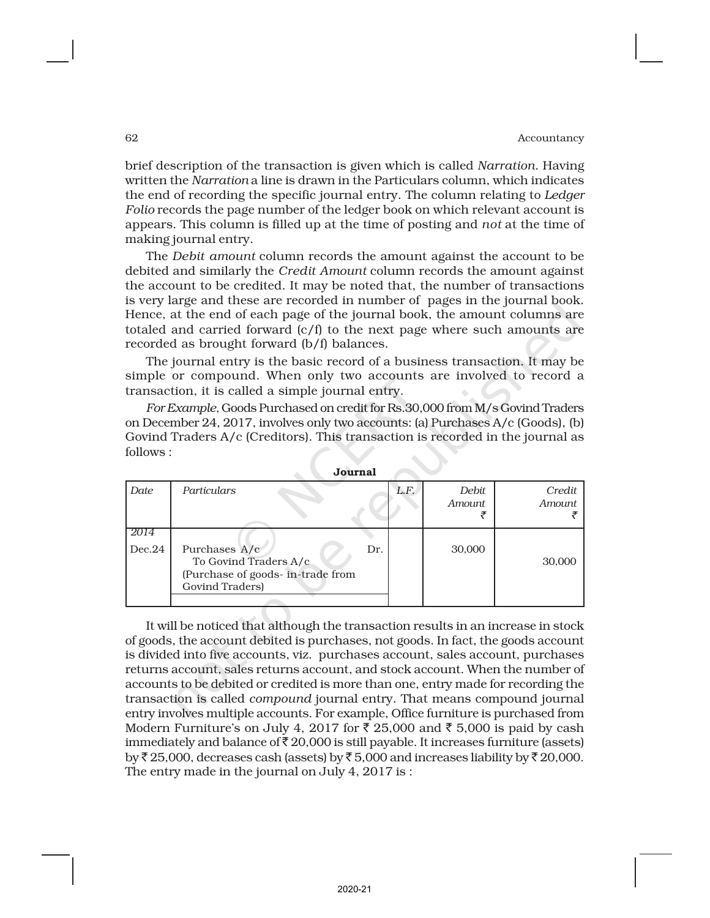brief description of the transaction is given which is called *Narration*. Having written the *Narration* a line is drawn in the Particulars column, which indicates the end of recording the specific journal entry. The column relating to *Ledger Folio* records the page number of the ledger book on which relevant account is appears. This column is filled up at the time of posting and *not* at the time of making journal entry.

The *Debit amount* column records the amount against the account to be debited and similarly the *Credit Amount* column records the amount against the account to be credited. It may be noted that, the number of transactions is very large and these are recorded in number of pages in the journal book. Hence, at the end of each page of the journal book, the amount columns are totaled and carried forward (c/f) to the next page where such amounts are recorded as brought forward (b/f) balances.

The journal entry is the basic record of a business transaction. It may be simple or compound. When only two accounts are involved to record a transaction, it is called a simple journal entry.

*For Example,* Goods Purchased on credit for Rs.30,000 from M/s Govind Traders on December 24, 2017, involves only two accounts: (a) Purchases A/c (Goods), (b) Govind Traders A/c (Creditors). This transaction is recorded in the journal as follows :

**Journal**

| *Date* | *Particulars* | *L.F.* | *Debit Amount* ₹ | *Credit Amount* ₹ |
|---|---|---|---|---|
| 2014 | | | | |
| Dec.24 | Purchases A/c Dr.<br>To Govind Traders A/c<br>(Purchase of goods- in-trade from Govind Traders) | | 30,000 | 30,000 |

It will be noticed that although the transaction results in an increase in stock of goods, the account debited is purchases, not goods. In fact, the goods account is divided into five accounts, viz. purchases account, sales account, purchases returns account, sales returns account, and stock account. When the number of accounts to be debited or credited is more than one, entry made for recording the transaction is called *compound* journal entry. That means compound journal entry involves multiple accounts. For example, Office furniture is purchased from Modern Furniture's on July 4, 2017 for ₹ 25,000 and ₹ 5,000 is paid by cash immediately and balance of ₹ 20,000 is still payable. It increases furniture (assets) by ₹ 25,000, decreases cash (assets) by ₹ 5,000 and increases liability by ₹ 20,000. The entry made in the journal on July 4, 2017 is :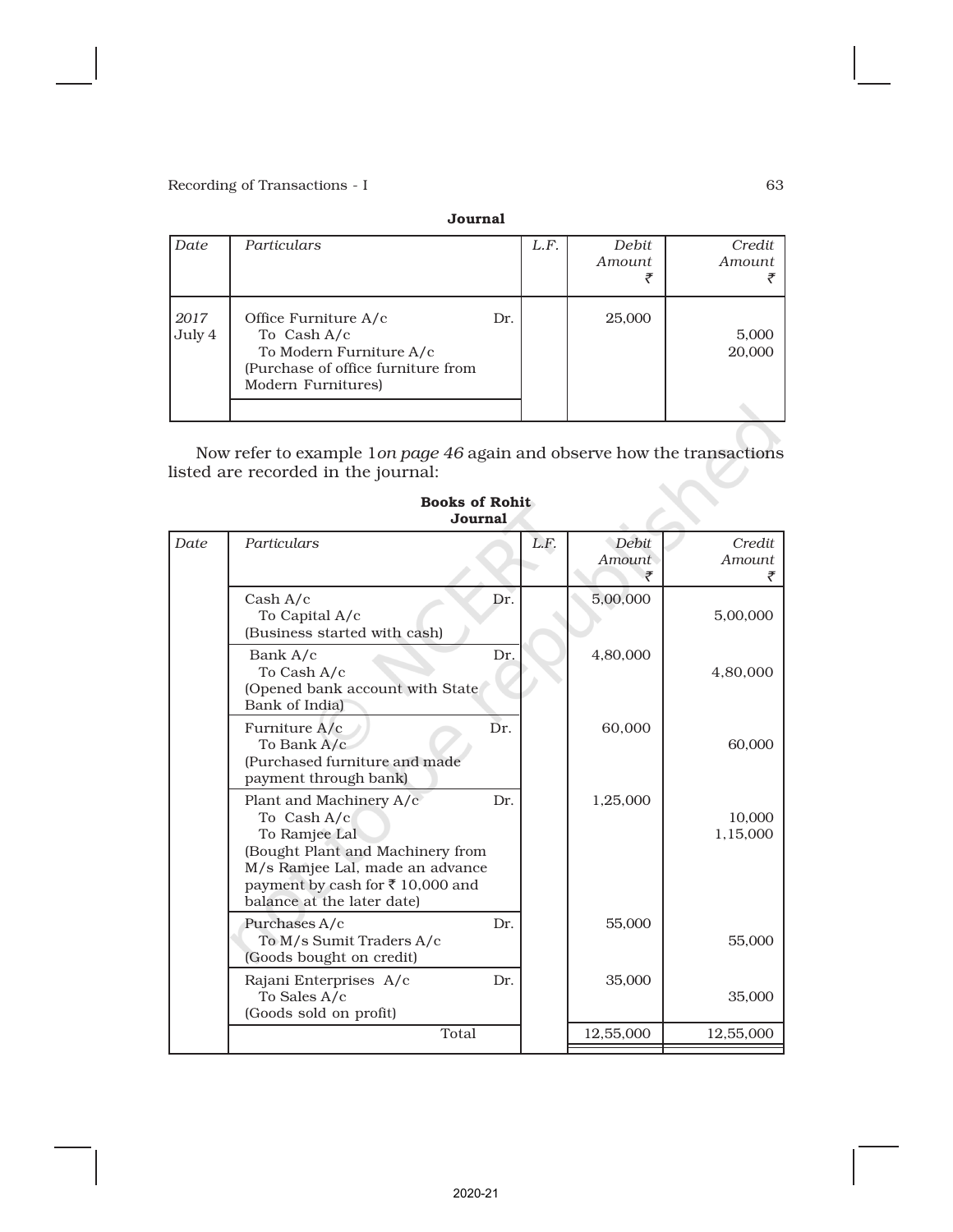**Journal**

| Date | Particulars | L.F. | Debit Amount ₹ | Credit Amount ₹ |
|---|---|---|---|---|
| 2017 July 4 | Office Furniture A/c Dr. | | 25,000 | |
| | To Cash A/c | | | 5,000 |
| | To Modern Furniture A/c | | | 20,000 |
| | (Purchase of office furniture from Modern Furnitures) | | | |

Now refer to example 1*on page 46* again and observe how the transactions listed are recorded in the journal:

**Books of Rohit**
**Journal**

| Date | Particulars | L.F. | Debit Amount ₹ | Credit Amount ₹ |
|---|---|---|---|---|
| | Cash A/c Dr. | | 5,00,000 | |
| | To Capital A/c | | | 5,00,000 |
| | (Business started with cash) | | | |
| | Bank A/c Dr. | | 4,80,000 | |
| | To Cash A/c | | | 4,80,000 |
| | (Opened bank account with State Bank of India) | | | |
| | Furniture A/c Dr. | | 60,000 | |
| | To Bank A/c | | | 60,000 |
| | (Purchased furniture and made payment through bank) | | | |
| | Plant and Machinery A/c Dr. | | 1,25,000 | |
| | To Cash A/c | | | 10,000 |
| | To Ramjee Lal | | | 1,15,000 |
| | (Bought Plant and Machinery from M/s Ramjee Lal, made an advance payment by cash for ₹ 10,000 and balance at the later date) | | | |
| | Purchases A/c Dr. | | 55,000 | |
| | To M/s Sumit Traders A/c | | | 55,000 |
| | (Goods bought on credit) | | | |
| | Rajani Enterprises A/c Dr. | | 35,000 | |
| | To Sales A/c | | | 35,000 |
| | (Goods sold on profit) | | | |
| | Total | | 12,55,000 | 12,55,000 |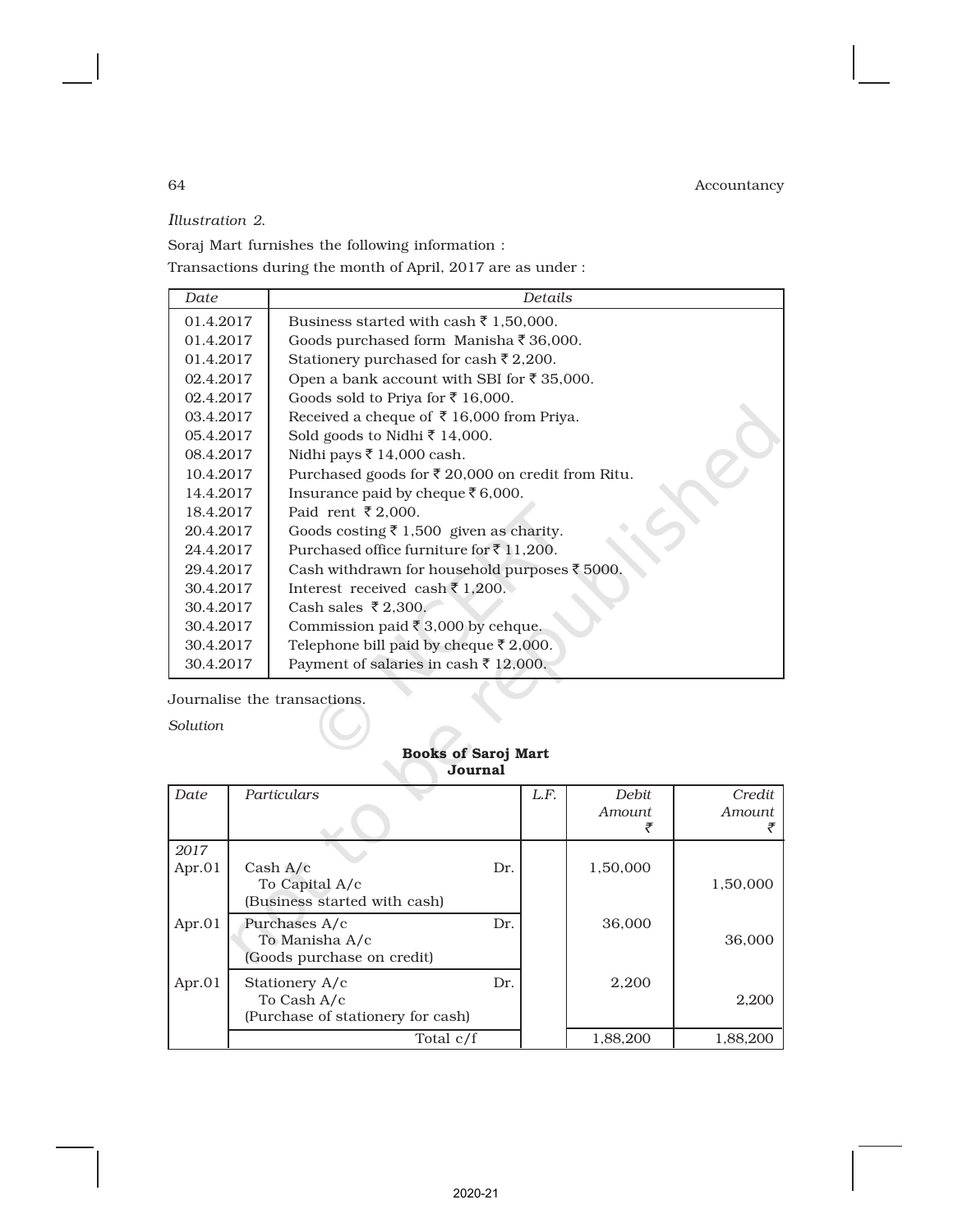*Illustration 2.*

Soraj Mart furnishes the following information :

Transactions during the month of April, 2017 are as under :

| *Date* | *Details* |
|---|---|
| 01.4.2017 | Business started with cash ₹ 1,50,000. |
| 01.4.2017 | Goods purchased form Manisha ₹ 36,000. |
| 01.4.2017 | Stationery purchased for cash ₹ 2,200. |
| 02.4.2017 | Open a bank account with SBI for ₹ 35,000. |
| 02.4.2017 | Goods sold to Priya for ₹ 16,000. |
| 03.4.2017 | Received a cheque of ₹ 16,000 from Priya. |
| 05.4.2017 | Sold goods to Nidhi ₹ 14,000. |
| 08.4.2017 | Nidhi pays ₹ 14,000 cash. |
| 10.4.2017 | Purchased goods for ₹ 20,000 on credit from Ritu. |
| 14.4.2017 | Insurance paid by cheque ₹ 6,000. |
| 18.4.2017 | Paid rent ₹ 2,000. |
| 20.4.2017 | Goods costing ₹ 1,500 given as charity. |
| 24.4.2017 | Purchased office furniture for ₹ 11,200. |
| 29.4.2017 | Cash withdrawn for household purposes ₹ 5000. |
| 30.4.2017 | Interest received cash ₹ 1,200. |
| 30.4.2017 | Cash sales ₹ 2,300. |
| 30.4.2017 | Commission paid ₹ 3,000 by cehque. |
| 30.4.2017 | Telephone bill paid by cheque ₹ 2,000. |
| 30.4.2017 | Payment of salaries in cash ₹ 12,000. |

Journalise the transactions.

*Solution*

**Books of Saroj Mart**
**Journal**

| *Date* | *Particulars* | | *L.F.* | *Debit Amount* ₹ | *Credit Amount* ₹ |
|---|---|---|---|---|---|
| *2017* | | | | | |
| Apr.01 | Cash A/c | Dr. | | 1,50,000 | |
| | To Capital A/c | | | | 1,50,000 |
| | (Business started with cash) | | | | |
| Apr.01 | Purchases A/c | Dr. | | 36,000 | |
| | To Manisha A/c | | | | 36,000 |
| | (Goods purchase on credit) | | | | |
| Apr.01 | Stationery A/c | Dr. | | 2,200 | |
| | To Cash A/c | | | | 2,200 |
| | (Purchase of stationery for cash) | | | | |
| | Total c/f | | | 1,88,200 | 1,88,200 |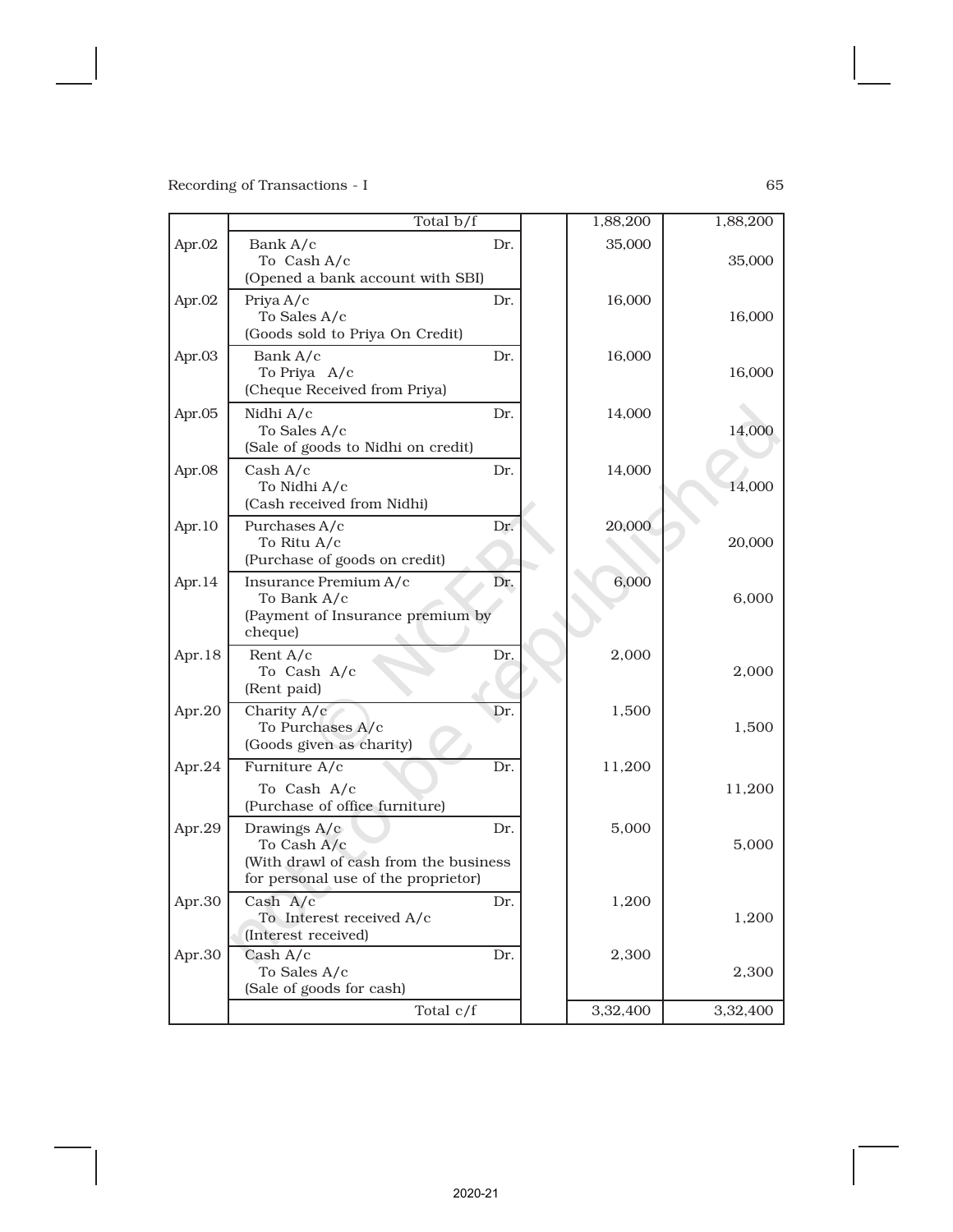| | | | | |
|---|---|---|---|---|
| | Total b/f | | 1,88,200 | 1,88,200 |
| Apr.02 | Bank A/c Dr.<br>To Cash A/c<br>(Opened a bank account with SBI) | | 35,000 | 35,000 |
| Apr.02 | Priya A/c Dr.<br>To Sales A/c<br>(Goods sold to Priya On Credit) | | 16,000 | 16,000 |
| Apr.03 | Bank A/c Dr.<br>To Priya A/c<br>(Cheque Received from Priya) | | 16,000 | 16,000 |
| Apr.05 | Nidhi A/c Dr.<br>To Sales A/c<br>(Sale of goods to Nidhi on credit) | | 14,000 | 14,000 |
| Apr.08 | Cash A/c Dr.<br>To Nidhi A/c<br>(Cash received from Nidhi) | | 14,000 | 14,000 |
| Apr.10 | Purchases A/c Dr.<br>To Ritu A/c<br>(Purchase of goods on credit) | | 20,000 | 20,000 |
| Apr.14 | Insurance Premium A/c Dr.<br>To Bank A/c<br>(Payment of Insurance premium by cheque) | | 6,000 | 6,000 |
| Apr.18 | Rent A/c Dr.<br>To Cash A/c<br>(Rent paid) | | 2,000 | 2,000 |
| Apr.20 | Charity A/c Dr.<br>To Purchases A/c<br>(Goods given as charity) | | 1,500 | 1,500 |
| Apr.24 | Furniture A/c Dr.<br>To Cash A/c<br>(Purchase of office furniture) | | 11,200 | 11,200 |
| Apr.29 | Drawings A/c Dr.<br>To Cash A/c<br>(With drawl of cash from the business for personal use of the proprietor) | | 5,000 | 5,000 |
| Apr.30 | Cash A/c Dr.<br>To Interest received A/c<br>(Interest received) | | 1,200 | 1,200 |
| Apr.30 | Cash A/c Dr.<br>To Sales A/c<br>(Sale of goods for cash) | | 2,300 | 2,300 |
| | Total c/f | | 3,32,400 | 3,32,400 |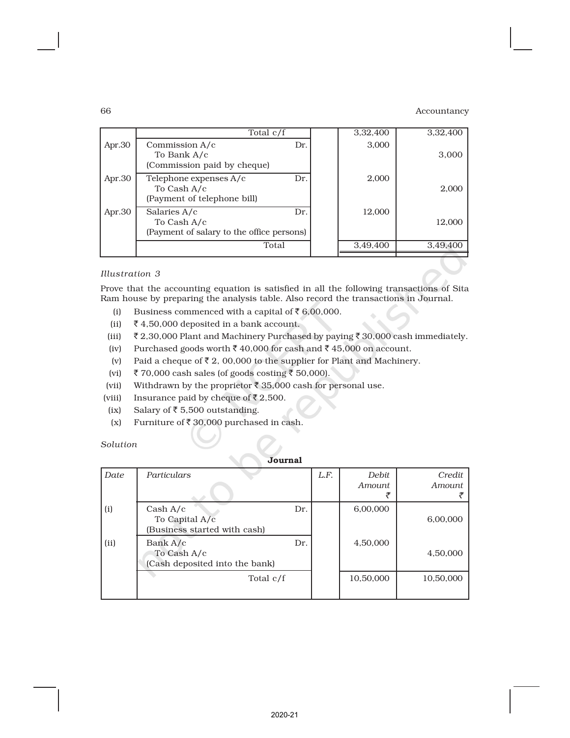| | Total c/f | | 3,32,400 | 3,32,400 |
|---|---|---|---|---|
| Apr.30 | Commission A/c Dr.<br>To Bank A/c<br>(Commission paid by cheque) | | 3,000 | 3,000 |
| Apr.30 | Telephone expenses A/c Dr.<br>To Cash A/c<br>(Payment of telephone bill) | | 2,000 | 2,000 |
| Apr.30 | Salaries A/c Dr.<br>To Cash A/c<br>(Payment of salary to the office persons) | | 12,000 | 12,000 |
| | Total | | 3,49,400 | 3,49,400 |

*Illustration 3*

Prove that the accounting equation is satisfied in all the following transactions of Sita Ram house by preparing the analysis table. Also record the transactions in Journal.

(i) Business commenced with a capital of ₹ 6,00,000.

(ii) ₹ 4,50,000 deposited in a bank account.

(iii) ₹ 2,30,000 Plant and Machinery Purchased by paying ₹ 30,000 cash immediately.

(iv) Purchased goods worth ₹ 40,000 for cash and ₹ 45,000 on account.

(v) Paid a cheque of ₹ 2, 00,000 to the supplier for Plant and Machinery.

(vi) ₹ 70,000 cash sales (of goods costing ₹ 50,000).

(vii) Withdrawn by the proprietor ₹ 35,000 cash for personal use.

(viii) Insurance paid by cheque of ₹ 2,500.

(ix) Salary of ₹ 5,500 outstanding.

(x) Furniture of ₹ 30,000 purchased in cash.

*Solution*

**Journal**

| *Date* | *Particulars* | *L.F.* | *Debit Amount* ₹ | *Credit Amount* ₹ |
|---|---|---|---|---|
| (i) | Cash A/c Dr.<br>To Capital A/c<br>(Business started with cash) | | 6,00,000 | 6,00,000 |
| (ii) | Bank A/c Dr.<br>To Cash A/c<br>(Cash deposited into the bank) | | 4,50,000 | 4,50,000 |
| | Total c/f | | 10,50,000 | 10,50,000 |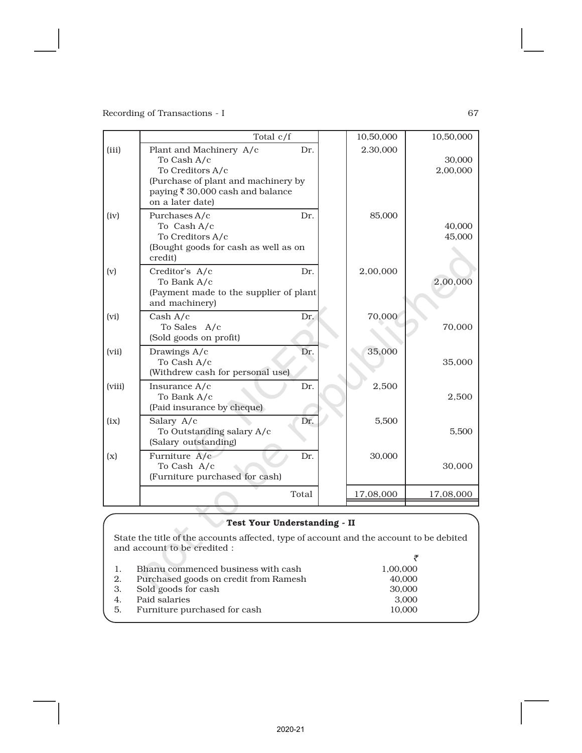|  |  |  |  |  |
|---|---|---|---|---|
|  | Total c/f |  | 10,50,000 | 10,50,000 |
| (iii) | Plant and Machinery A/c Dr.<br>To Cash A/c<br>To Creditors A/c<br>(Purchase of plant and machinery by paying ₹ 30,000 cash and balance on a later date) |  | 2.30,000 | <br>30,000<br>2,00,000 |
| (iv) | Purchases A/c Dr.<br>To Cash A/c<br>To Creditors A/c<br>(Bought goods for cash as well as on credit) |  | 85,000 | <br>40,000<br>45,000 |
| (v) | Creditor's A/c Dr.<br>To Bank A/c<br>(Payment made to the supplier of plant and machinery) |  | 2,00,000 | <br>2,00,000 |
| (vi) | Cash A/c Dr.<br>To Sales A/c<br>(Sold goods on profit) |  | 70,000 | <br>70,000 |
| (vii) | Drawings A/c Dr.<br>To Cash A/c<br>(Withdrew cash for personal use) |  | 35,000 | <br>35,000 |
| (viii) | Insurance A/c Dr.<br>To Bank A/c<br>(Paid insurance by cheque) |  | 2,500 | <br>2,500 |
| (ix) | Salary A/c Dr.<br>To Outstanding salary A/c<br>(Salary outstanding) |  | 5,500 | <br>5,500 |
| (x) | Furniture A/c Dr.<br>To Cash A/c<br>(Furniture purchased for cash) |  | 30,000 | <br>30,000 |
|  | Total |  | 17,08,000 | 17,08,000 |

**Test Your Understanding - II**

State the title of the accounts affected, type of account and the account to be debited and account to be credited :

|  |  | ₹ |
|---|---|---|
| 1. | Bhanu commenced business with cash | 1,00,000 |
| 2. | Purchased goods on credit from Ramesh | 40,000 |
| 3. | Sold goods for cash | 30,000 |
| 4. | Paid salaries | 3,000 |
| 5. | Furniture purchased for cash | 10,000 |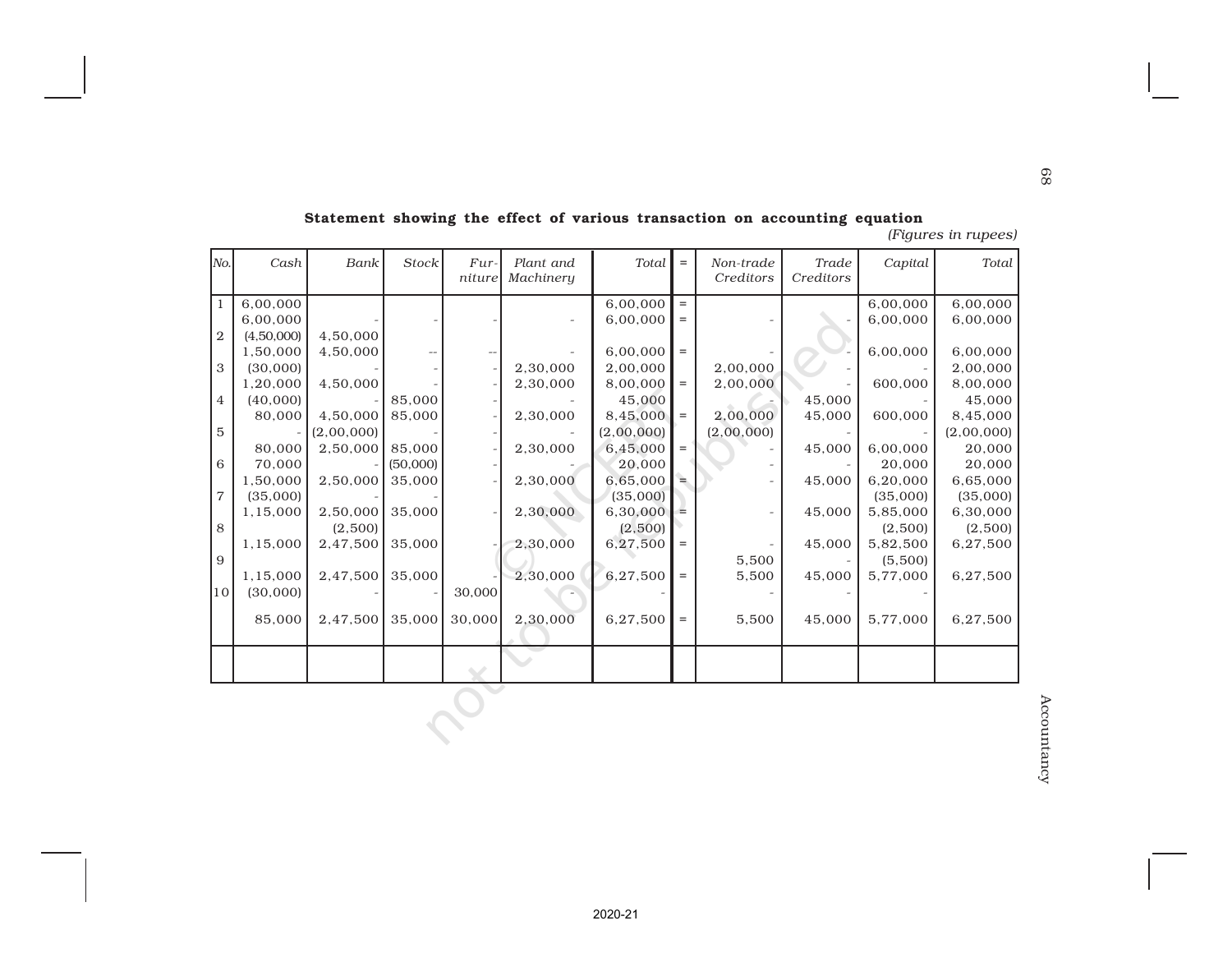**Statement showing the effect of various transaction on accounting equation**

*(Figures in rupees)*

| No. | Cash | Bank | Stock | Furniture | Plant and Machinery | Total | = | Non-trade Creditors | Trade Creditors | Capital | Total |
|---|---|---|---|---|---|---|---|---|---|---|---|
| 1 | 6,00,000 | | | | | 6,00,000 | = | | | 6,00,000 | 6,00,000 |
| | 6,00,000 | - | - | - | - | 6,00,000 | = | - | - | 6,00,000 | 6,00,000 |
| 2 | (4,50,000) | 4,50,000 | | | | | | | | | |
| | 1,50,000 | 4,50,000 | -- | -- | - | 6,00,000 | = | - | - | 6,00,000 | 6,00,000 |
| 3 | (30,000) | - | - | - | 2,30,000 | 2,00,000 | | 2,00,000 | - | - | 2,00,000 |
| | 1,20,000 | 4,50,000 | - | - | 2,30,000 | 8,00,000 | = | 2,00,000 | - | 600,000 | 8,00,000 |
| 4 | (40,000) | - | 85,000 | - | - | 45,000 | | - | 45,000 | - | 45,000 |
| | 80,000 | 4,50,000 | 85,000 | - | 2,30,000 | 8,45,000 | = | 2,00,000 | 45,000 | 600,000 | 8,45,000 |
| 5 | - | (2,00,000) | - | - | - | (2,00,000) | | (2,00,000) | - | - | (2,00,000) |
| | 80,000 | 2,50,000 | 85,000 | - | 2,30,000 | 6,45,000 | = | - | 45,000 | 6,00,000 | 20,000 |
| 6 | 70,000 | - | (50,000) | - | - | 20,000 | | - | - | 20,000 | 20,000 |
| | 1,50,000 | 2,50,000 | 35,000 | - | 2,30,000 | 6,65,000 | = | - | 45,000 | 6,20,000 | 6,65,000 |
| 7 | (35,000) | - | - | | | (35,000) | | | | (35,000) | (35,000) |
| | 1,15,000 | 2,50,000 | 35,000 | - | 2,30,000 | 6,30,000 | = | - | 45,000 | 5,85,000 | 6,30,000 |
| 8 | | (2,500) | | | | (2,500) | | | | (2,500) | (2,500) |
| | 1,15,000 | 2,47,500 | 35,000 | - | 2,30,000 | 6,27,500 | = | - | 45,000 | 5,82,500 | 6,27,500 |
| 9 | | | | | | | | 5,500 | - | (5,500) | |
| | 1,15,000 | 2,47,500 | 35,000 | - | 2,30,000 | 6,27,500 | = | 5,500 | 45,000 | 5,77,000 | 6,27,500 |
| 10 | (30,000) | - | - | 30,000 | - | - | | - | - | - | |
| | 85,000 | 2,47,500 | 35,000 | 30,000 | 2,30,000 | 6,27,500 | = | 5,500 | 45,000 | 5,77,000 | 6,27,500 |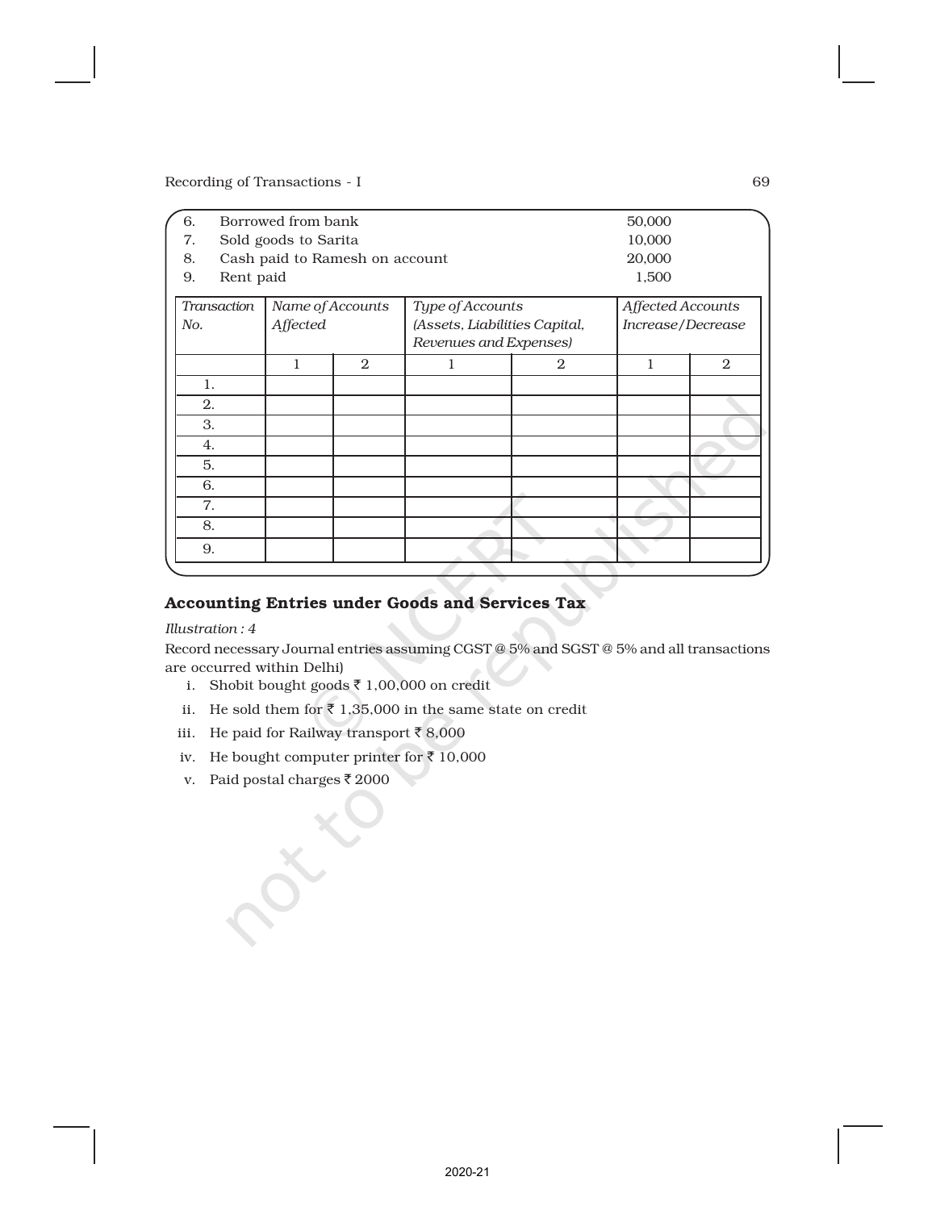6. Borrowed from bank 50,000
7. Sold goods to Sarita 10,000
8. Cash paid to Ramesh on account 20,000
9. Rent paid 1,500

| *Transaction No.* | *Name of Accounts Affected* | | *Type of Accounts (Assets, Liabilities Capital, Revenues and Expenses)* | | *Affected Accounts Increase/Decrease* | |
|---|---|---|---|---|---|---|
| | 1 | 2 | 1 | 2 | 1 | 2 |
| 1. | | | | | | |
| 2. | | | | | | |
| 3. | | | | | | |
| 4. | | | | | | |
| 5. | | | | | | |
| 6. | | | | | | |
| 7. | | | | | | |
| 8. | | | | | | |
| 9. | | | | | | |

### Accounting Entries under Goods and Services Tax

*Illustration : 4*

Record necessary Journal entries assuming CGST @ 5% and SGST @ 5% and all transactions are occurred within Delhi)

i. Shobit bought goods ₹ 1,00,000 on credit

ii. He sold them for ₹ 1,35,000 in the same state on credit

iii. He paid for Railway transport ₹ 8,000

iv. He bought computer printer for ₹ 10,000

v. Paid postal charges ₹ 2000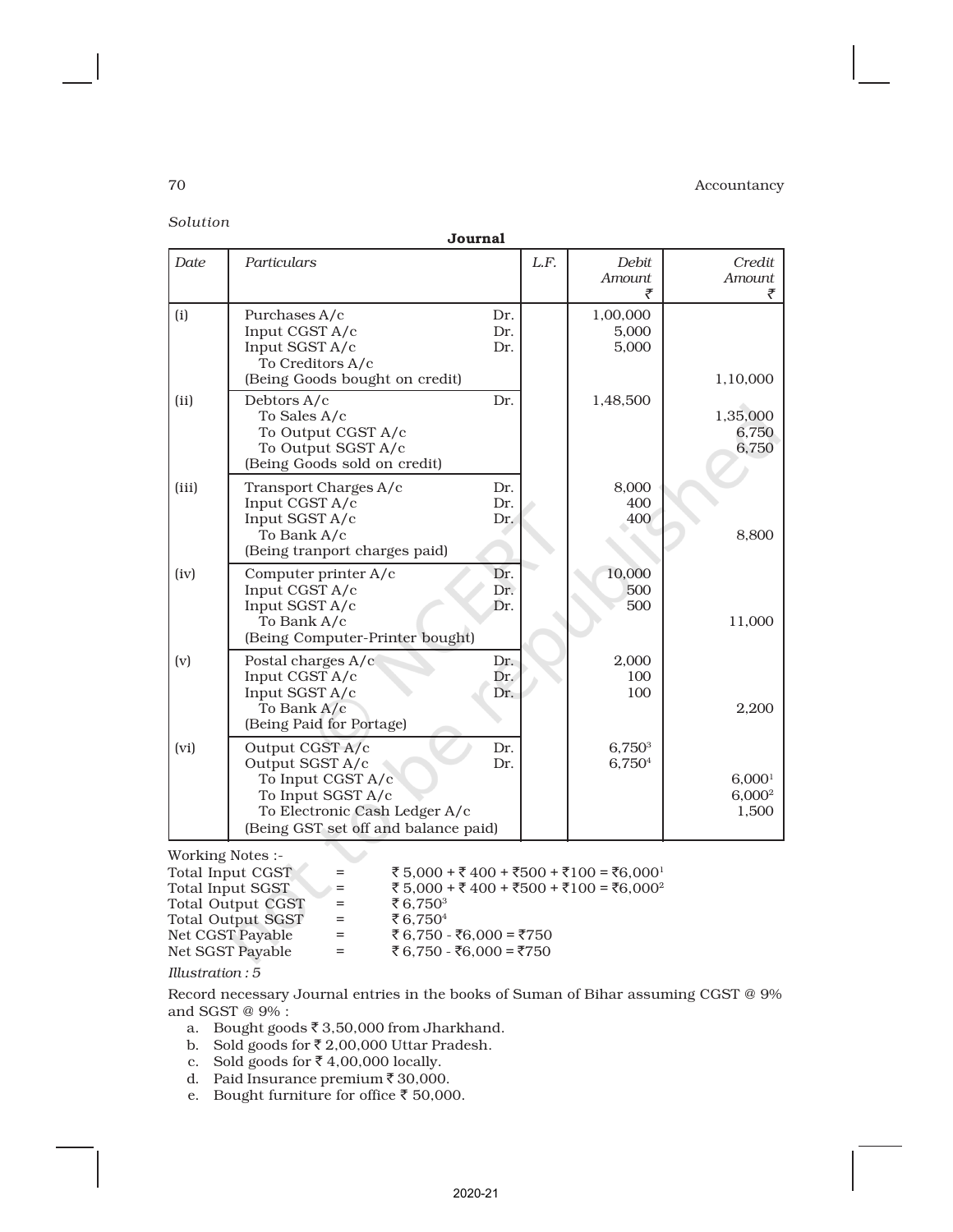*Solution*

**Journal**

| Date | Particulars | | L.F. | Debit Amount ₹ | Credit Amount ₹ |
|---|---|---|---|---|---|
| (i) | Purchases A/c | Dr. | | 1,00,000 | |
| | Input CGST A/c | Dr. | | 5,000 | |
| | Input SGST A/c | Dr. | | 5,000 | |
| | To Creditors A/c | | | | |
| | (Being Goods bought on credit) | | | | 1,10,000 |
| (ii) | Debtors A/c | Dr. | | 1,48,500 | |
| | To Sales A/c | | | | 1,35,000 |
| | To Output CGST A/c | | | | 6,750 |
| | To Output SGST A/c | | | | 6,750 |
| | (Being Goods sold on credit) | | | | |
| (iii) | Transport Charges A/c | Dr. | | 8,000 | |
| | Input CGST A/c | Dr. | | 400 | |
| | Input SGST A/c | Dr. | | 400 | |
| | To Bank A/c | | | | 8,800 |
| | (Being tranport charges paid) | | | | |
| (iv) | Computer printer A/c | Dr. | | 10,000 | |
| | Input CGST A/c | Dr. | | 500 | |
| | Input SGST A/c | Dr. | | 500 | |
| | To Bank A/c | | | | 11,000 |
| | (Being Computer-Printer bought) | | | | |
| (v) | Postal charges A/c | Dr. | | 2,000 | |
| | Input CGST A/c | Dr. | | 100 | |
| | Input SGST A/c | Dr. | | 100 | |
| | To Bank A/c | | | | 2,200 |
| | (Being Paid for Portage) | | | | |
| (vi) | Output CGST A/c | Dr. | | 6,750[3] | |
| | Output SGST A/c | Dr. | | 6,750[4] | |
| | To Input CGST A/c | | | | 6,000[1] |
| | To Input SGST A/c | | | | 6,000[2] |
| | To Electronic Cash Ledger A/c | | | | 1,500 |
| | (Being GST set off and balance paid) | | | | |

Working Notes :-

| | | |
|---|---|---|
| Total Input CGST | = | ₹ 5,000 + ₹ 400 + ₹500 + ₹100 = ₹6,000[1] |
| Total Input SGST | = | ₹ 5,000 + ₹ 400 + ₹500 + ₹100 = ₹6,000[2] |
| Total Output CGST | = | ₹ 6,750[3] |
| Total Output SGST | = | ₹ 6,750[4] |
| Net CGST Payable | = | ₹ 6,750 - ₹6,000 = ₹750 |
| Net SGST Payable | = | ₹ 6,750 - ₹6,000 = ₹750 |

*Illustration : 5*

Record necessary Journal entries in the books of Suman of Bihar assuming CGST @ 9% and SGST @ 9% :

a. Bought goods ₹ 3,50,000 from Jharkhand.
b. Sold goods for ₹ 2,00,000 Uttar Pradesh.
c. Sold goods for ₹ 4,00,000 locally.
d. Paid Insurance premium ₹ 30,000.
e. Bought furniture for office ₹ 50,000.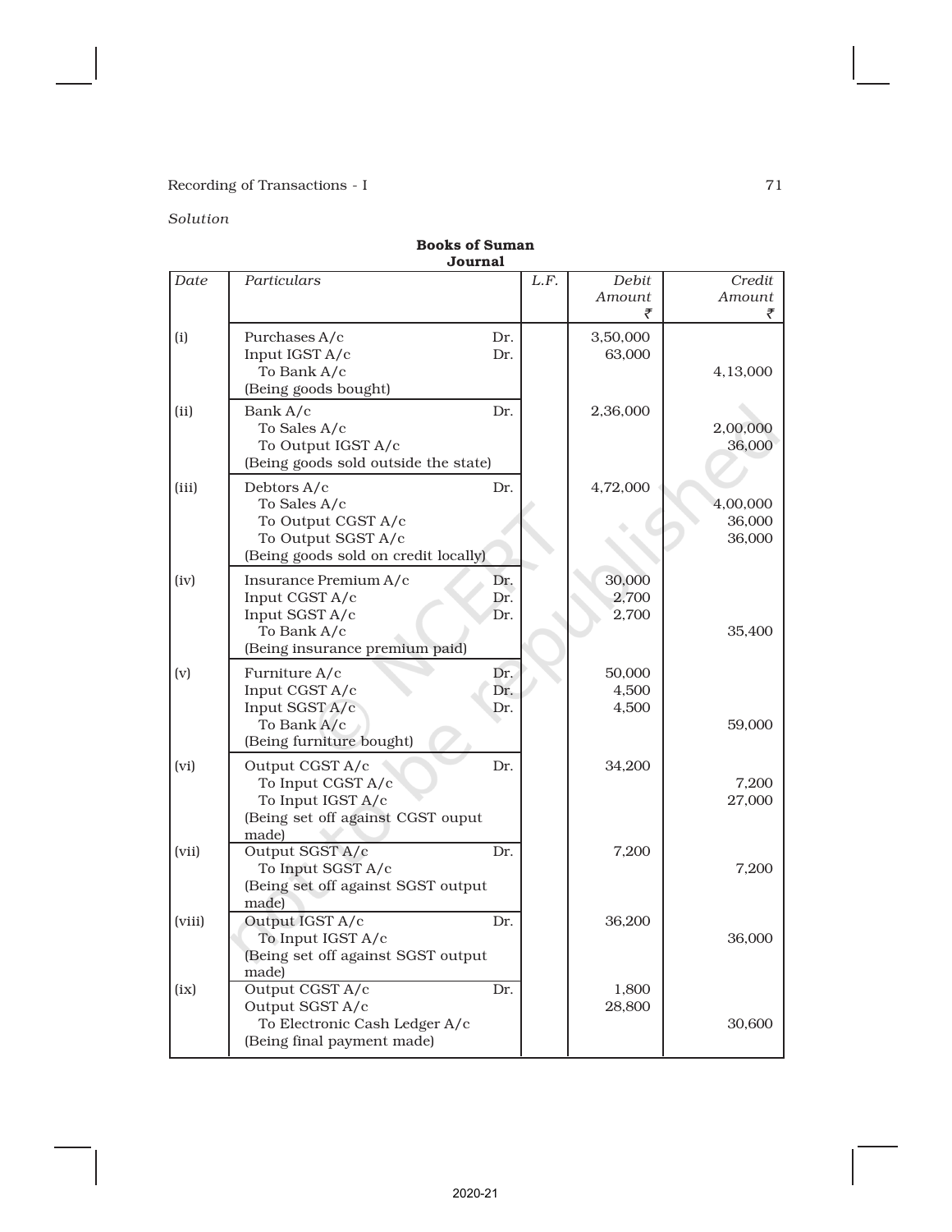*Solution*

**Books of Suman**
**Journal**

| Date | Particulars | | L.F. | Debit Amount ₹ | Credit Amount ₹ |
|---|---|---|---|---|---|
| (i) | Purchases A/c | Dr. | | 3,50,000 | |
| | Input IGST A/c | Dr. | | 63,000 | |
| | To Bank A/c | | | | 4,13,000 |
| | (Being goods bought) | | | | |
| (ii) | Bank A/c | Dr. | | 2,36,000 | |
| | To Sales A/c | | | | 2,00,000 |
| | To Output IGST A/c | | | | 36,000 |
| | (Being goods sold outside the state) | | | | |
| (iii) | Debtors A/c | Dr. | | 4,72,000 | |
| | To Sales A/c | | | | 4,00,000 |
| | To Output CGST A/c | | | | 36,000 |
| | To Output SGST A/c | | | | 36,000 |
| | (Being goods sold on credit locally) | | | | |
| (iv) | Insurance Premium A/c | Dr. | | 30,000 | |
| | Input CGST A/c | Dr. | | 2,700 | |
| | Input SGST A/c | Dr. | | 2,700 | |
| | To Bank A/c | | | | 35,400 |
| | (Being insurance premium paid) | | | | |
| (v) | Furniture A/c | Dr. | | 50,000 | |
| | Input CGST A/c | Dr. | | 4,500 | |
| | Input SGST A/c | Dr. | | 4,500 | |
| | To Bank A/c | | | | 59,000 |
| | (Being furniture bought) | | | | |
| (vi) | Output CGST A/c | Dr. | | 34,200 | |
| | To Input CGST A/c | | | | 7,200 |
| | To Input IGST A/c | | | | 27,000 |
| | (Being set off against CGST ouput made) | | | | |
| (vii) | Output SGST A/c | Dr. | | 7,200 | |
| | To Input SGST A/c | | | | 7,200 |
| | (Being set off against SGST output made) | | | | |
| (viii) | Output IGST A/c | Dr. | | 36,200 | |
| | To Input IGST A/c | | | | 36,000 |
| | (Being set off against SGST output made) | | | | |
| (ix) | Output CGST A/c | Dr. | | 1,800 | |
| | Output SGST A/c | | | 28,800 | |
| | To Electronic Cash Ledger A/c | | | | 30,600 |
| | (Being final payment made) | | | | |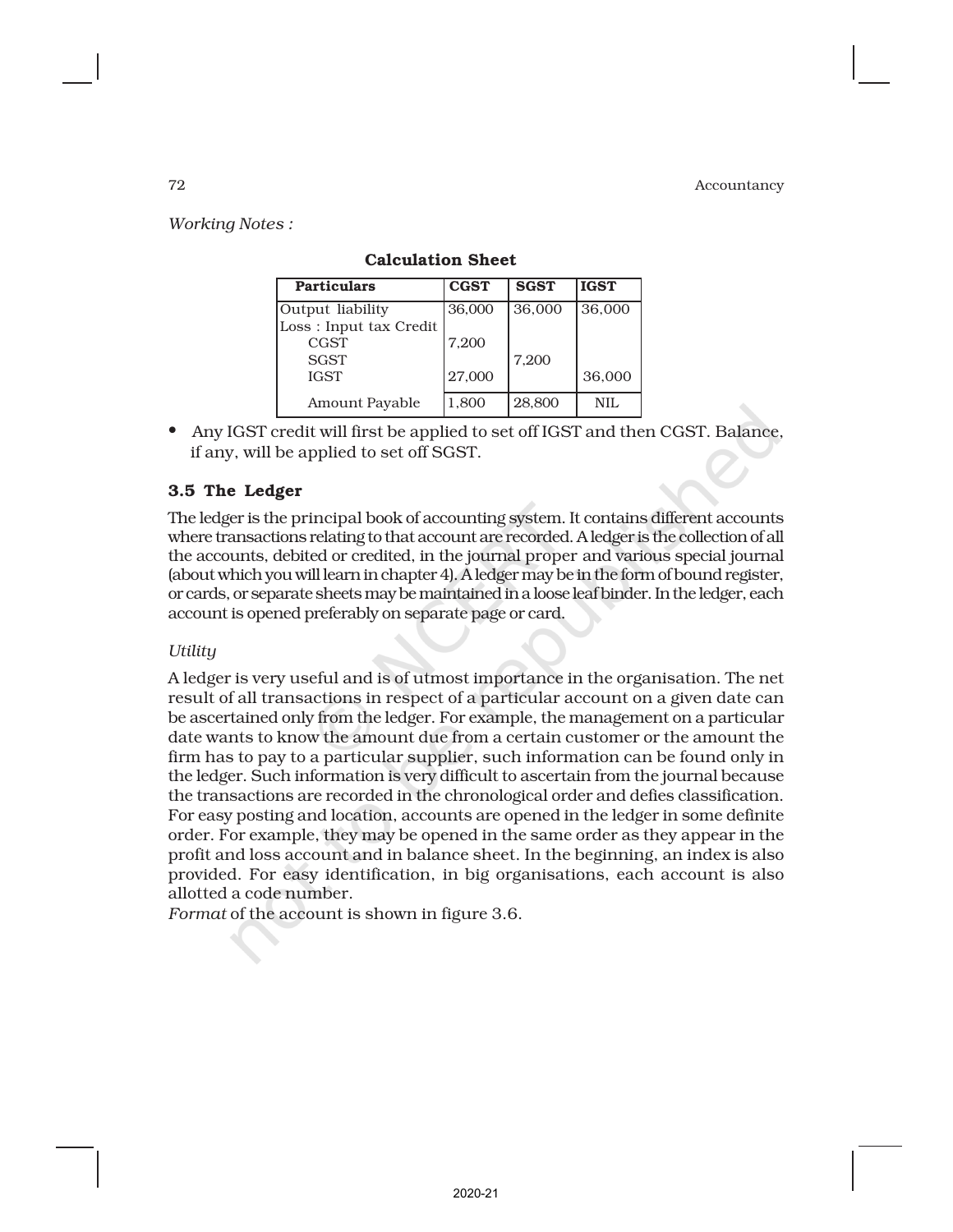*Working Notes :*

**Calculation Sheet**

| Particulars | CGST | SGST | IGST |
|---|---|---|---|
| Output liability | 36,000 | 36,000 | 36,000 |
| Loss : Input tax Credit | | | |
| CGST | 7,200 | | |
| SGST | | 7,200 | |
| IGST | 27,000 | | 36,000 |
| Amount Payable | 1,800 | 28,800 | NIL |

- Any IGST credit will first be applied to set off IGST and then CGST. Balance, if any, will be applied to set off SGST.

## 3.5 The Ledger

The ledger is the principal book of accounting system. It contains different accounts where transactions relating to that account are recorded. A ledger is the collection of all the accounts, debited or credited, in the journal proper and various special journal (about which you will learn in chapter 4). A ledger may be in the form of bound register, or cards, or separate sheets may be maintained in a loose leaf binder. In the ledger, each account is opened preferably on separate page or card.

*Utility*

A ledger is very useful and is of utmost importance in the organisation. The net result of all transactions in respect of a particular account on a given date can be ascertained only from the ledger. For example, the management on a particular date wants to know the amount due from a certain customer or the amount the firm has to pay to a particular supplier, such information can be found only in the ledger. Such information is very difficult to ascertain from the journal because the transactions are recorded in the chronological order and defies classification. For easy posting and location, accounts are opened in the ledger in some definite order. For example, they may be opened in the same order as they appear in the profit and loss account and in balance sheet. In the beginning, an index is also provided. For easy identification, in big organisations, each account is also allotted a code number.

*Format* of the account is shown in figure 3.6.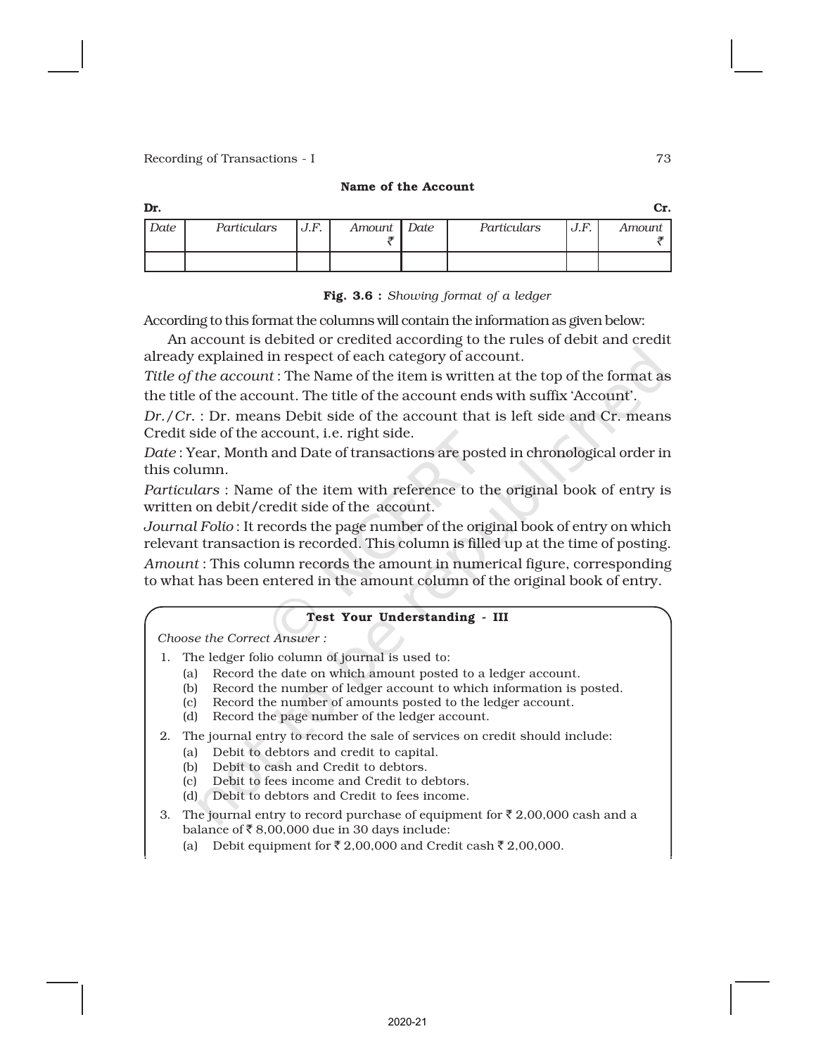**Name of the Account**

| Dr. | | | | | | | Cr. |
|---|---|---|---|---|---|---|---|
| *Date* | *Particulars* | *J.F.* | *Amount* ₹ | *Date* | *Particulars* | *J.F.* | *Amount* ₹ |
| | | | | | | | |

**Fig. 3.6 :** *Showing format of a ledger*

According to this format the columns will contain the information as given below:

An account is debited or credited according to the rules of debit and credit already explained in respect of each category of account.

*Title of the account* : The Name of the item is written at the top of the format as the title of the account. The title of the account ends with suffix 'Account'.

*Dr./Cr.* : Dr. means Debit side of the account that is left side and Cr. means Credit side of the account, i.e. right side.

*Date* : Year, Month and Date of transactions are posted in chronological order in this column.

*Particulars* : Name of the item with reference to the original book of entry is written on debit/credit side of the account.

*Journal Folio* : It records the page number of the original book of entry on which relevant transaction is recorded. This column is filled up at the time of posting.

*Amount* : This column records the amount in numerical figure, corresponding to what has been entered in the amount column of the original book of entry.

**Test Your Understanding - III**

*Choose the Correct Answer :*

1. The ledger folio column of journal is used to:
   (a) Record the date on which amount posted to a ledger account.
   (b) Record the number of ledger account to which information is posted.
   (c) Record the number of amounts posted to the ledger account.
   (d) Record the page number of the ledger account.
2. The journal entry to record the sale of services on credit should include:
   (a) Debit to debtors and credit to capital.
   (b) Debit to cash and Credit to debtors.
   (c) Debit to fees income and Credit to debtors.
   (d) Debit to debtors and Credit to fees income.
3. The journal entry to record purchase of equipment for ₹ 2,00,000 cash and a balance of ₹ 8,00,000 due in 30 days include:
   (a) Debit equipment for ₹ 2,00,000 and Credit cash ₹ 2,00,000.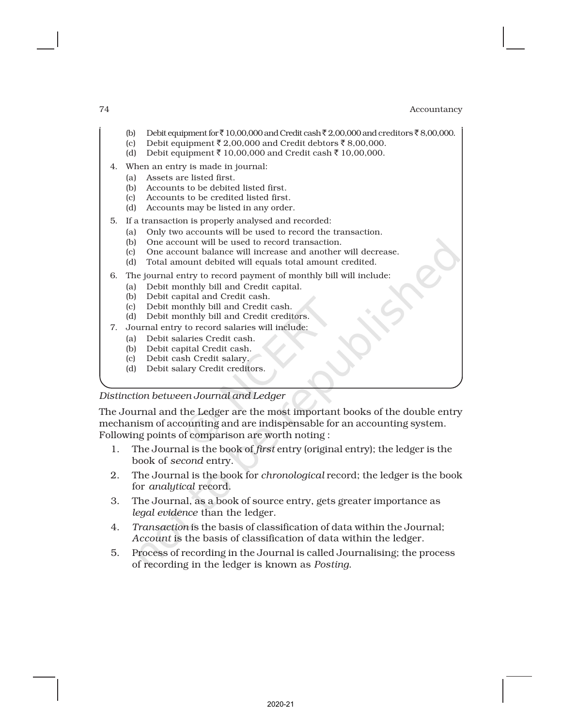(b) Debit equipment for ₹ 10,00,000 and Credit cash ₹ 2,00,000 and creditors ₹ 8,00,000.
(c) Debit equipment ₹ 2,00,000 and Credit debtors ₹ 8,00,000.
(d) Debit equipment ₹ 10,00,000 and Credit cash ₹ 10,00,000.

4. When an entry is made in journal:
   (a) Assets are listed first.
   (b) Accounts to be debited listed first.
   (c) Accounts to be credited listed first.
   (d) Accounts may be listed in any order.
5. If a transaction is properly analysed and recorded:
   (a) Only two accounts will be used to record the transaction.
   (b) One account will be used to record transaction.
   (c) One account balance will increase and another will decrease.
   (d) Total amount debited will equals total amount credited.
6. The journal entry to record payment of monthly bill will include:
   (a) Debit monthly bill and Credit capital.
   (b) Debit capital and Credit cash.
   (c) Debit monthly bill and Credit cash.
   (d) Debit monthly bill and Credit creditors.
7. Journal entry to record salaries will include:
   (a) Debit salaries Credit cash.
   (b) Debit capital Credit cash.
   (c) Debit cash Credit salary.
   (d) Debit salary Credit creditors.

*Distinction between Journal and Ledger*

The Journal and the Ledger are the most important books of the double entry mechanism of accounting and are indispensable for an accounting system. Following points of comparison are worth noting :

1. The Journal is the book of *first* entry (original entry); the ledger is the book of *second* entry.
2. The Journal is the book for *chronological* record; the ledger is the book for *analytical* record.
3. The Journal, as a book of source entry, gets greater importance as *legal evidence* than the ledger.
4. *Transaction* is the basis of classification of data within the Journal; *Account* is the basis of classification of data within the ledger.
5. Process of recording in the Journal is called Journalising; the process of recording in the ledger is known as *Posting*.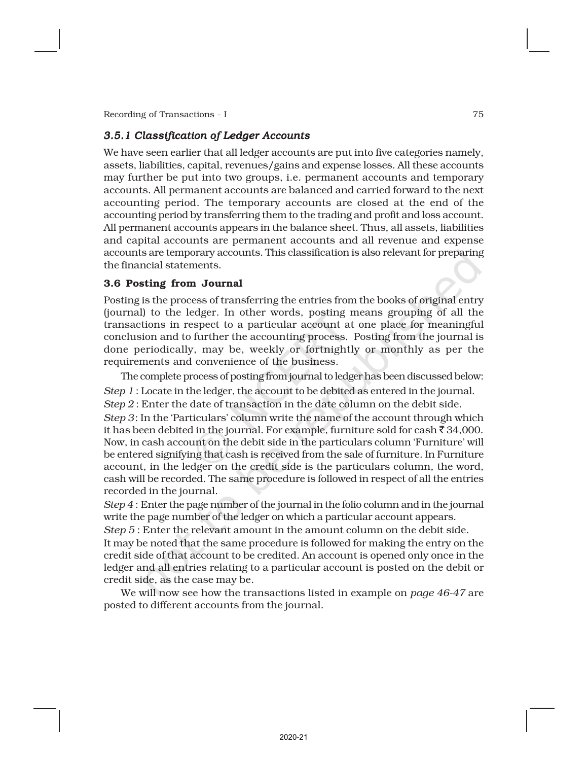### *3.5.1 Classification of Ledger Accounts*

We have seen earlier that all ledger accounts are put into five categories namely, assets, liabilities, capital, revenues/gains and expense losses. All these accounts may further be put into two groups, i.e. permanent accounts and temporary accounts. All permanent accounts are balanced and carried forward to the next accounting period. The temporary accounts are closed at the end of the accounting period by transferring them to the trading and profit and loss account. All permanent accounts appears in the balance sheet. Thus, all assets, liabilities and capital accounts are permanent accounts and all revenue and expense accounts are temporary accounts. This classification is also relevant for preparing the financial statements.

## 3.6 Posting from Journal

Posting is the process of transferring the entries from the books of original entry (journal) to the ledger. In other words, posting means grouping of all the transactions in respect to a particular account at one place for meaningful conclusion and to further the accounting process. Posting from the journal is done periodically, may be, weekly or fortnightly or monthly as per the requirements and convenience of the business.

The complete process of posting from journal to ledger has been discussed below:

*Step 1* : Locate in the ledger, the account to be debited as entered in the journal.

*Step 2* : Enter the date of transaction in the date column on the debit side.

*Step 3*: In the 'Particulars' column write the name of the account through which it has been debited in the journal. For example, furniture sold for cash ₹ 34,000. Now, in cash account on the debit side in the particulars column 'Furniture' will be entered signifying that cash is received from the sale of furniture. In Furniture account, in the ledger on the credit side is the particulars column, the word, cash will be recorded. The same procedure is followed in respect of all the entries recorded in the journal.

*Step 4* : Enter the page number of the journal in the folio column and in the journal write the page number of the ledger on which a particular account appears.

*Step 5* : Enter the relevant amount in the amount column on the debit side.

It may be noted that the same procedure is followed for making the entry on the credit side of that account to be credited. An account is opened only once in the ledger and all entries relating to a particular account is posted on the debit or credit side, as the case may be.

We will now see how the transactions listed in example on *page 46-47* are posted to different accounts from the journal.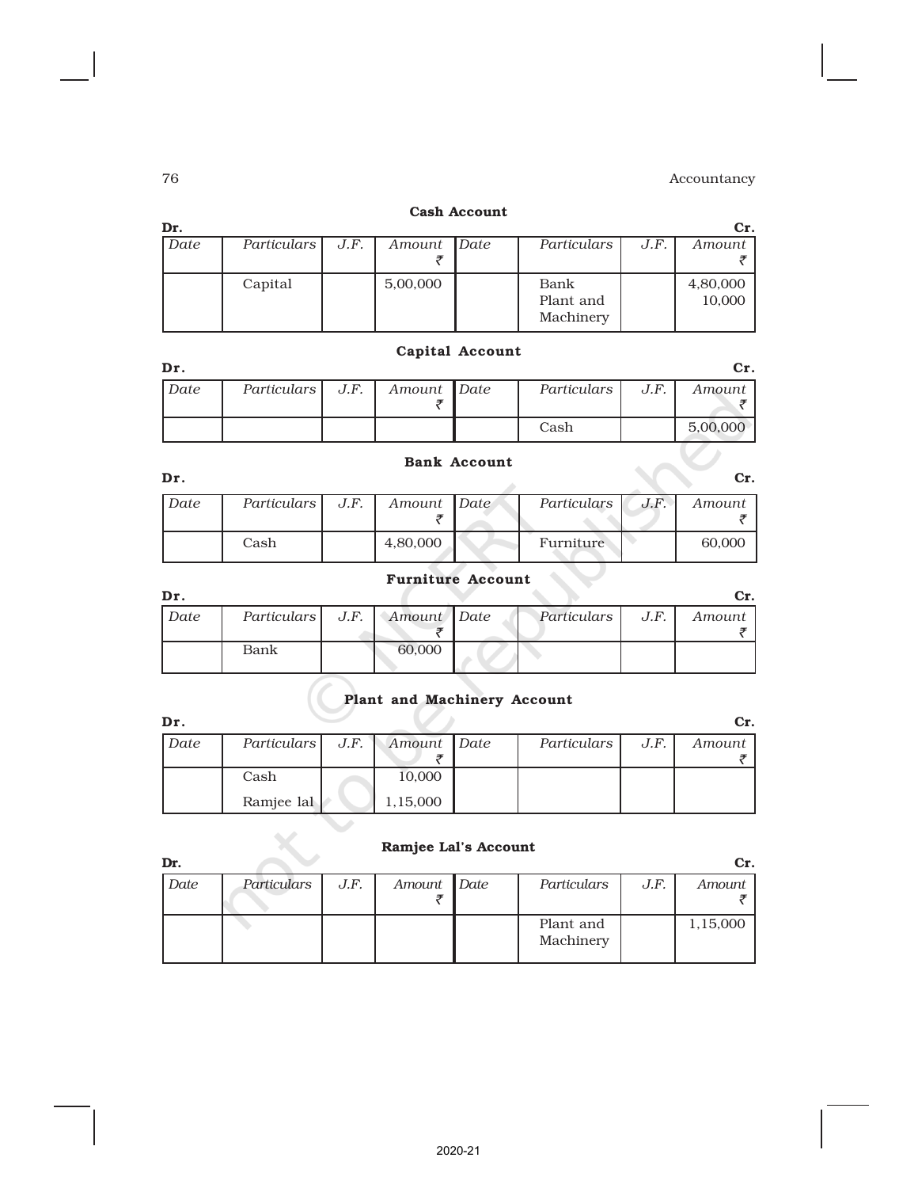### Cash Account

| Dr. | | | | | | | Cr. |
|---|---|---|---|---|---|---|---|
| *Date* | *Particulars* | *J.F.* | *Amount* ₹ | *Date* | *Particulars* | *J.F.* | *Amount* ₹ |
| | Capital | | 5,00,000 | | Bank | | 4,80,000 |
| | | | | | Plant and Machinery | | 10,000 |

### Capital Account

| Dr. | | | | | | | Cr. |
|---|---|---|---|---|---|---|---|
| *Date* | *Particulars* | *J.F.* | *Amount* ₹ | *Date* | *Particulars* | *J.F.* | *Amount* ₹ |
| | | | | | Cash | | 5,00,000 |

### Bank Account

| Dr. | | | | | | | Cr. |
|---|---|---|---|---|---|---|---|
| *Date* | *Particulars* | *J.F.* | *Amount* ₹ | *Date* | *Particulars* | *J.F.* | *Amount* ₹ |
| | Cash | | 4,80,000 | | Furniture | | 60,000 |

### Furniture Account

| Dr. | | | | | | | Cr. |
|---|---|---|---|---|---|---|---|
| *Date* | *Particulars* | *J.F.* | *Amount* ₹ | *Date* | *Particulars* | *J.F.* | *Amount* ₹ |
| | Bank | | 60,000 | | | | |

### Plant and Machinery Account

| Dr. | | | | | | | Cr. |
|---|---|---|---|---|---|---|---|
| *Date* | *Particulars* | *J.F.* | *Amount* ₹ | *Date* | *Particulars* | *J.F.* | *Amount* ₹ |
| | Cash | | 10,000 | | | | |
| | Ramjee lal | | 1,15,000 | | | | |

### Ramjee Lal's Account

| Dr. | | | | | | | Cr. |
|---|---|---|---|---|---|---|---|
| *Date* | *Particulars* | *J.F.* | *Amount* ₹ | *Date* | *Particulars* | *J.F.* | *Amount* ₹ |
| | | | | | Plant and Machinery | | 1,15,000 |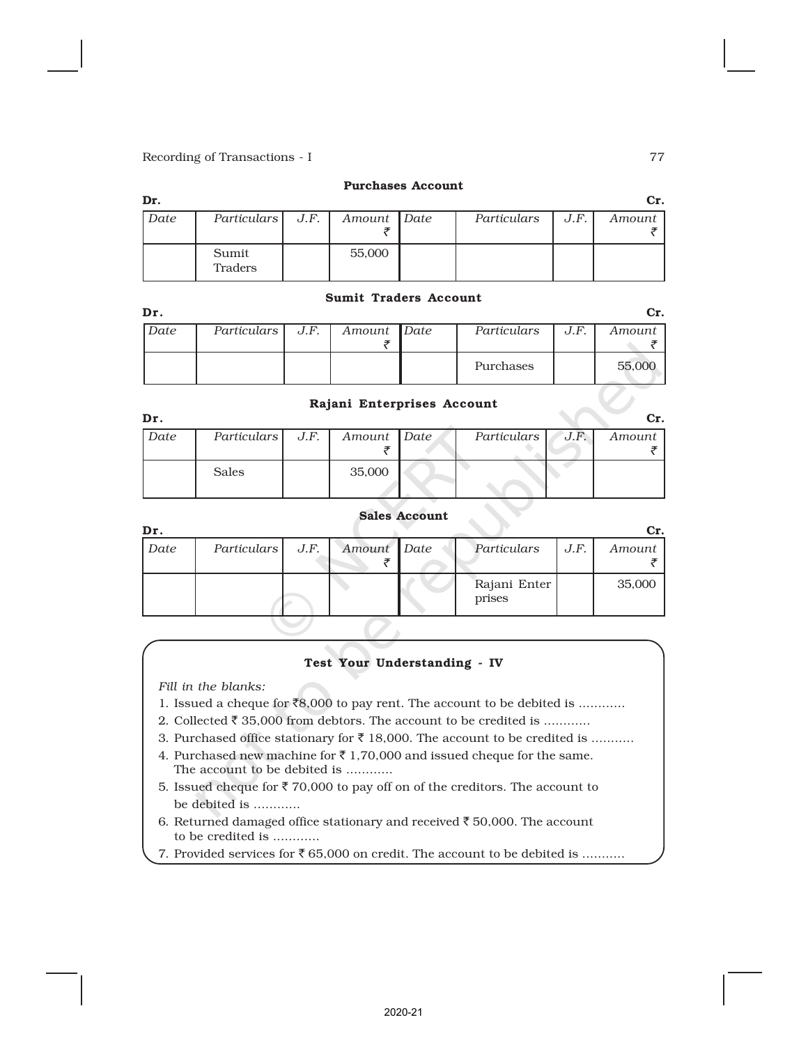**Purchases Account**

Dr. Cr.

| Date | Particulars | J.F. | Amount ₹ | Date | Particulars | J.F. | Amount ₹ |
|---|---|---|---|---|---|---|---|
| | Sumit Traders | | 55,000 | | | | |

**Sumit Traders Account**

Dr. Cr.

| Date | Particulars | J.F. | Amount ₹ | Date | Particulars | J.F. | Amount ₹ |
|---|---|---|---|---|---|---|---|
| | | | | | Purchases | | 55,000 |

**Rajani Enterprises Account**

Dr. Cr.

| Date | Particulars | J.F. | Amount ₹ | Date | Particulars | J.F. | Amount ₹ |
|---|---|---|---|---|---|---|---|
| | Sales | | 35,000 | | | | |

**Sales Account**

Dr. Cr.

| Date | Particulars | J.F. | Amount ₹ | Date | Particulars | J.F. | Amount ₹ |
|---|---|---|---|---|---|---|---|
| | | | | | Rajani Enterprises | | 35,000 |

**Test Your Understanding - IV**

*Fill in the blanks:*

1. Issued a cheque for ₹8,000 to pay rent. The account to be debited is ............
2. Collected ₹ 35,000 from debtors. The account to be credited is ............
3. Purchased office stationary for ₹ 18,000. The account to be credited is ...........
4. Purchased new machine for ₹ 1,70,000 and issued cheque for the same. The account to be debited is ............
5. Issued cheque for ₹ 70,000 to pay off on of the creditors. The account to be debited is ............
6. Returned damaged office stationary and received ₹ 50,000. The account to be credited is ............
7. Provided services for ₹ 65,000 on credit. The account to be debited is ...........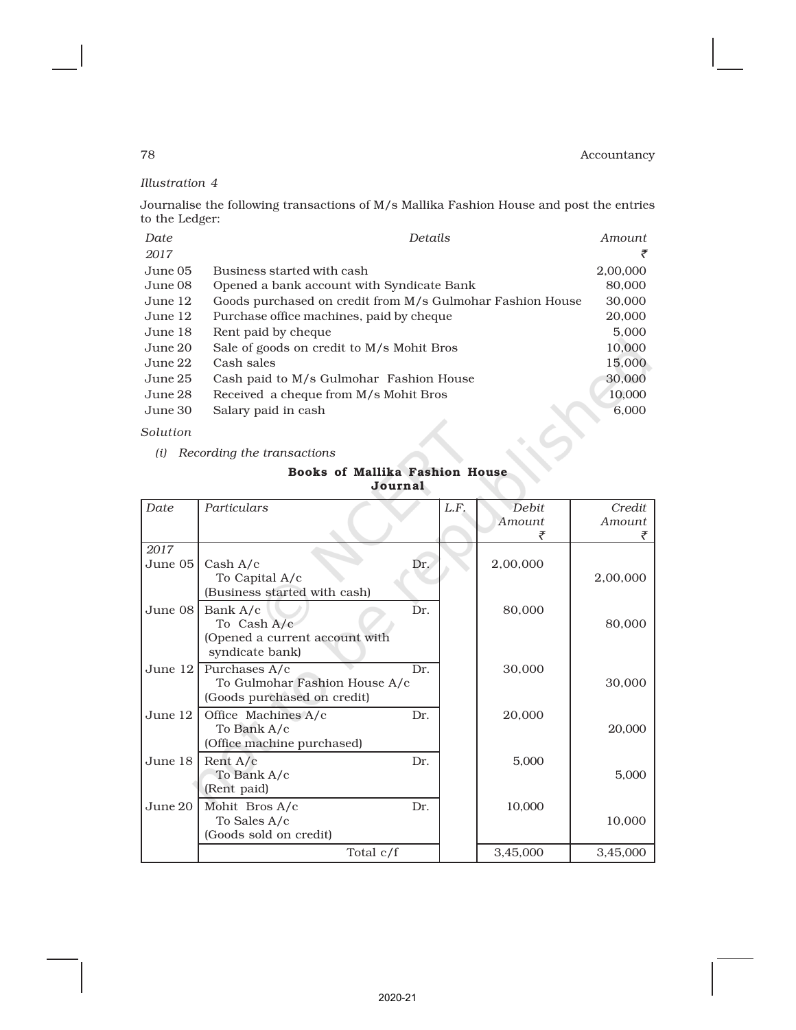*Illustration 4*

Journalise the following transactions of M/s Mallika Fashion House and post the entries to the Ledger:

| Date | Details | Amount |
|---|---|---|
| 2017 | | ₹ |
| June 05 | Business started with cash | 2,00,000 |
| June 08 | Opened a bank account with Syndicate Bank | 80,000 |
| June 12 | Goods purchased on credit from M/s Gulmohar Fashion House | 30,000 |
| June 12 | Purchase office machines, paid by cheque | 20,000 |
| June 18 | Rent paid by cheque | 5,000 |
| June 20 | Sale of goods on credit to M/s Mohit Bros | 10,000 |
| June 22 | Cash sales | 15,000 |
| June 25 | Cash paid to M/s Gulmohar Fashion House | 30,000 |
| June 28 | Received a cheque from M/s Mohit Bros | 10,000 |
| June 30 | Salary paid in cash | 6,000 |

*Solution*

*(i) Recording the transactions*

**Books of Mallika Fashion House**
**Journal**

| Date | Particulars | L.F. | Debit Amount ₹ | Credit Amount ₹ |
|---|---|---|---|---|
| 2017 | | | | |
| June 05 | Cash A/c Dr.<br>To Capital A/c<br>(Business started with cash) | | 2,00,000 | 2,00,000 |
| June 08 | Bank A/c Dr.<br>To Cash A/c<br>(Opened a current account with syndicate bank) | | 80,000 | 80,000 |
| June 12 | Purchases A/c Dr.<br>To Gulmohar Fashion House A/c<br>(Goods purchased on credit) | | 30,000 | 30,000 |
| June 12 | Office Machines A/c Dr.<br>To Bank A/c<br>(Office machine purchased) | | 20,000 | 20,000 |
| June 18 | Rent A/c Dr.<br>To Bank A/c<br>(Rent paid) | | 5,000 | 5,000 |
| June 20 | Mohit Bros A/c Dr.<br>To Sales A/c<br>(Goods sold on credit) | | 10,000 | 10,000 |
| | Total c/f | | 3,45,000 | 3,45,000 |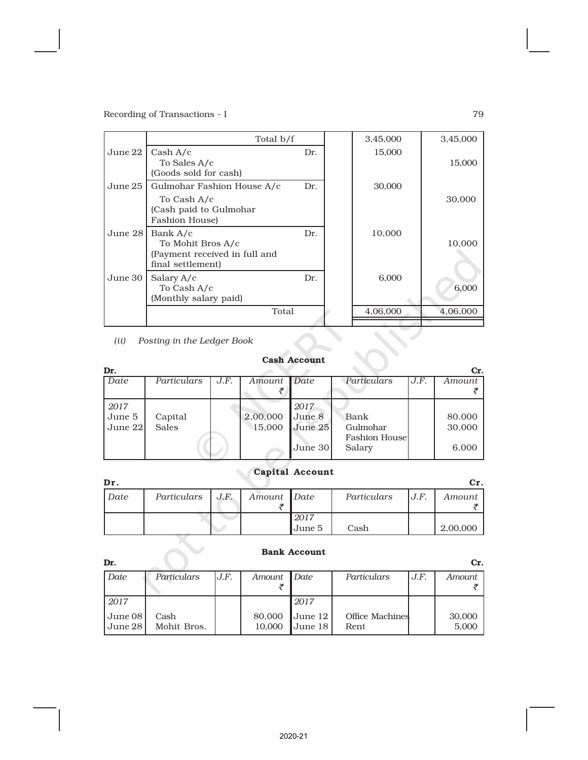| Date | Particulars | | L.F. | Debit Amount | Credit Amount |
|---|---|---|---|---|---|
| | Total b/f | | | 3,45,000 | 3,45,000 |
| June 22 | Cash A/c<br>To Sales A/c<br>(Goods sold for cash) | Dr. | | 15,000 | 15,000 |
| June 25 | Gulmohar Fashion House A/c<br>To Cash A/c<br>(Cash paid to Gulmohar Fashion House) | Dr. | | 30,000 | 30,000 |
| June 28 | Bank A/c<br>To Mohit Bros A/c<br>(Payment received in full and final settlement) | Dr. | | 10,000 | 10,000 |
| June 30 | Salary A/c<br>To Cash A/c<br>(Monthly salary paid) | Dr. | | 6,000 | 6,000 |
| | Total | | | 4,06,000 | 4,06,000 |

*(ii) Posting in the Ledger Book*

**Cash Account**

Dr. Cr.

| Date | Particulars | J.F. | Amount ₹ | Date | Particulars | J.F. | Amount ₹ |
|---|---|---|---|---|---|---|---|
| 2017 | | | | 2017 | | | |
| June 5 | Capital | | 2,00,000 | June 8 | Bank | | 80,000 |
| June 22 | Sales | | 15,000 | June 25 | Gulmohar Fashion House | | 30,000 |
| | | | | June 30 | Salary | | 6,000 |

**Capital Account**

Dr. Cr.

| Date | Particulars | J.F. | Amount ₹ | Date | Particulars | J.F. | Amount ₹ |
|---|---|---|---|---|---|---|---|
| | | | | 2017 | | | |
| | | | | June 5 | Cash | | 2,00,000 |

**Bank Account**

Dr. Cr.

| Date | Particulars | J.F. | Amount ₹ | Date | Particulars | J.F. | Amount ₹ |
|---|---|---|---|---|---|---|---|
| 2017 | | | | 2017 | | | |
| June 08 | Cash | | 80,000 | June 12 | Office Machines | | 30,000 |
| June 28 | Mohit Bros. | | 10,000 | June 18 | Rent | | 5,000 |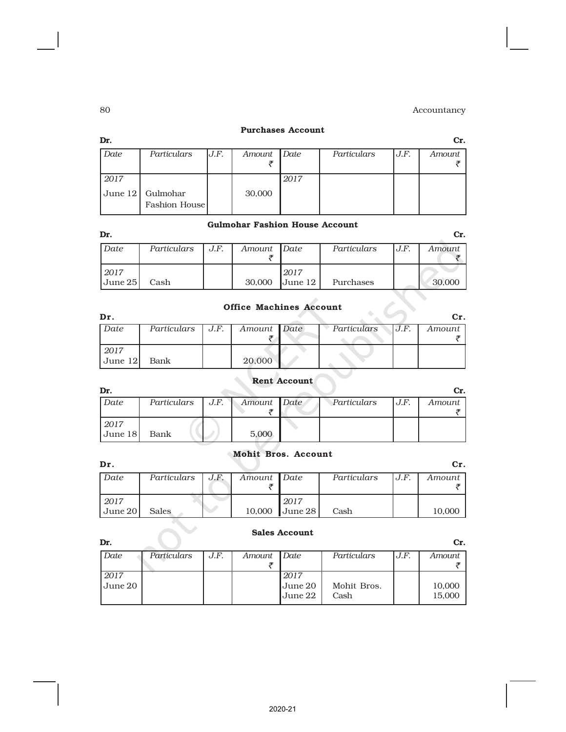**Purchases Account**

Dr. Cr.

| Date | Particulars | J.F. | Amount ₹ | Date | Particulars | J.F. | Amount ₹ |
|---|---|---|---|---|---|---|---|
| 2017 | | | | 2017 | | | |
| June 12 | Gulmohar Fashion House | | 30,000 | | | | |

**Gulmohar Fashion House Account**

Dr. Cr.

| Date | Particulars | J.F. | Amount ₹ | Date | Particulars | J.F. | Amount ₹ |
|---|---|---|---|---|---|---|---|
| 2017 | | | | 2017 | | | |
| June 25 | Cash | | 30,000 | June 12 | Purchases | | 30,000 |

**Office Machines Account**

Dr. Cr.

| Date | Particulars | J.F. | Amount ₹ | Date | Particulars | J.F. | Amount ₹ |
|---|---|---|---|---|---|---|---|
| 2017 | | | | | | | |
| June 12 | Bank | | 20,000 | | | | |

**Rent Account**

Dr. Cr.

| Date | Particulars | J.F. | Amount ₹ | Date | Particulars | J.F. | Amount ₹ |
|---|---|---|---|---|---|---|---|
| 2017 | | | | | | | |
| June 18 | Bank | | 5,000 | | | | |

**Mohit Bros. Account**

Dr. Cr.

| Date | Particulars | J.F. | Amount ₹ | Date | Particulars | J.F. | Amount ₹ |
|---|---|---|---|---|---|---|---|
| 2017 | | | | 2017 | | | |
| June 20 | Sales | | 10,000 | June 28 | Cash | | 10,000 |

**Sales Account**

Dr. Cr.

| Date | Particulars | J.F. | Amount ₹ | Date | Particulars | J.F. | Amount ₹ |
|---|---|---|---|---|---|---|---|
| 2017 | | | | 2017 | | | |
| June 20 | | | | June 20 | Mohit Bros. | | 10,000 |
| | | | | June 22 | Cash | | 15,000 |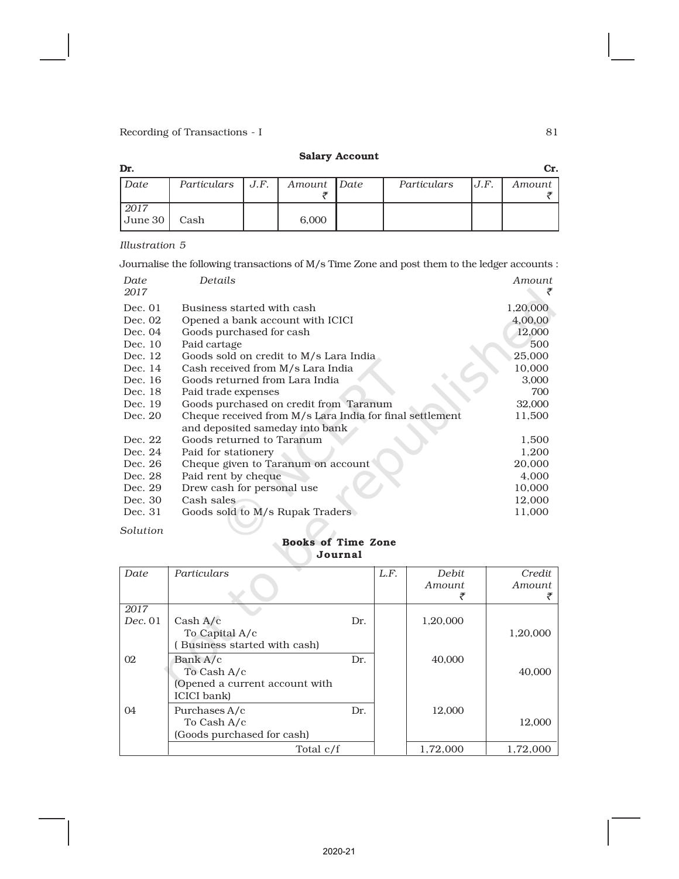**Salary Account**

| Dr. | | | | | | | Cr. |
|---|---|---|---|---|---|---|---|
| *Date* | *Particulars* | *J.F.* | *Amount* ₹ | *Date* | *Particulars* | *J.F.* | *Amount* ₹ |
| 2017 June 30 | Cash | | 6,000 | | | | |

*Illustration 5*

Journalise the following transactions of M/s Time Zone and post them to the ledger accounts :

| *Date* 2017 | *Details* | *Amount* ₹ |
|---|---|---|
| Dec. 01 | Business started with cash | 1,20,000 |
| Dec. 02 | Opened a bank account with ICICI | 4,00,00 |
| Dec. 04 | Goods purchased for cash | 12,000 |
| Dec. 10 | Paid cartage | 500 |
| Dec. 12 | Goods sold on credit to M/s Lara India | 25,000 |
| Dec. 14 | Cash received from M/s Lara India | 10,000 |
| Dec. 16 | Goods returned from Lara India | 3,000 |
| Dec. 18 | Paid trade expenses | 700 |
| Dec. 19 | Goods purchased on credit from Taranum | 32,000 |
| Dec. 20 | Cheque received from M/s Lara India for final settlement and deposited sameday into bank | 11,500 |
| Dec. 22 | Goods returned to Taranum | 1,500 |
| Dec. 24 | Paid for stationery | 1,200 |
| Dec. 26 | Cheque given to Taranum on account | 20,000 |
| Dec. 28 | Paid rent by cheque | 4,000 |
| Dec. 29 | Drew cash for personal use | 10,000 |
| Dec. 30 | Cash sales | 12,000 |
| Dec. 31 | Goods sold to M/s Rupak Traders | 11,000 |

*Solution*

**Books of Time Zone**
**Journal**

| *Date* | *Particulars* | *L.F.* | *Debit Amount* ₹ | *Credit Amount* ₹ |
|---|---|---|---|---|
| 2017 Dec. 01 | Cash A/c Dr.<br>To Capital A/c<br>( Business started with cash) | | 1,20,000 | <br>1,20,000 |
| 02 | Bank A/c Dr.<br>To Cash A/c<br>(Opened a current account with ICICI bank) | | 40,000 | <br>40,000 |
| 04 | Purchases A/c Dr.<br>To Cash A/c<br>(Goods purchased for cash) | | 12,000 | <br>12,000 |
| | Total c/f | | 1,72,000 | 1,72,000 |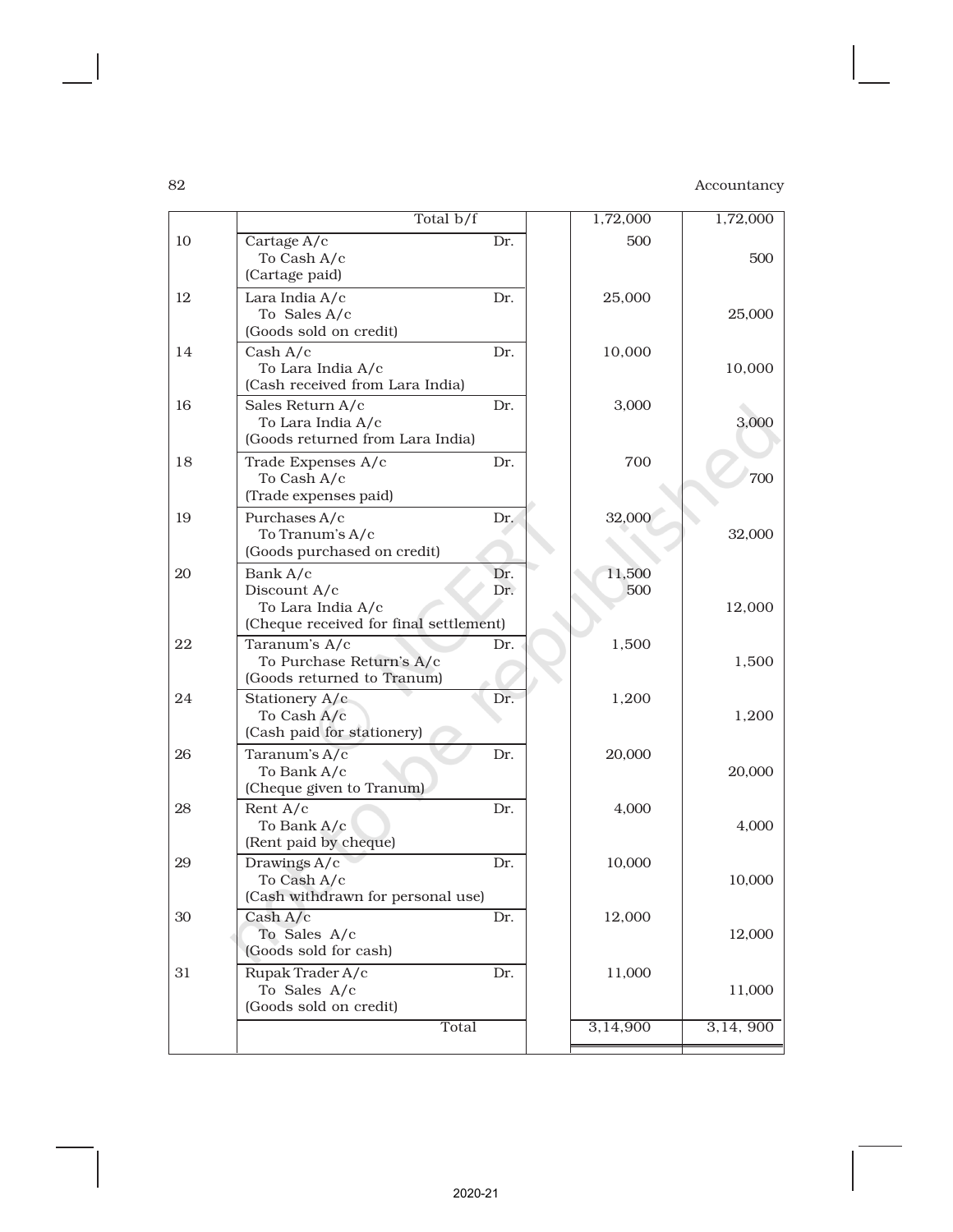| | | | | |
|---|---|---|---|---|
| | Total b/f | | 1,72,000 | 1,72,000 |
| 10 | Cartage A/c Dr.<br>To Cash A/c<br>(Cartage paid) | | 500 | 500 |
| 12 | Lara India A/c Dr.<br>To Sales A/c<br>(Goods sold on credit) | | 25,000 | 25,000 |
| 14 | Cash A/c Dr.<br>To Lara India A/c<br>(Cash received from Lara India) | | 10,000 | 10,000 |
| 16 | Sales Return A/c Dr.<br>To Lara India A/c<br>(Goods returned from Lara India) | | 3,000 | 3,000 |
| 18 | Trade Expenses A/c Dr.<br>To Cash A/c<br>(Trade expenses paid) | | 700 | 700 |
| 19 | Purchases A/c Dr.<br>To Tranum's A/c<br>(Goods purchased on credit) | | 32,000 | 32,000 |
| 20 | Bank A/c Dr.<br>Discount A/c Dr.<br>To Lara India A/c<br>(Cheque received for final settlement) | | 11,500<br>500 | 12,000 |
| 22 | Taranum's A/c Dr.<br>To Purchase Return's A/c<br>(Goods returned to Tranum) | | 1,500 | 1,500 |
| 24 | Stationery A/c Dr.<br>To Cash A/c<br>(Cash paid for stationery) | | 1,200 | 1,200 |
| 26 | Taranum's A/c Dr.<br>To Bank A/c<br>(Cheque given to Tranum) | | 20,000 | 20,000 |
| 28 | Rent A/c Dr.<br>To Bank A/c<br>(Rent paid by cheque) | | 4,000 | 4,000 |
| 29 | Drawings A/c Dr.<br>To Cash A/c<br>(Cash withdrawn for personal use) | | 10,000 | 10,000 |
| 30 | Cash A/c Dr.<br>To Sales A/c<br>(Goods sold for cash) | | 12,000 | 12,000 |
| 31 | Rupak Trader A/c Dr.<br>To Sales A/c<br>(Goods sold on credit) | | 11,000 | 11,000 |
| | Total | | 3,14,900 | 3,14, 900 |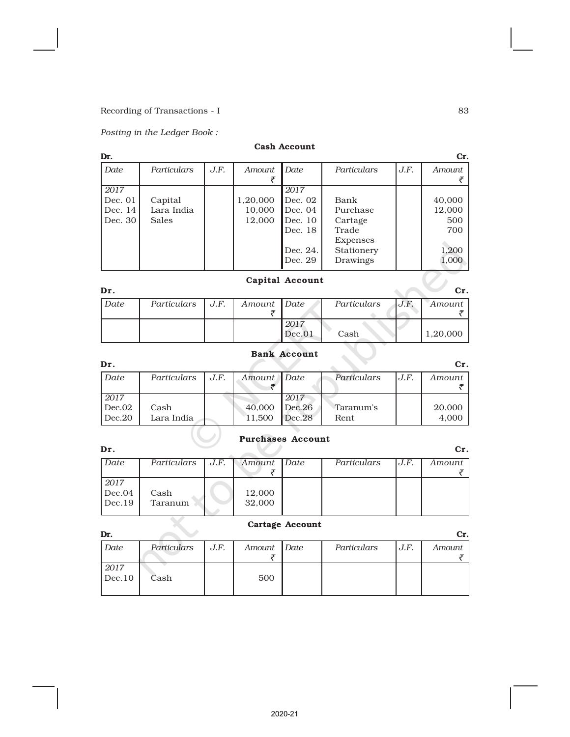*Posting in the Ledger Book :*

**Cash Account**

Dr. Cr.

| Date | Particulars | J.F. | Amount ₹ | Date | Particulars | J.F. | Amount ₹ |
|---|---|---|---|---|---|---|---|
| 2017 | | | | 2017 | | | |
| Dec. 01 | Capital | | 1,20,000 | Dec. 02 | Bank | | 40,000 |
| Dec. 14 | Lara India | | 10,000 | Dec. 04 | Purchase | | 12,000 |
| Dec. 30 | Sales | | 12,000 | Dec. 10 | Cartage | | 500 |
| | | | | Dec. 18 | Trade Expenses | | 700 |
| | | | | Dec. 24. | Stationery | | 1,200 |
| | | | | Dec. 29 | Drawings | | 1,000 |

**Capital Account**

Dr. Cr.

| Date | Particulars | J.F. | Amount ₹ | Date | Particulars | J.F. | Amount ₹ |
|---|---|---|---|---|---|---|---|
| | | | | 2017 | | | |
| | | | | Dec.01 | Cash | | 1,20,000 |

**Bank Account**

Dr. Cr.

| Date | Particulars | J.F. | Amount ₹ | Date | Particulars | J.F. | Amount ₹ |
|---|---|---|---|---|---|---|---|
| 2017 | | | | 2017 | | | |
| Dec.02 | Cash | | 40,000 | Dec.26 | Taranum's | | 20,000 |
| Dec.20 | Lara India | | 11,500 | Dec.28 | Rent | | 4,000 |

**Purchases Account**

Dr. Cr.

| Date | Particulars | J.F. | Amount ₹ | Date | Particulars | J.F. | Amount ₹ |
|---|---|---|---|---|---|---|---|
| 2017 | | | | | | | |
| Dec.04 | Cash | | 12,000 | | | | |
| Dec.19 | Taranum | | 32,000 | | | | |

**Cartage Account**

Dr. Cr.

| Date | Particulars | J.F. | Amount ₹ | Date | Particulars | J.F. | Amount ₹ |
|---|---|---|---|---|---|---|---|
| 2017 | | | | | | | |
| Dec.10 | Cash | | 500 | | | | |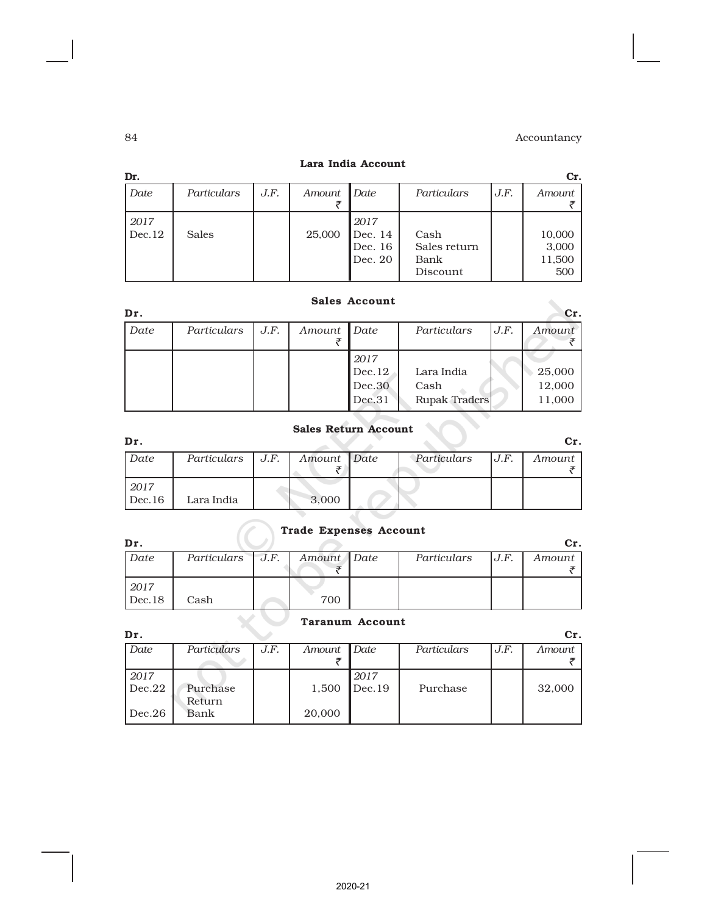**Lara India Account**

**Dr.** **Cr.**

| Date | Particulars | J.F. | Amount ₹ | Date | Particulars | J.F. | Amount ₹ |
|---|---|---|---|---|---|---|---|
| 2017 | | | | 2017 | | | |
| Dec.12 | Sales | | 25,000 | Dec. 14 | Cash | | 10,000 |
| | | | | Dec. 16 | Sales return | | 3,000 |
| | | | | Dec. 20 | Bank | | 11,500 |
| | | | | | Discount | | 500 |

**Sales Account**

**Dr.** **Cr.**

| Date | Particulars | J.F. | Amount ₹ | Date | Particulars | J.F. | Amount ₹ |
|---|---|---|---|---|---|---|---|
| | | | | 2017 | | | |
| | | | | Dec.12 | Lara India | | 25,000 |
| | | | | Dec.30 | Cash | | 12,000 |
| | | | | Dec.31 | Rupak Traders | | 11,000 |

**Sales Return Account**

**Dr.** **Cr.**

| Date | Particulars | J.F. | Amount ₹ | Date | Particulars | J.F. | Amount ₹ |
|---|---|---|---|---|---|---|---|
| 2017 | | | | | | | |
| Dec.16 | Lara India | | 3,000 | | | | |

**Trade Expenses Account**

**Dr.** **Cr.**

| Date | Particulars | J.F. | Amount ₹ | Date | Particulars | J.F. | Amount ₹ |
|---|---|---|---|---|---|---|---|
| 2017 | | | | | | | |
| Dec.18 | Cash | | 700 | | | | |

**Taranum Account**

**Dr.** **Cr.**

| Date | Particulars | J.F. | Amount ₹ | Date | Particulars | J.F. | Amount ₹ |
|---|---|---|---|---|---|---|---|
| 2017 | | | | 2017 | | | |
| Dec.22 | Purchase Return | | 1,500 | Dec.19 | Purchase | | 32,000 |
| Dec.26 | Bank | | 20,000 | | | | |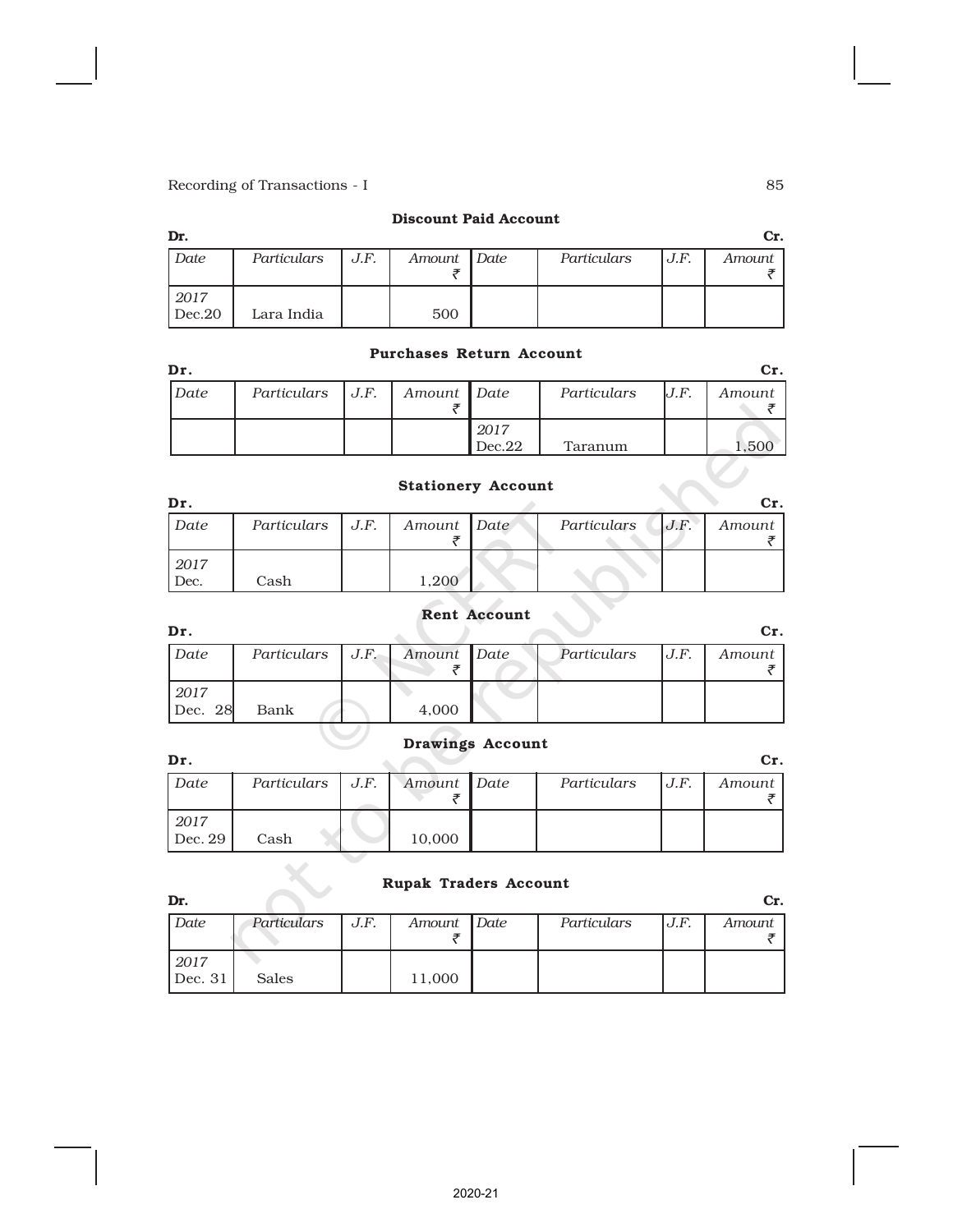**Discount Paid Account**

| Dr. | | | | | | | Cr. |
|---|---|---|---|---|---|---|---|
| *Date* | *Particulars* | *J.F.* | *Amount* ₹ | *Date* | *Particulars* | *J.F.* | *Amount* ₹ |
| *2017* Dec.20 | Lara India | | 500 | | | | |

**Purchases Return Account**

| Dr. | | | | | | | Cr. |
|---|---|---|---|---|---|---|---|
| *Date* | *Particulars* | *J.F.* | *Amount* ₹ | *Date* | *Particulars* | *J.F.* | *Amount* ₹ |
| | | | | *2017* Dec.22 | Taranum | | 1,500 |

**Stationery Account**

| Dr. | | | | | | | Cr. |
|---|---|---|---|---|---|---|---|
| *Date* | *Particulars* | *J.F.* | *Amount* ₹ | *Date* | *Particulars* | *J.F.* | *Amount* ₹ |
| *2017* Dec. | Cash | | 1,200 | | | | |

**Rent Account**

| Dr. | | | | | | | Cr. |
|---|---|---|---|---|---|---|---|
| *Date* | *Particulars* | *J.F.* | *Amount* ₹ | *Date* | *Particulars* | *J.F.* | *Amount* ₹ |
| *2017* Dec. 28 | Bank | | 4,000 | | | | |

**Drawings Account**

| Dr. | | | | | | | Cr. |
|---|---|---|---|---|---|---|---|
| *Date* | *Particulars* | *J.F.* | *Amount* ₹ | *Date* | *Particulars* | *J.F.* | *Amount* ₹ |
| *2017* Dec. 29 | Cash | | 10,000 | | | | |

**Rupak Traders Account**

| Dr. | | | | | | | Cr. |
|---|---|---|---|---|---|---|---|
| *Date* | *Particulars* | *J.F.* | *Amount* ₹ | *Date* | *Particulars* | *J.F.* | *Amount* ₹ |
| *2017* Dec. 31 | Sales | | 11,000 | | | | |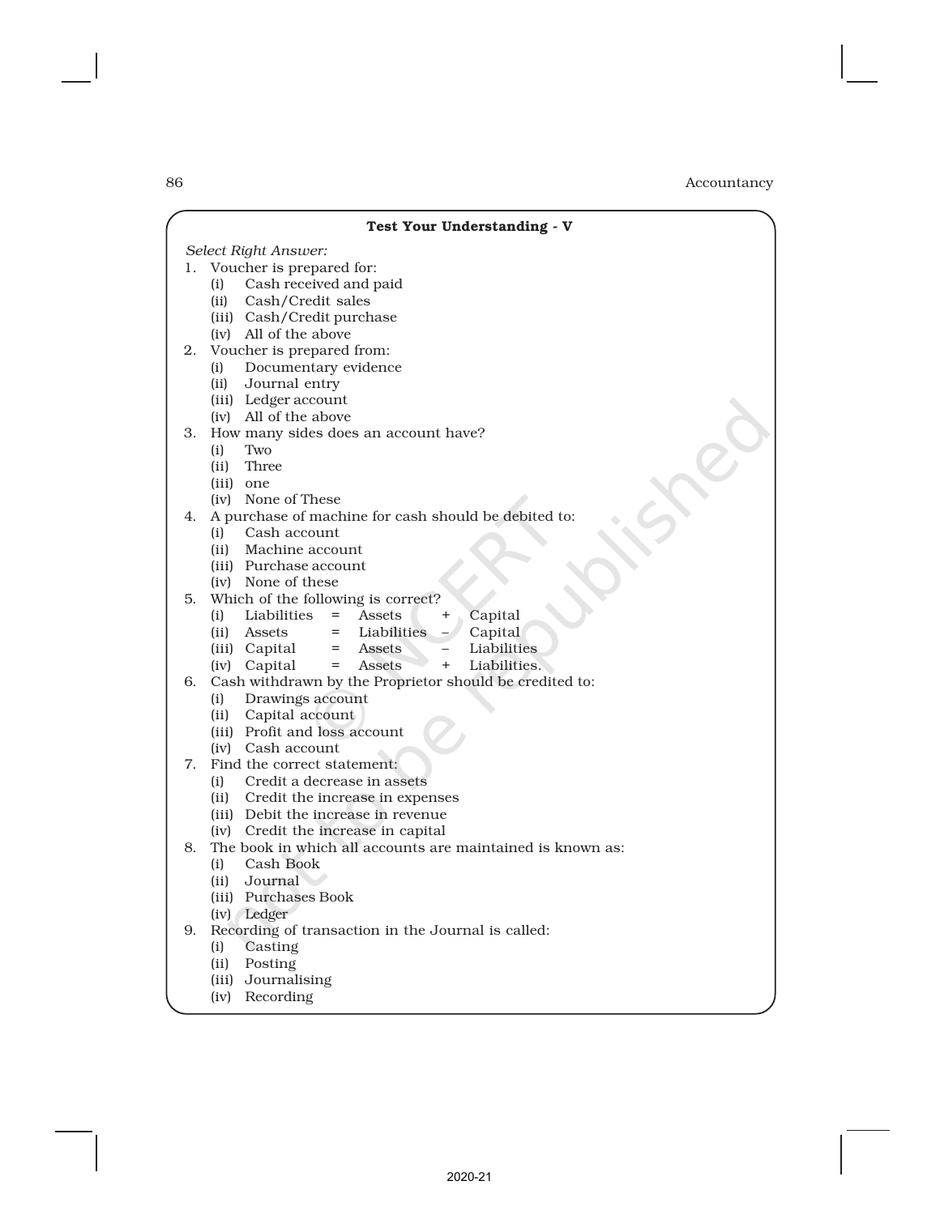**Test Your Understanding - V**

*Select Right Answer:*

1. Voucher is prepared for:
   (i) Cash received and paid
   (ii) Cash/Credit sales
   (iii) Cash/Credit purchase
   (iv) All of the above
2. Voucher is prepared from:
   (i) Documentary evidence
   (ii) Journal entry
   (iii) Ledger account
   (iv) All of the above
3. How many sides does an account have?
   (i) Two
   (ii) Three
   (iii) one
   (iv) None of These
4. A purchase of machine for cash should be debited to:
   (i) Cash account
   (ii) Machine account
   (iii) Purchase account
   (iv) None of these
5. Which of the following is correct?
   (i) Liabilities = Assets + Capital
   (ii) Assets = Liabilities – Capital
   (iii) Capital = Assets – Liabilities
   (iv) Capital = Assets + Liabilities.
6. Cash withdrawn by the Proprietor should be credited to:
   (i) Drawings account
   (ii) Capital account
   (iii) Profit and loss account
   (iv) Cash account
7. Find the correct statement:
   (i) Credit a decrease in assets
   (ii) Credit the increase in expenses
   (iii) Debit the increase in revenue
   (iv) Credit the increase in capital
8. The book in which all accounts are maintained is known as:
   (i) Cash Book
   (ii) Journal
   (iii) Purchases Book
   (iv) Ledger
9. Recording of transaction in the Journal is called:
   (i) Casting
   (ii) Posting
   (iii) Journalising
   (iv) Recording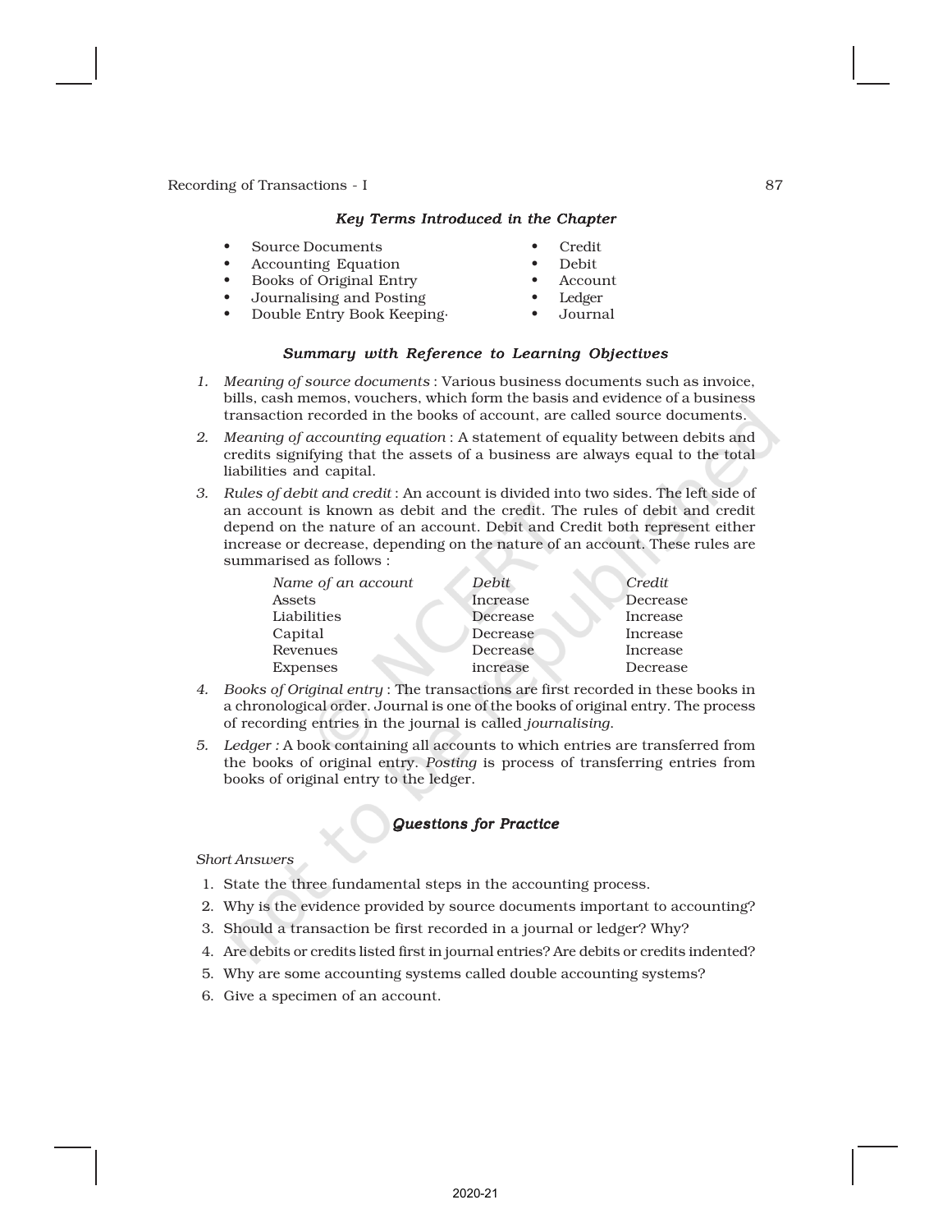### *Key Terms Introduced in the Chapter*

- Source Documents
- Accounting Equation
- Books of Original Entry
- Journalising and Posting
- Double Entry Book Keeping·
- Credit
- Debit
- Account
- Ledger
- Journal

### *Summary with Reference to Learning Objectives*

1. *Meaning of source documents* : Various business documents such as invoice, bills, cash memos, vouchers, which form the basis and evidence of a business transaction recorded in the books of account, are called source documents.
2. *Meaning of accounting equation* : A statement of equality between debits and credits signifying that the assets of a business are always equal to the total liabilities and capital.
3. *Rules of debit and credit* : An account is divided into two sides. The left side of an account is known as debit and the credit. The rules of debit and credit depend on the nature of an account. Debit and Credit both represent either increase or decrease, depending on the nature of an account. These rules are summarised as follows :

| *Name of an account* | *Debit* | *Credit* |
|---|---|---|
| Assets | Increase | Decrease |
| Liabilities | Decrease | Increase |
| Capital | Decrease | Increase |
| Revenues | Decrease | Increase |
| Expenses | increase | Decrease |

4. *Books of Original entry* : The transactions are first recorded in these books in a chronological order. Journal is one of the books of original entry. The process of recording entries in the journal is called *journalising.*
5. *Ledger :* A book containing all accounts to which entries are transferred from the books of original entry. *Posting* is process of transferring entries from books of original entry to the ledger.

### *Questions for Practice*

*Short Answers*

1. State the three fundamental steps in the accounting process.
2. Why is the evidence provided by source documents important to accounting?
3. Should a transaction be first recorded in a journal or ledger? Why?
4. Are debits or credits listed first in journal entries? Are debits or credits indented?
5. Why are some accounting systems called double accounting systems?
6. Give a specimen of an account.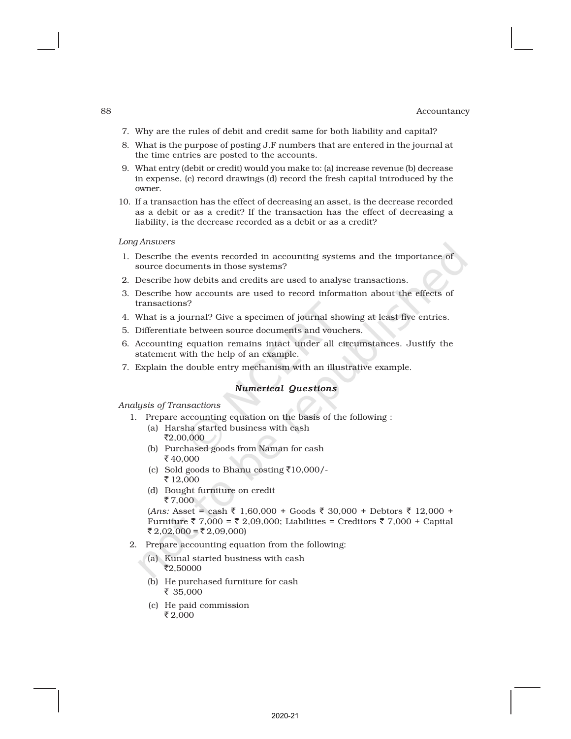7. Why are the rules of debit and credit same for both liability and capital?
8. What is the purpose of posting J.F numbers that are entered in the journal at the time entries are posted to the accounts.
9. What entry (debit or credit) would you make to: (a) increase revenue (b) decrease in expense, (c) record drawings (d) record the fresh capital introduced by the owner.
10. If a transaction has the effect of decreasing an asset, is the decrease recorded as a debit or as a credit? If the transaction has the effect of decreasing a liability, is the decrease recorded as a debit or as a credit?

*Long Answers*

1. Describe the events recorded in accounting systems and the importance of source documents in those systems?
2. Describe how debits and credits are used to analyse transactions.
3. Describe how accounts are used to record information about the effects of transactions?
4. What is a journal? Give a specimen of journal showing at least five entries.
5. Differentiate between source documents and vouchers.
6. Accounting equation remains intact under all circumstances. Justify the statement with the help of an example.
7. Explain the double entry mechanism with an illustrative example.

### *Numerical Questions*

*Analysis of Transactions*

1. Prepare accounting equation on the basis of the following :
   - (a) Harsha started business with cash ₹2,00,000
   - (b) Purchased goods from Naman for cash ₹ 40,000
   - (c) Sold goods to Bhanu costing ₹10,000/- ₹ 12,000
   - (d) Bought furniture on credit ₹ 7,000

   (*Ans:* Asset = cash ₹ 1,60,000 + Goods ₹ 30,000 + Debtors ₹ 12,000 + Furniture ₹ 7,000 = ₹ 2,09,000; Liabilities = Creditors ₹ 7,000 + Capital ₹ 2,02,000 = ₹ 2,09,000)

2. Prepare accounting equation from the following:
   - (a) Kunal started business with cash ₹2,50000
   - (b) He purchased furniture for cash ₹ 35,000
   - (c) He paid commission ₹ 2,000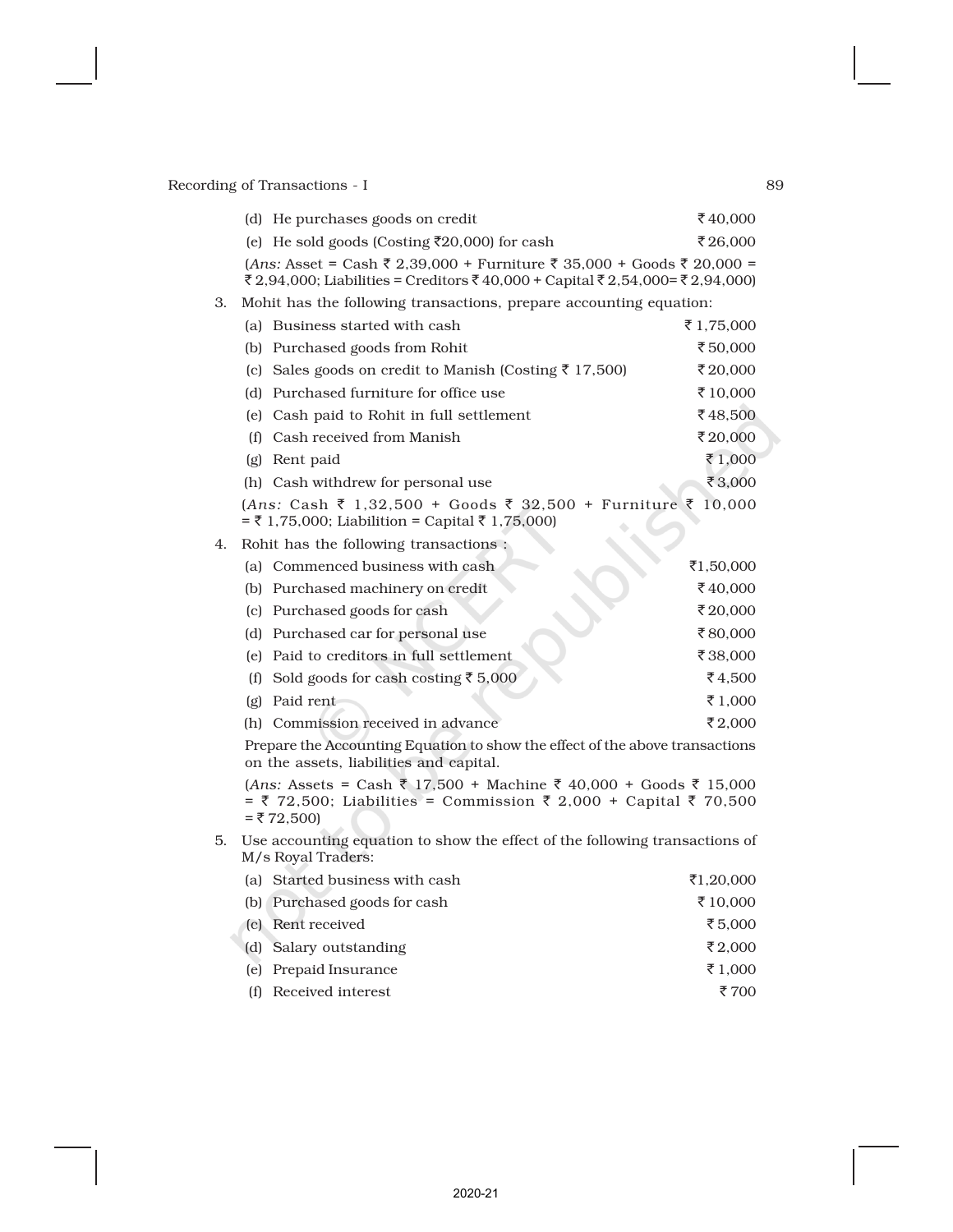| | | |
|---|---|---|
| (d) | He purchases goods on credit | ₹40,000 |
| (e) | He sold goods (Costing ₹20,000) for cash | ₹26,000 |

(*Ans:* Asset = Cash ₹ 2,39,000 + Furniture ₹ 35,000 + Goods ₹ 20,000 = ₹ 2,94,000; Liabilities = Creditors ₹ 40,000 + Capital ₹ 2,54,000 = ₹ 2,94,000)

3. Mohit has the following transactions, prepare accounting equation:

| | | |
|---|---|---|
| (a) | Business started with cash | ₹ 1,75,000 |
| (b) | Purchased goods from Rohit | ₹ 50,000 |
| (c) | Sales goods on credit to Manish (Costing ₹ 17,500) | ₹ 20,000 |
| (d) | Purchased furniture for office use | ₹ 10,000 |
| (e) | Cash paid to Rohit in full settlement | ₹ 48,500 |
| (f) | Cash received from Manish | ₹ 20,000 |
| (g) | Rent paid | ₹ 1,000 |
| (h) | Cash withdrew for personal use | ₹ 3,000 |

(*Ans:* Cash ₹ 1,32,500 + Goods ₹ 32,500 + Furniture ₹ 10,000 = ₹ 1,75,000; Liabilition = Capital ₹ 1,75,000)

4. Rohit has the following transactions :

| | | |
|---|---|---|
| (a) | Commenced business with cash | ₹1,50,000 |
| (b) | Purchased machinery on credit | ₹ 40,000 |
| (c) | Purchased goods for cash | ₹ 20,000 |
| (d) | Purchased car for personal use | ₹ 80,000 |
| (e) | Paid to creditors in full settlement | ₹ 38,000 |
| (f) | Sold goods for cash costing ₹ 5,000 | ₹ 4,500 |
| (g) | Paid rent | ₹ 1,000 |
| (h) | Commission received in advance | ₹ 2,000 |

Prepare the Accounting Equation to show the effect of the above transactions on the assets, liabilities and capital.

(*Ans:* Assets = Cash ₹ 17,500 + Machine ₹ 40,000 + Goods ₹ 15,000 = ₹ 72,500; Liabilities = Commission ₹ 2,000 + Capital ₹ 70,500 = ₹ 72,500)

5. Use accounting equation to show the effect of the following transactions of M/s Royal Traders:

| | | |
|---|---|---|
| (a) | Started business with cash | ₹1,20,000 |
| (b) | Purchased goods for cash | ₹ 10,000 |
| (c) | Rent received | ₹ 5,000 |
| (d) | Salary outstanding | ₹ 2,000 |
| (e) | Prepaid Insurance | ₹ 1,000 |
| (f) | Received interest | ₹ 700 |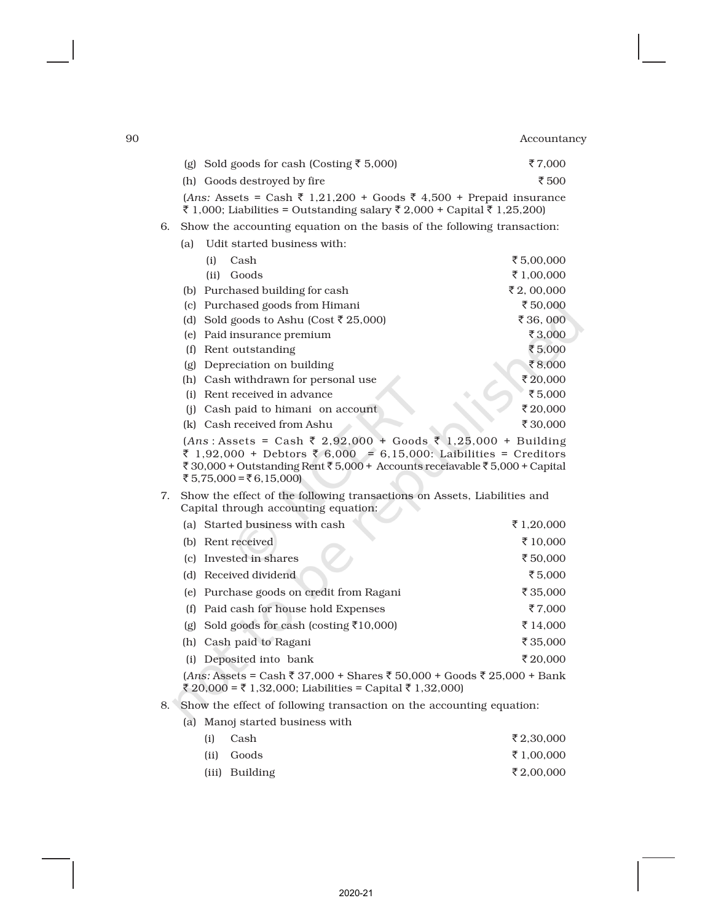(g) Sold goods for cash (Costing ₹ 5,000) ₹ 7,000

(h) Goods destroyed by fire ₹ 500

(*Ans:* Assets = Cash ₹ 1,21,200 + Goods ₹ 4,500 + Prepaid insurance ₹ 1,000; Liabilities = Outstanding salary ₹ 2,000 + Capital ₹ 1,25,200)

6. Show the accounting equation on the basis of the following transaction:

| | | |
|---|---|---|
| (a) | Udit started business with: | |
| | (i) Cash | ₹ 5,00,000 |
| | (ii) Goods | ₹ 1,00,000 |
| (b) | Purchased building for cash | ₹ 2, 00,000 |
| (c) | Purchased goods from Himani | ₹ 50,000 |
| (d) | Sold goods to Ashu (Cost ₹ 25,000) | ₹ 36, 000 |
| (e) | Paid insurance premium | ₹ 3,000 |
| (f) | Rent outstanding | ₹ 5,000 |
| (g) | Depreciation on building | ₹ 8,000 |
| (h) | Cash withdrawn for personal use | ₹ 20,000 |
| (i) | Rent received in advance | ₹ 5,000 |
| (j) | Cash paid to himani on account | ₹ 20,000 |
| (k) | Cash received from Ashu | ₹ 30,000 |

(*Ans* : Assets = Cash ₹ 2,92,000 + Goods ₹ 1,25,000 + Building ₹ 1,92,000 + Debtors ₹ 6,000 = 6,15,000: Laibilities = Creditors ₹ 30,000 + Outstanding Rent ₹ 5,000 + Accounts receaivable ₹ 5,000 + Capital ₹ 5,75,000 = ₹ 6,15,000)

7. Show the effect of the following transactions on Assets, Liabilities and Capital through accounting equation:

| | | |
|---|---|---|
| (a) | Started business with cash | ₹ 1,20,000 |
| (b) | Rent received | ₹ 10,000 |
| (c) | Invested in shares | ₹ 50,000 |
| (d) | Received dividend | ₹ 5,000 |
| (e) | Purchase goods on credit from Ragani | ₹ 35,000 |
| (f) | Paid cash for house hold Expenses | ₹ 7,000 |
| (g) | Sold goods for cash (costing ₹10,000) | ₹ 14,000 |
| (h) | Cash paid to Ragani | ₹ 35,000 |
| (i) | Deposited into bank | ₹ 20,000 |

(*Ans:* Assets = Cash ₹ 37,000 + Shares ₹ 50,000 + Goods ₹ 25,000 + Bank ₹ 20,000 = ₹ 1,32,000; Liabilities = Capital ₹ 1,32,000)

8. Show the effect of following transaction on the accounting equation:

| | | |
|---|---|---|
| (a) | Manoj started business with | |
| | (i) Cash | ₹ 2,30,000 |
| | (ii) Goods | ₹ 1,00,000 |
| | (iii) Building | ₹ 2,00,000 |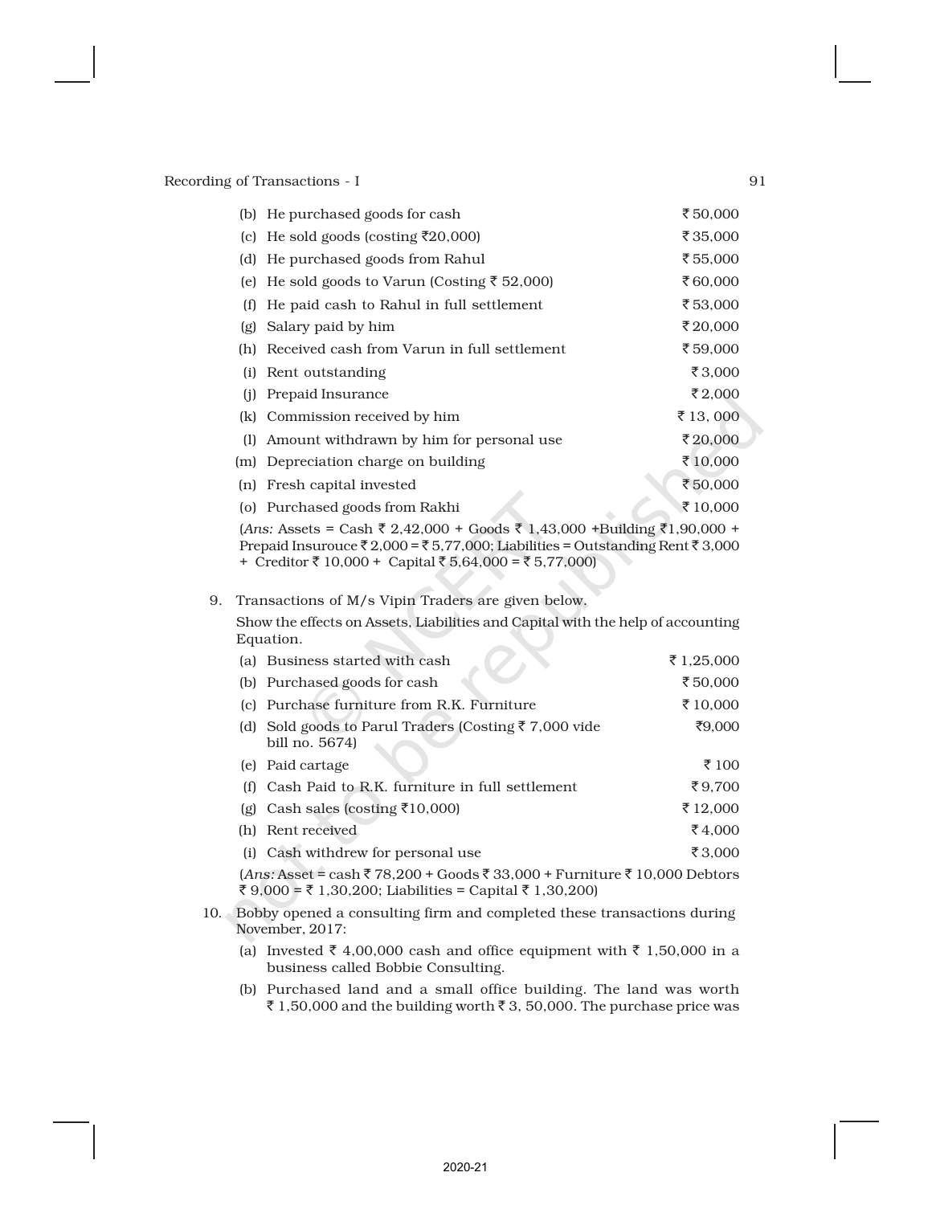(b) He purchased goods for cash ₹ 50,000

(c) He sold goods (costing ₹20,000) ₹ 35,000

(d) He purchased goods from Rahul ₹ 55,000

(e) He sold goods to Varun (Costing ₹ 52,000) ₹ 60,000

(f) He paid cash to Rahul in full settlement ₹ 53,000

(g) Salary paid by him ₹ 20,000

(h) Received cash from Varun in full settlement ₹ 59,000

(i) Rent outstanding ₹ 3,000

(j) Prepaid Insurance ₹ 2,000

(k) Commission received by him ₹ 13, 000

(l) Amount withdrawn by him for personal use ₹ 20,000

(m) Depreciation charge on building ₹ 10,000

(n) Fresh capital invested ₹ 50,000

(o) Purchased goods from Rakhi ₹ 10,000

(*Ans:* Assets = Cash ₹ 2,42,000 + Goods ₹ 1,43,000 +Building ₹1,90,000 + Prepaid Insurouce ₹ 2,000 = ₹ 5,77,000; Liabilities = Outstanding Rent ₹ 3,000 + Creditor ₹ 10,000 + Capital ₹ 5,64,000 = ₹ 5,77,000)

9. Transactions of M/s Vipin Traders are given below.

Show the effects on Assets, Liabilities and Capital with the help of accounting Equation.

(a) Business started with cash ₹ 1,25,000

(b) Purchased goods for cash ₹ 50,000

(c) Purchase furniture from R.K. Furniture ₹ 10,000

(d) Sold goods to Parul Traders (Costing ₹ 7,000 vide bill no. 5674) ₹9,000

(e) Paid cartage ₹ 100

(f) Cash Paid to R.K. furniture in full settlement ₹ 9,700

(g) Cash sales (costing ₹10,000) ₹ 12,000

(h) Rent received ₹ 4,000

(i) Cash withdrew for personal use ₹ 3,000

(*Ans:* Asset = cash ₹ 78,200 + Goods ₹ 33,000 + Furniture ₹ 10,000 Debtors ₹ 9,000 = ₹ 1,30,200; Liabilities = Capital ₹ 1,30,200)

10. Bobby opened a consulting firm and completed these transactions during November, 2017:

(a) Invested ₹ 4,00,000 cash and office equipment with ₹ 1,50,000 in a business called Bobbie Consulting.

(b) Purchased land and a small office building. The land was worth ₹ 1,50,000 and the building worth ₹ 3, 50,000. The purchase price was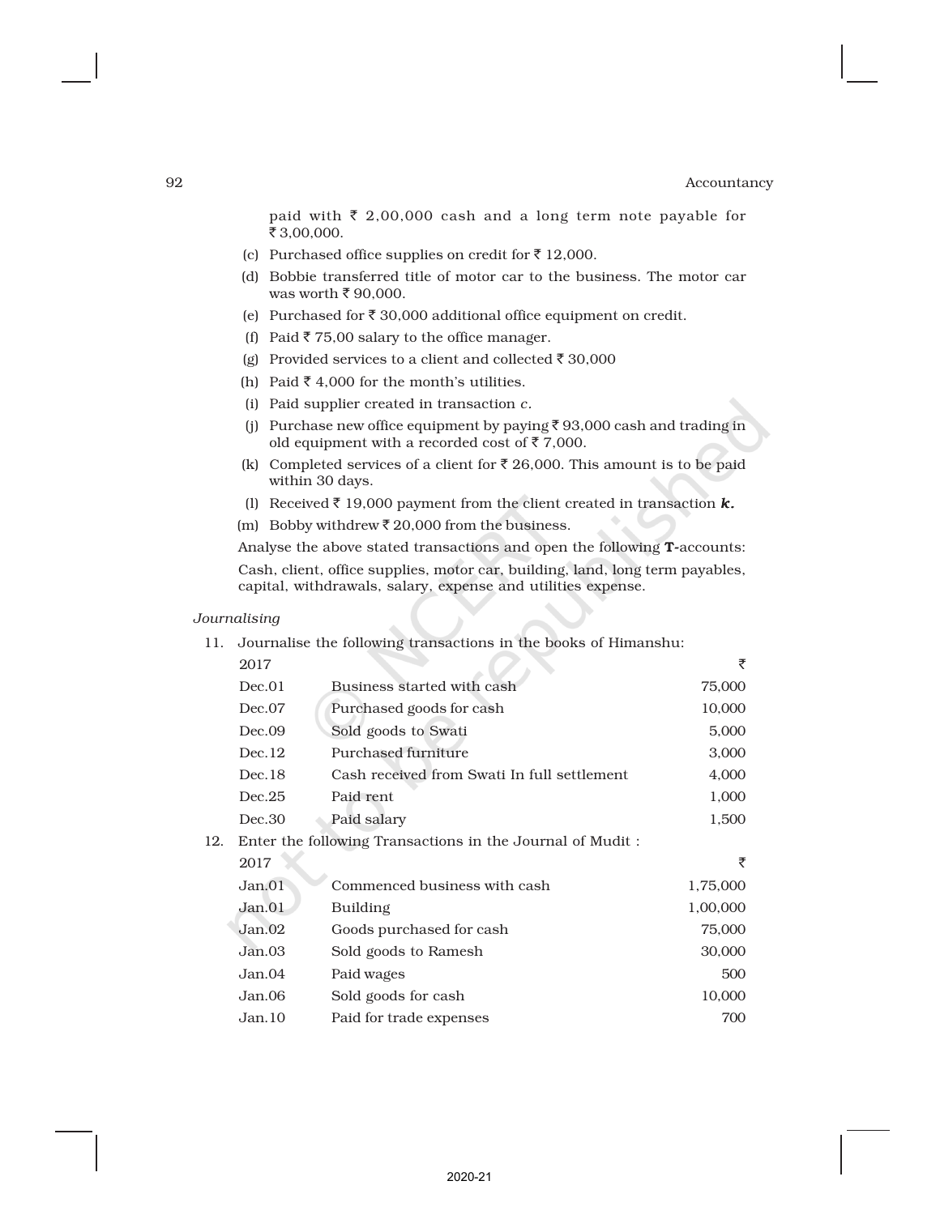paid with ₹ 2,00,000 cash and a long term note payable for ₹ 3,00,000.

(c) Purchased office supplies on credit for ₹ 12,000.

(d) Bobbie transferred title of motor car to the business. The motor car was worth ₹ 90,000.

(e) Purchased for ₹ 30,000 additional office equipment on credit.

(f) Paid ₹ 75,00 salary to the office manager.

(g) Provided services to a client and collected ₹ 30,000

(h) Paid ₹ 4,000 for the month's utilities.

(i) Paid supplier created in transaction *c*.

(j) Purchase new office equipment by paying ₹ 93,000 cash and trading in old equipment with a recorded cost of ₹ 7,000.

(k) Completed services of a client for ₹ 26,000. This amount is to be paid within 30 days.

(l) Received ₹ 19,000 payment from the client created in transaction ***k.***

(m) Bobby withdrew ₹ 20,000 from the business.

Analyse the above stated transactions and open the following **T-**accounts:

Cash, client, office supplies, motor car, building, land, long term payables, capital, withdrawals, salary, expense and utilities expense.

*Journalising*

11. Journalise the following transactions in the books of Himanshu:

| 2017 | | ₹ |
|---|---|---|
| Dec.01 | Business started with cash | 75,000 |
| Dec.07 | Purchased goods for cash | 10,000 |
| Dec.09 | Sold goods to Swati | 5,000 |
| Dec.12 | Purchased furniture | 3,000 |
| Dec.18 | Cash received from Swati In full settlement | 4,000 |
| Dec.25 | Paid rent | 1,000 |
| Dec.30 | Paid salary | 1,500 |

12. Enter the following Transactions in the Journal of Mudit :

| 2017 | | ₹ |
|---|---|---|
| Jan.01 | Commenced business with cash | 1,75,000 |
| Jan.01 | Building | 1,00,000 |
| Jan.02 | Goods purchased for cash | 75,000 |
| Jan.03 | Sold goods to Ramesh | 30,000 |
| Jan.04 | Paid wages | 500 |
| Jan.06 | Sold goods for cash | 10,000 |
| Jan.10 | Paid for trade expenses | 700 |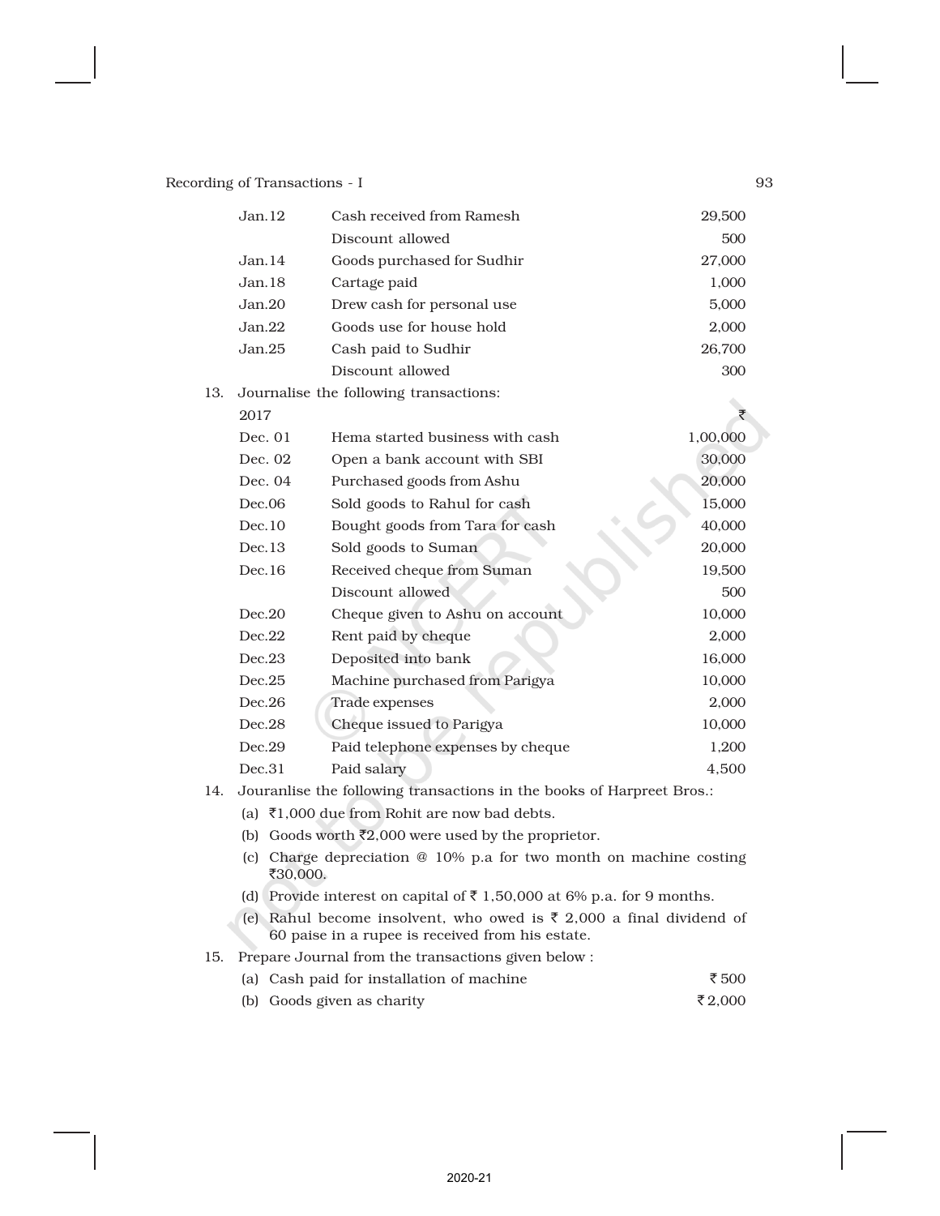| | | |
|---|---|---|
| Jan.12 | Cash received from Ramesh | 29,500 |
| | Discount allowed | 500 |
| Jan.14 | Goods purchased for Sudhir | 27,000 |
| Jan.18 | Cartage paid | 1,000 |
| Jan.20 | Drew cash for personal use | 5,000 |
| Jan.22 | Goods use for house hold | 2,000 |
| Jan.25 | Cash paid to Sudhir | 26,700 |
| | Discount allowed | 300 |

13. Journalise the following transactions:

| 2017 | | ₹ |
|---|---|---|
| Dec. 01 | Hema started business with cash | 1,00,000 |
| Dec. 02 | Open a bank account with SBI | 30,000 |
| Dec. 04 | Purchased goods from Ashu | 20,000 |
| Dec.06 | Sold goods to Rahul for cash | 15,000 |
| Dec.10 | Bought goods from Tara for cash | 40,000 |
| Dec.13 | Sold goods to Suman | 20,000 |
| Dec.16 | Received cheque from Suman | 19,500 |
| | Discount allowed | 500 |
| Dec.20 | Cheque given to Ashu on account | 10,000 |
| Dec.22 | Rent paid by cheque | 2,000 |
| Dec.23 | Deposited into bank | 16,000 |
| Dec.25 | Machine purchased from Parigya | 10,000 |
| Dec.26 | Trade expenses | 2,000 |
| Dec.28 | Cheque issued to Parigya | 10,000 |
| Dec.29 | Paid telephone expenses by cheque | 1,200 |
| Dec.31 | Paid salary | 4,500 |

14. Jouranlise the following transactions in the books of Harpreet Bros.:
    (a) ₹1,000 due from Rohit are now bad debts.
    (b) Goods worth ₹2,000 were used by the proprietor.
    (c) Charge depreciation @ 10% p.a for two month on machine costing ₹30,000.
    (d) Provide interest on capital of ₹ 1,50,000 at 6% p.a. for 9 months.
    (e) Rahul become insolvent, who owed is ₹ 2,000 a final dividend of 60 paise in a rupee is received from his estate.

15. Prepare Journal from the transactions given below :

| | |
|---|---|
| (a) Cash paid for installation of machine | ₹ 500 |
| (b) Goods given as charity | ₹ 2,000 |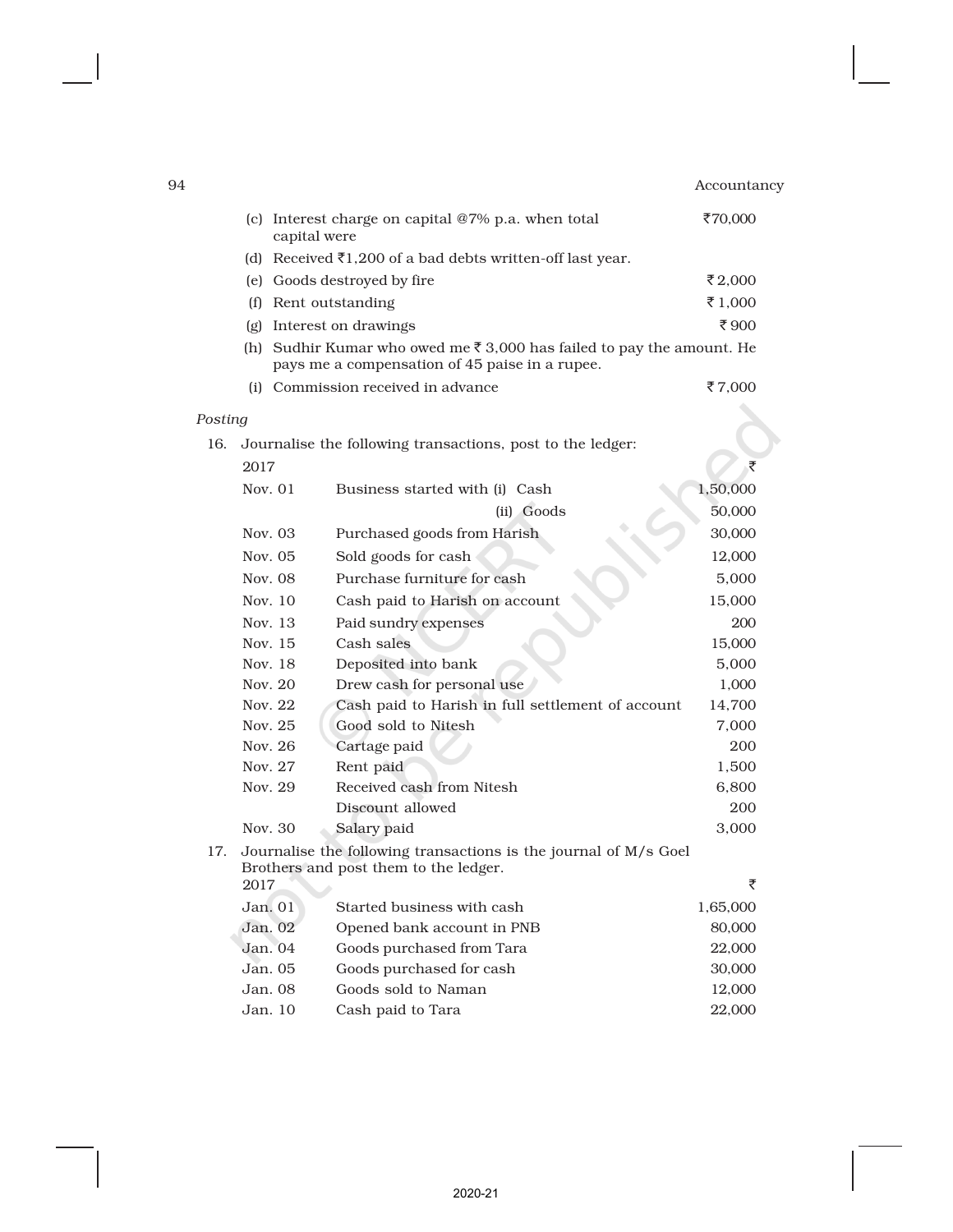(c) Interest charge on capital @7% p.a. when total capital were ₹70,000

(d) Received ₹1,200 of a bad debts written-off last year.

(e) Goods destroyed by fire ₹ 2,000

(f) Rent outstanding ₹ 1,000

(g) Interest on drawings ₹ 900

(h) Sudhir Kumar who owed me ₹ 3,000 has failed to pay the amount. He pays me a compensation of 45 paise in a rupee.

(i) Commission received in advance ₹ 7,000

*Posting*

16. Journalise the following transactions, post to the ledger:

| 2017 | | ₹ |
|---|---|---|
| Nov. 01 | Business started with (i) Cash | 1,50,000 |
| | (ii) Goods | 50,000 |
| Nov. 03 | Purchased goods from Harish | 30,000 |
| Nov. 05 | Sold goods for cash | 12,000 |
| Nov. 08 | Purchase furniture for cash | 5,000 |
| Nov. 10 | Cash paid to Harish on account | 15,000 |
| Nov. 13 | Paid sundry expenses | 200 |
| Nov. 15 | Cash sales | 15,000 |
| Nov. 18 | Deposited into bank | 5,000 |
| Nov. 20 | Drew cash for personal use | 1,000 |
| Nov. 22 | Cash paid to Harish in full settlement of account | 14,700 |
| Nov. 25 | Good sold to Nitesh | 7,000 |
| Nov. 26 | Cartage paid | 200 |
| Nov. 27 | Rent paid | 1,500 |
| Nov. 29 | Received cash from Nitesh | 6,800 |
| | Discount allowed | 200 |
| Nov. 30 | Salary paid | 3,000 |

17. Journalise the following transactions is the journal of M/s Goel Brothers and post them to the ledger.

| 2017 | | ₹ |
|---|---|---|
| Jan. 01 | Started business with cash | 1,65,000 |
| Jan. 02 | Opened bank account in PNB | 80,000 |
| Jan. 04 | Goods purchased from Tara | 22,000 |
| Jan. 05 | Goods purchased for cash | 30,000 |
| Jan. 08 | Goods sold to Naman | 12,000 |
| Jan. 10 | Cash paid to Tara | 22,000 |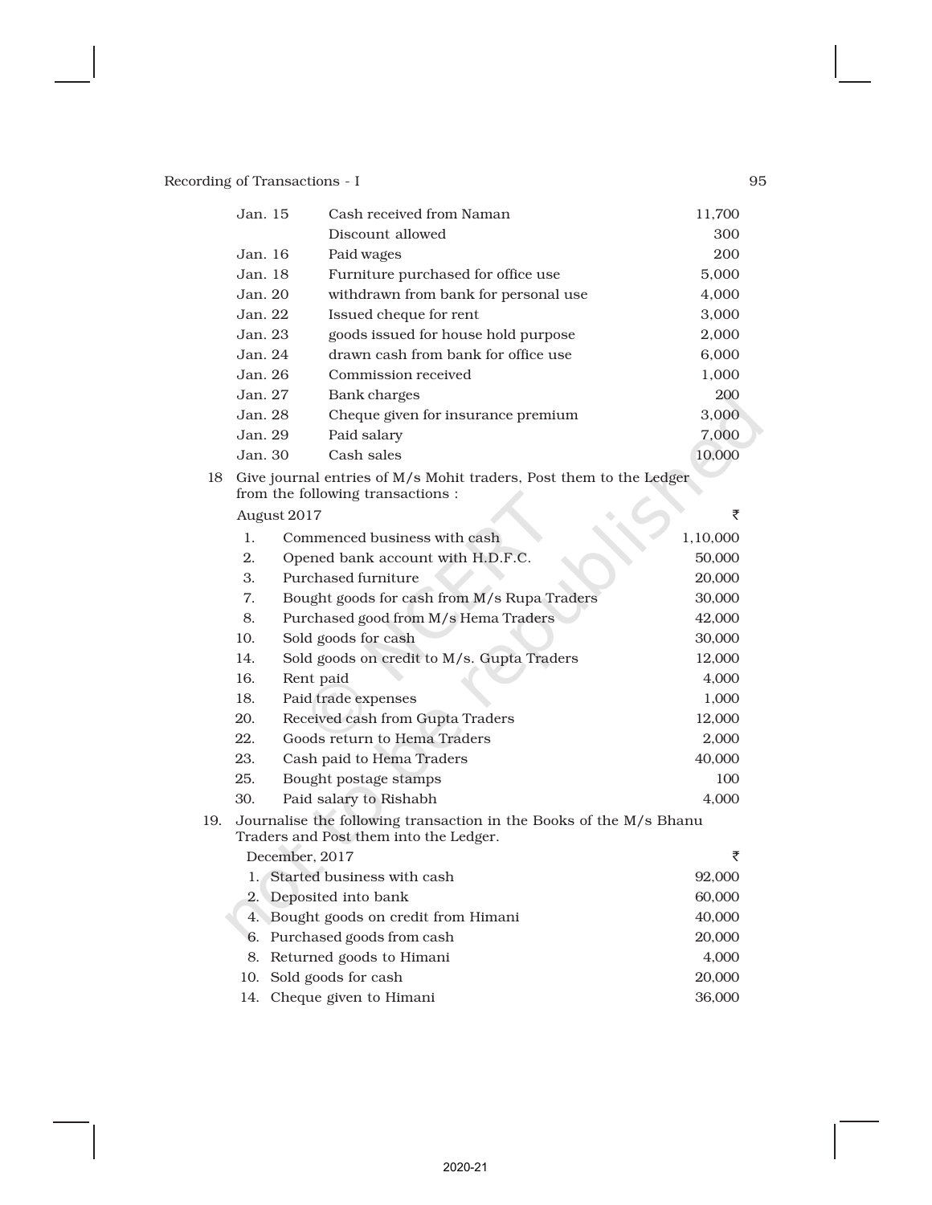| | | |
|---|---|---|
| Jan. 15 | Cash received from Naman | 11,700 |
| | Discount allowed | 300 |
| Jan. 16 | Paid wages | 200 |
| Jan. 18 | Furniture purchased for office use | 5,000 |
| Jan. 20 | withdrawn from bank for personal use | 4,000 |
| Jan. 22 | Issued cheque for rent | 3,000 |
| Jan. 23 | goods issued for house hold purpose | 2,000 |
| Jan. 24 | drawn cash from bank for office use | 6,000 |
| Jan. 26 | Commission received | 1,000 |
| Jan. 27 | Bank charges | 200 |
| Jan. 28 | Cheque given for insurance premium | 3,000 |
| Jan. 29 | Paid salary | 7,000 |
| Jan. 30 | Cash sales | 10,000 |

18 Give journal entries of M/s Mohit traders, Post them to the Ledger from the following transactions :

| August 2017 | | ₹ |
|---|---|---|
| 1. | Commenced business with cash | 1,10,000 |
| 2. | Opened bank account with H.D.F.C. | 50,000 |
| 3. | Purchased furniture | 20,000 |
| 7. | Bought goods for cash from M/s Rupa Traders | 30,000 |
| 8. | Purchased good from M/s Hema Traders | 42,000 |
| 10. | Sold goods for cash | 30,000 |
| 14. | Sold goods on credit to M/s. Gupta Traders | 12,000 |
| 16. | Rent paid | 4,000 |
| 18. | Paid trade expenses | 1,000 |
| 20. | Received cash from Gupta Traders | 12,000 |
| 22. | Goods return to Hema Traders | 2,000 |
| 23. | Cash paid to Hema Traders | 40,000 |
| 25. | Bought postage stamps | 100 |
| 30. | Paid salary to Rishabh | 4,000 |

19. Journalise the following transaction in the Books of the M/s Bhanu Traders and Post them into the Ledger.

| December, 2017 | | ₹ |
|---|---|---|
| 1. | Started business with cash | 92,000 |
| 2. | Deposited into bank | 60,000 |
| 4. | Bought goods on credit from Himani | 40,000 |
| 6. | Purchased goods from cash | 20,000 |
| 8. | Returned goods to Himani | 4,000 |
| 10. | Sold goods for cash | 20,000 |
| 14. | Cheque given to Himani | 36,000 |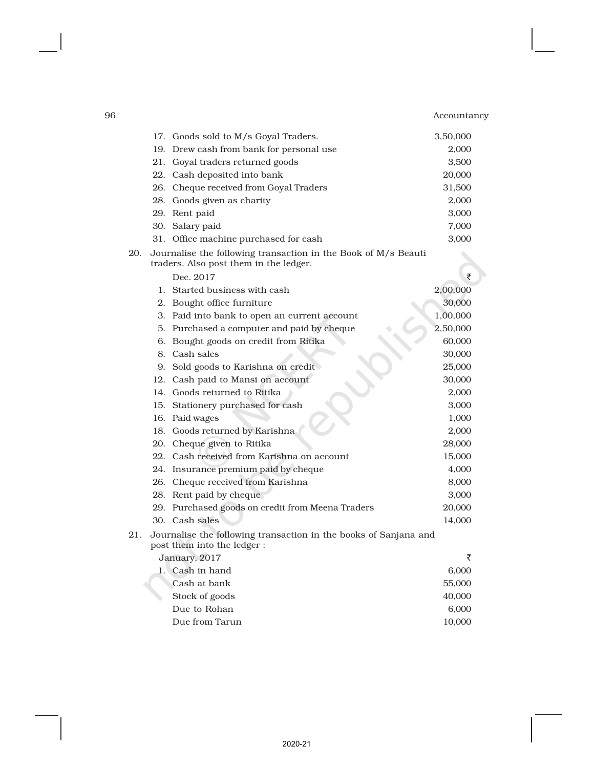| | | |
|---|---|---|
| 17. | Goods sold to M/s Goyal Traders. | 3,50,000 |
| 19. | Drew cash from bank for personal use | 2,000 |
| 21. | Goyal traders returned goods | 3,500 |
| 22. | Cash deposited into bank | 20,000 |
| 26. | Cheque received from Goyal Traders | 31,500 |
| 28. | Goods given as charity | 2,000 |
| 29. | Rent paid | 3,000 |
| 30. | Salary paid | 7,000 |
| 31. | Office machine purchased for cash | 3,000 |

20. Journalise the following transaction in the Book of M/s Beauti traders. Also post them in the ledger.

| Dec. 2017 | | ₹ |
|---|---|---|
| 1. | Started business with cash | 2,00,000 |
| 2. | Bought office furniture | 30,000 |
| 3. | Paid into bank to open an current account | 1,00,000 |
| 5. | Purchased a computer and paid by cheque | 2,50,000 |
| 6. | Bought goods on credit from Ritika | 60,000 |
| 8. | Cash sales | 30,000 |
| 9. | Sold goods to Karishna on credit | 25,000 |
| 12. | Cash paid to Mansi on account | 30,000 |
| 14. | Goods returned to Ritika | 2,000 |
| 15. | Stationery purchased for cash | 3,000 |
| 16. | Paid wages | 1,000 |
| 18. | Goods returned by Karishna | 2,000 |
| 20. | Cheque given to Ritika | 28,000 |
| 22. | Cash received from Karishna on account | 15,000 |
| 24. | Insurance premium paid by cheque | 4,000 |
| 26. | Cheque received from Karishna | 8,000 |
| 28. | Rent paid by cheque | 3,000 |
| 29. | Purchased goods on credit from Meena Traders | 20,000 |
| 30. | Cash sales | 14,000 |

21. Journalise the following transaction in the books of Sanjana and post them into the ledger :

| January, 2017 | | ₹ |
|---|---|---|
| 1. | Cash in hand | 6,000 |
| | Cash at bank | 55,000 |
| | Stock of goods | 40,000 |
| | Due to Rohan | 6,000 |
| | Due from Tarun | 10,000 |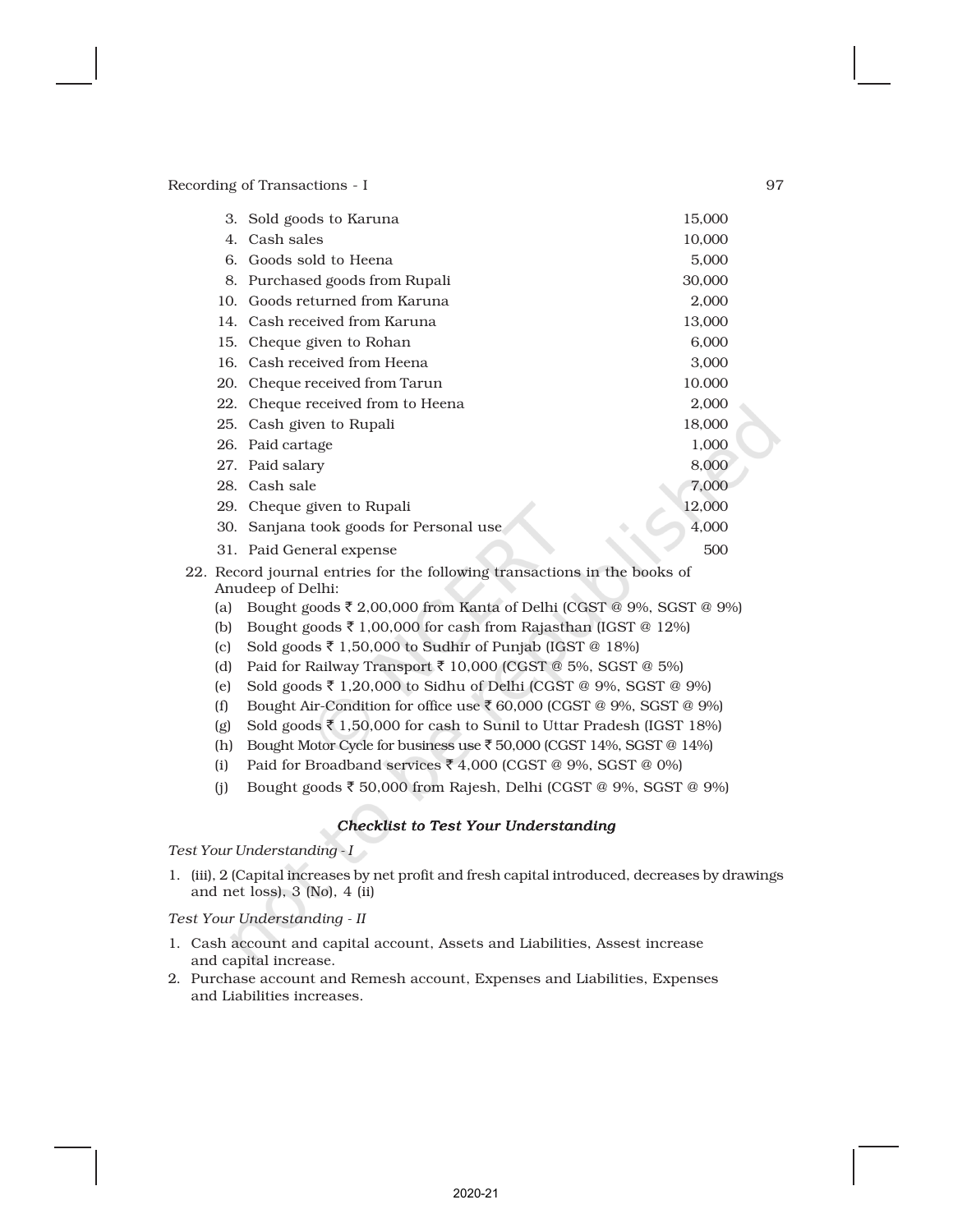| | | |
|---|---|---|
| 3. | Sold goods to Karuna | 15,000 |
| 4. | Cash sales | 10,000 |
| 6. | Goods sold to Heena | 5,000 |
| 8. | Purchased goods from Rupali | 30,000 |
| 10. | Goods returned from Karuna | 2,000 |
| 14. | Cash received from Karuna | 13,000 |
| 15. | Cheque given to Rohan | 6,000 |
| 16. | Cash received from Heena | 3,000 |
| 20. | Cheque received from Tarun | 10.000 |
| 22. | Cheque received from to Heena | 2,000 |
| 25. | Cash given to Rupali | 18,000 |
| 26. | Paid cartage | 1,000 |
| 27. | Paid salary | 8,000 |
| 28. | Cash sale | 7,000 |
| 29. | Cheque given to Rupali | 12,000 |
| 30. | Sanjana took goods for Personal use | 4,000 |
| 31. | Paid General expense | 500 |

22. Record journal entries for the following transactions in the books of Anudeep of Delhi:
    (a) Bought goods ₹ 2,00,000 from Kanta of Delhi (CGST @ 9%, SGST @ 9%)
    (b) Bought goods ₹ 1,00,000 for cash from Rajasthan (IGST @ 12%)
    (c) Sold goods ₹ 1,50,000 to Sudhir of Punjab (IGST @ 18%)
    (d) Paid for Railway Transport ₹ 10,000 (CGST @ 5%, SGST @ 5%)
    (e) Sold goods ₹ 1,20,000 to Sidhu of Delhi (CGST @ 9%, SGST @ 9%)
    (f) Bought Air-Condition for office use ₹ 60,000 (CGST @ 9%, SGST @ 9%)
    (g) Sold goods ₹ 1,50,000 for cash to Sunil to Uttar Pradesh (IGST 18%)
    (h) Bought Motor Cycle for business use ₹ 50,000 (CGST 14%, SGST @ 14%)
    (i) Paid for Broadband services ₹ 4,000 (CGST @ 9%, SGST @ 0%)
    (j) Bought goods ₹ 50,000 from Rajesh, Delhi (CGST @ 9%, SGST @ 9%)

### *Checklist to Test Your Understanding*

*Test Your Understanding - I*

1. (iii), 2 (Capital increases by net profit and fresh capital introduced, decreases by drawings and net loss), 3 (No), 4 (ii)

*Test Your Understanding - II*

1. Cash account and capital account, Assets and Liabilities, Assest increase and capital increase.
2. Purchase account and Remesh account, Expenses and Liabilities, Expenses and Liabilities increases.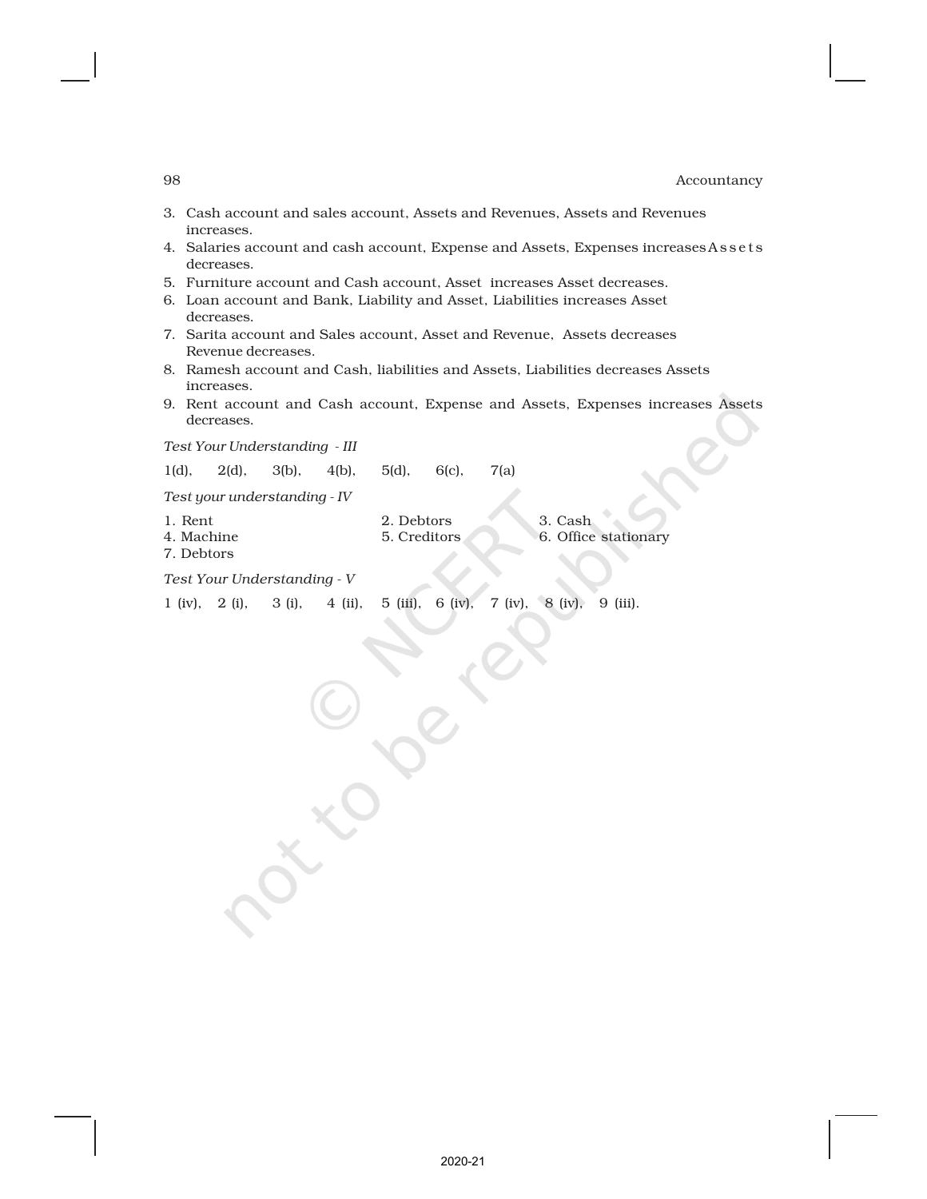3. Cash account and sales account, Assets and Revenues, Assets and Revenues increases.
4. Salaries account and cash account, Expense and Assets, Expenses increases Assets decreases.
5. Furniture account and Cash account, Asset increases Asset decreases.
6. Loan account and Bank, Liability and Asset, Liabilities increases Asset decreases.
7. Sarita account and Sales account, Asset and Revenue, Assets decreases Revenue decreases.
8. Ramesh account and Cash, liabilities and Assets, Liabilities decreases Assets increases.
9. Rent account and Cash account, Expense and Assets, Expenses increases Assets decreases.

*Test Your Understanding - III*

1(d), 2(d), 3(b), 4(b), 5(d), 6(c), 7(a)

*Test your understanding - IV*

1. Rent
2. Debtors
3. Cash
4. Machine
5. Creditors
6. Office stationary
7. Debtors

*Test Your Understanding - V*

1 (iv), 2 (i), 3 (i), 4 (ii), 5 (iii), 6 (iv), 7 (iv), 8 (iv), 9 (iii).